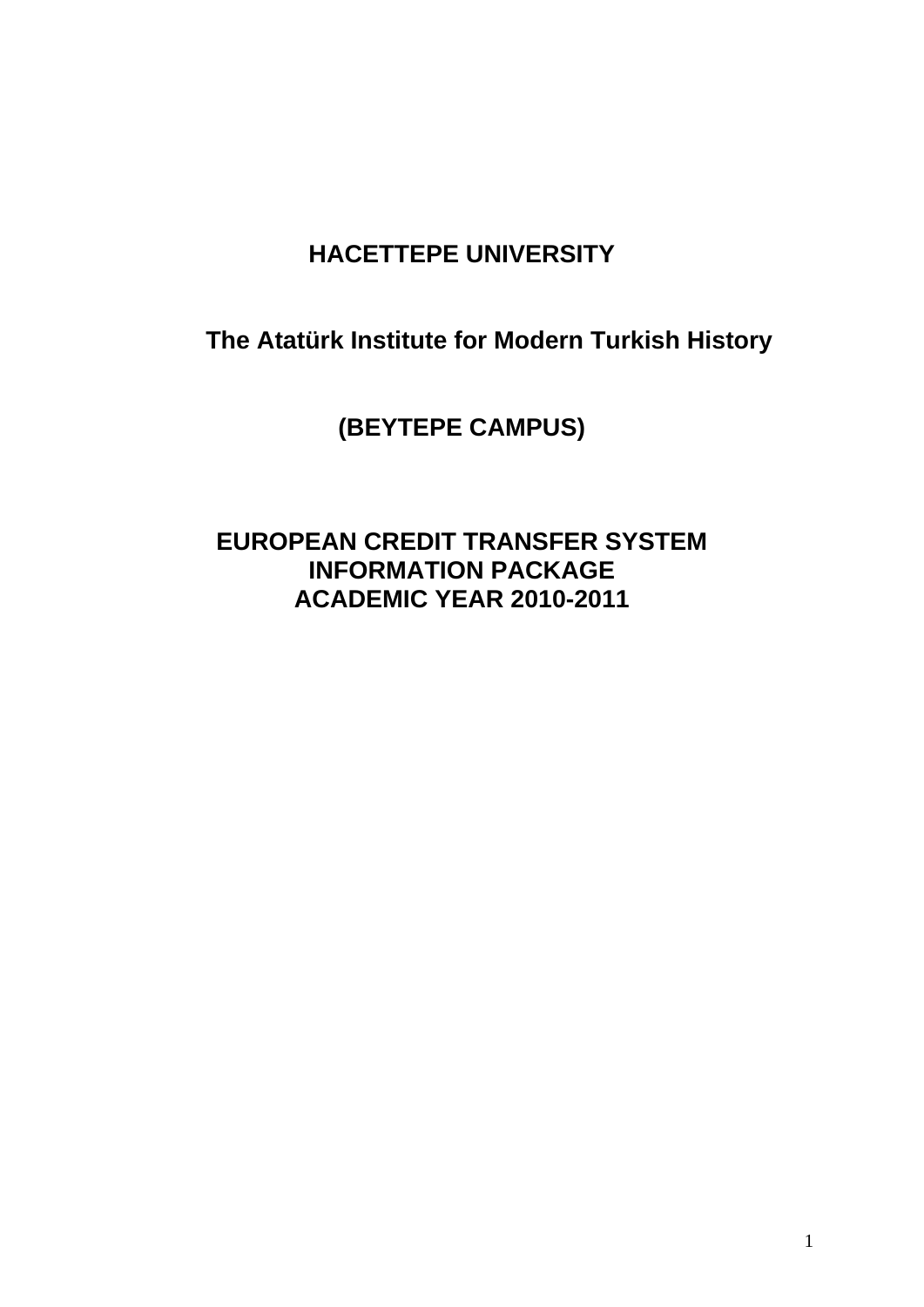# HACETTEPE UNIVERSITY

## The Atatürk Institute for Modern Turkish History

## (BEYTEPE CAMPUS)

## EUROPEAN CREDIT TRANSFER SYSTEM INFORMATION PACKAGE ACADEMIC YEAR 2010-2011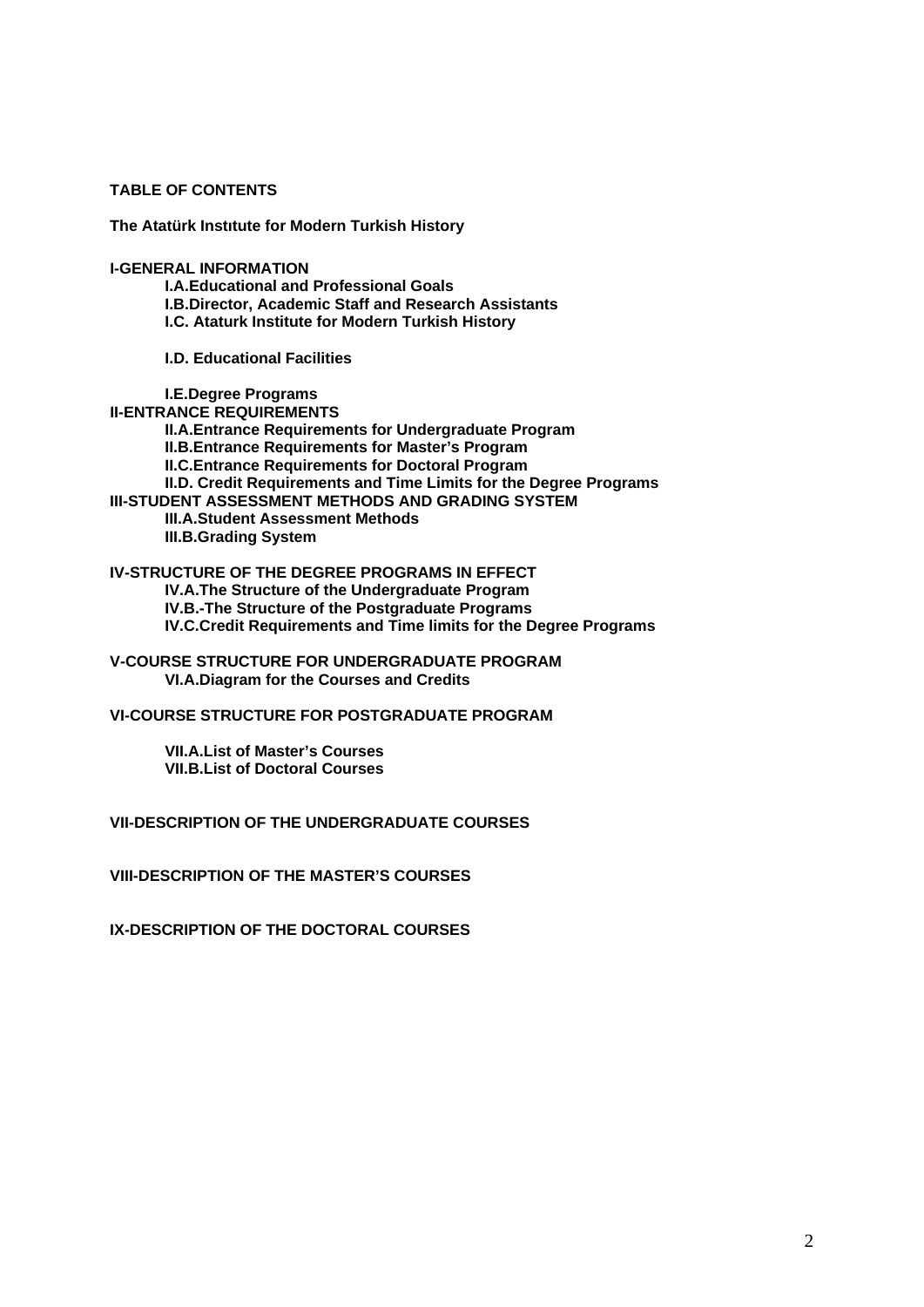**TABLE OF CONTENTS**

**The Atatürk Instıtute for Modern Turkish History**

**I-GENERAL INFORMATION**

- **I.A.Educational and Professional Goals**
- **I.B.Director, Academic Staff and Research Assistants**
- **I.C. Ataturk Institute for Modern Turkish History**
- **I.D. Educational Facilities**
- **I.E.Degree Programs**

**II-ENTRANCE REQUIREMENTS**

- **II.A.Entrance Requirements for Undergraduate Program**
- **II.B.Entrance Requirements for Master's Program**
- **II.C.Entrance Requirements for Doctoral Program**
- **II.D. Credit Requirements and Time Limits for the Degree Programs**

**III-STUDENT ASSESSMENT METHODS AND GRADING SYSTEM**

- **III.A.Student Assessment Methods**
- **III.B.Grading System**

**IV-STRUCTURE OF THE DEGREE PROGRAMS IN EFFECT**

- **IV.A.The Structure of the Undergraduate Program**
- **IV.B.-The Structure of the Postgraduate Programs**
- **IV.C.Credit Requirements and Time limits for the Degree Programs**

**V-COURSE STRUCTURE FOR UNDERGRADUATE PROGRAM**

- **VI.A.Diagram for the Courses and Credits**

**VI-COURSE STRUCTURE FOR POSTGRADUATE PROGRAM**

- **VII.A.List of Master's Courses**
- **VII.B.List of Doctoral Courses**

**VII-DESCRIPTION OF THE UNDERGRADUATE COURSES**

**VIII-DESCRIPTION OF THE MASTER'S COURSES**

**IX-DESCRIPTION OF THE DOCTORAL COURSES**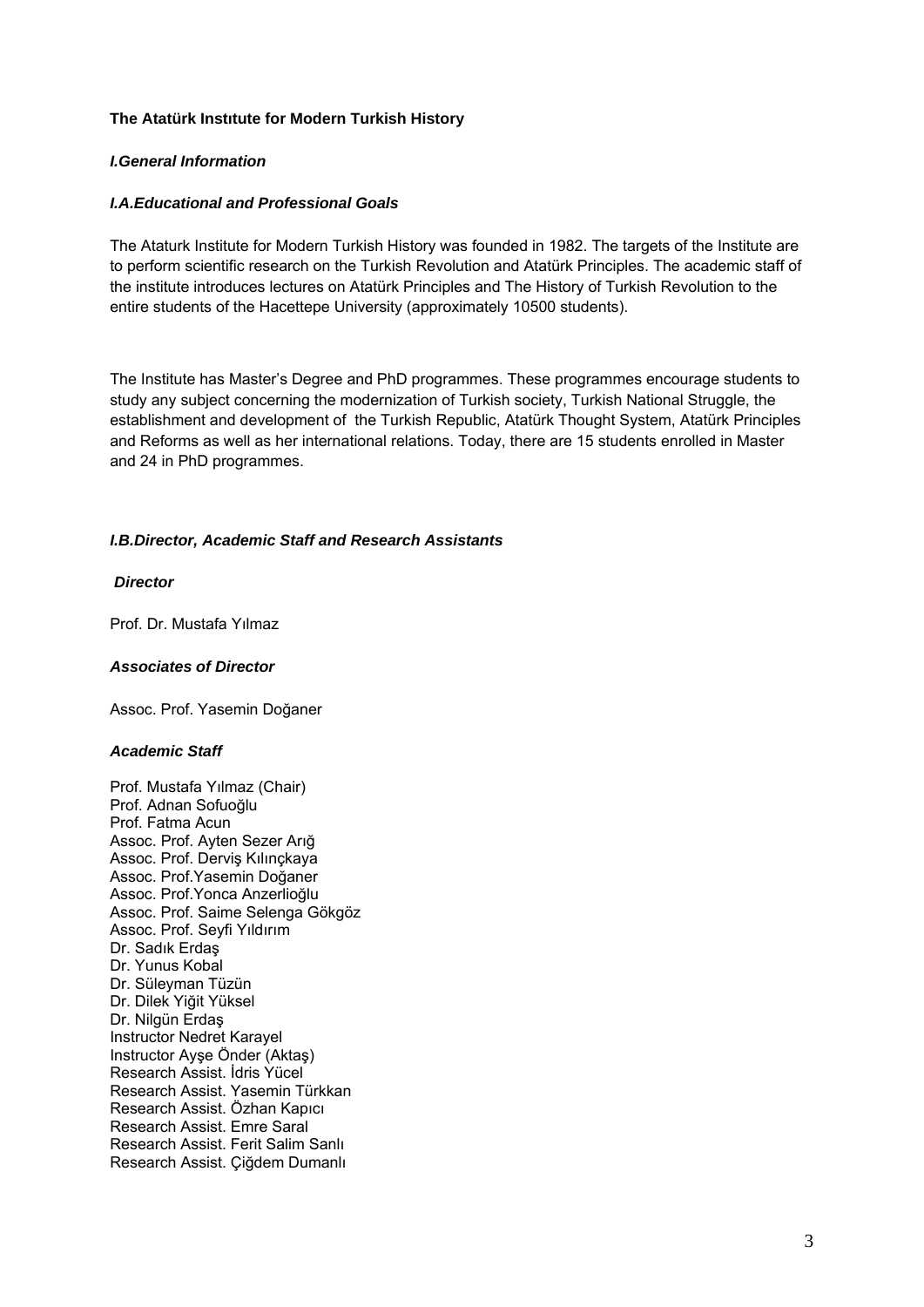**The Atatürk Instıtute for Modern Turkish History**

***I.General Information***

***I.A.Educational and Professional Goals***

The Ataturk Institute for Modern Turkish History was founded in 1982. The targets of the Institute are to perform scientific research on the Turkish Revolution and Atatürk Principles. The academic staff of the institute introduces lectures on Atatürk Principles and The History of Turkish Revolution to the entire students of the Hacettepe University (approximately 10500 students).

The Institute has Master's Degree and PhD programmes. These programmes encourage students to study any subject concerning the modernization of Turkish society, Turkish National Struggle, the establishment and development of the Turkish Republic, Atatürk Thought System, Atatürk Principles and Reforms as well as her international relations. Today, there are 15 students enrolled in Master and 24 in PhD programmes.

***I.B.Director, Academic Staff and Research Assistants***

***Director***

Prof. Dr. Mustafa Yılmaz

***Associates of Director***

Assoc. Prof. Yasemin Doğaner

***Academic Staff***

Prof. Mustafa Yılmaz (Chair)
Prof. Adnan Sofuoğlu
Prof. Fatma Acun
Assoc. Prof. Ayten Sezer Arığ
Assoc. Prof. Derviş Kılınçkaya
Assoc. Prof.Yasemin Doğaner
Assoc. Prof.Yonca Anzerlioğlu
Assoc. Prof. Saime Selenga Gökgöz
Assoc. Prof. Seyfi Yıldırım
Dr. Sadık Erdaş
Dr. Yunus Kobal
Dr. Süleyman Tüzün
Dr. Dilek Yiğit Yüksel
Dr. Nilgün Erdaş
Instructor Nedret Karayel
Instructor Ayşe Önder (Aktaş)
Research Assist. İdris Yücel
Research Assist. Yasemin Türkkan
Research Assist. Özhan Kapıcı
Research Assist. Emre Saral
Research Assist. Ferit Salim Sanlı
Research Assist. Çiğdem Dumanlı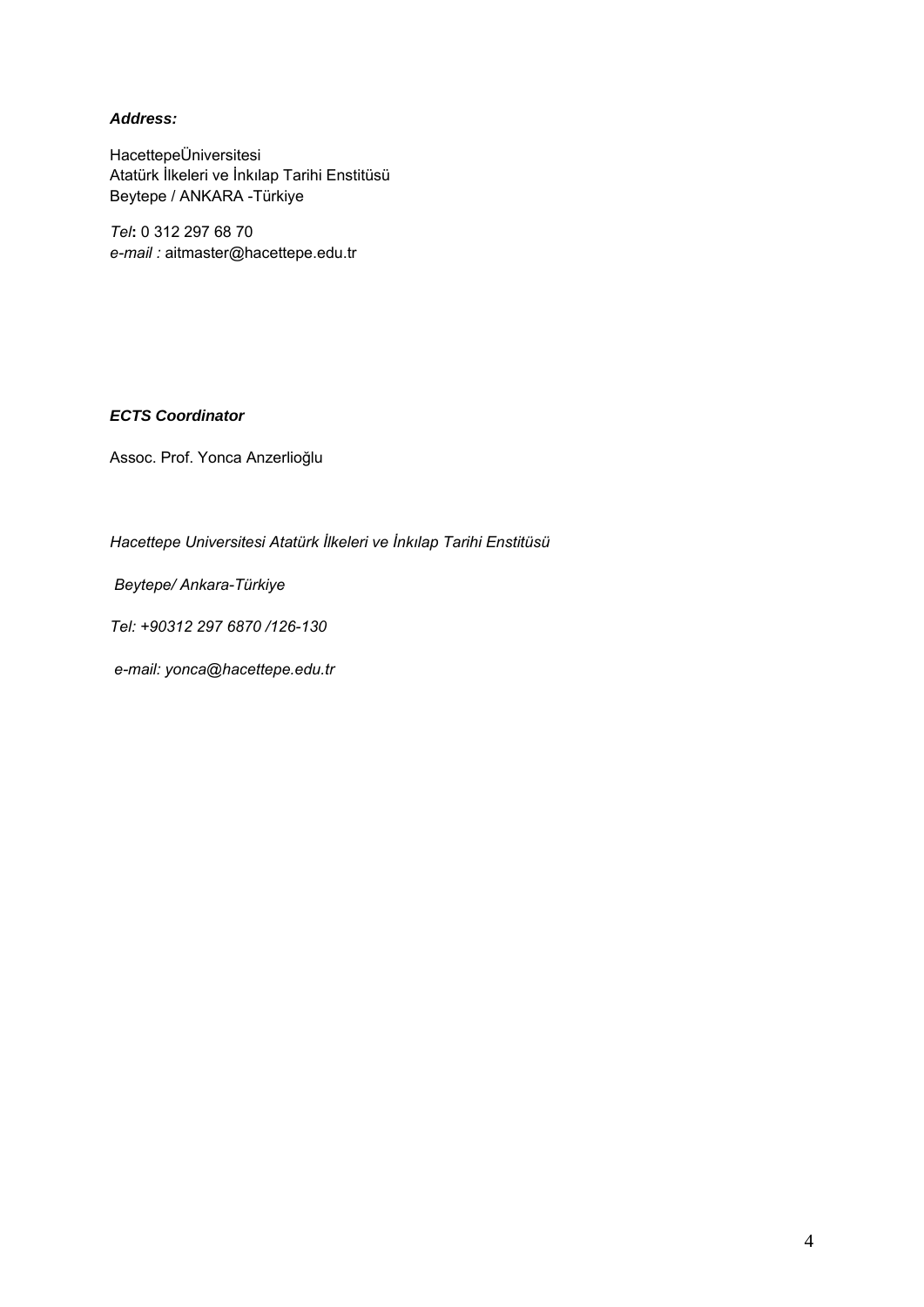***Address:***

HacettepeÜniversitesi  
Atatürk İlkeleri ve İnkılap Tarihi Enstitüsü  
Beytepe / ANKARA -Türkiye

*Tel***:** 0 312 297 68 70  
*e-mail :* aitmaster@hacettepe.edu.tr

***ECTS Coordinator***

Assoc. Prof. Yonca Anzerlioğlu

*Hacettepe Universitesi Atatürk İlkeleri ve İnkılap Tarihi Enstitüsü*

*Beytepe/ Ankara-Türkiye*

*Tel: +90312 297 6870 /126-130*

*e-mail: yonca@hacettepe.edu.tr*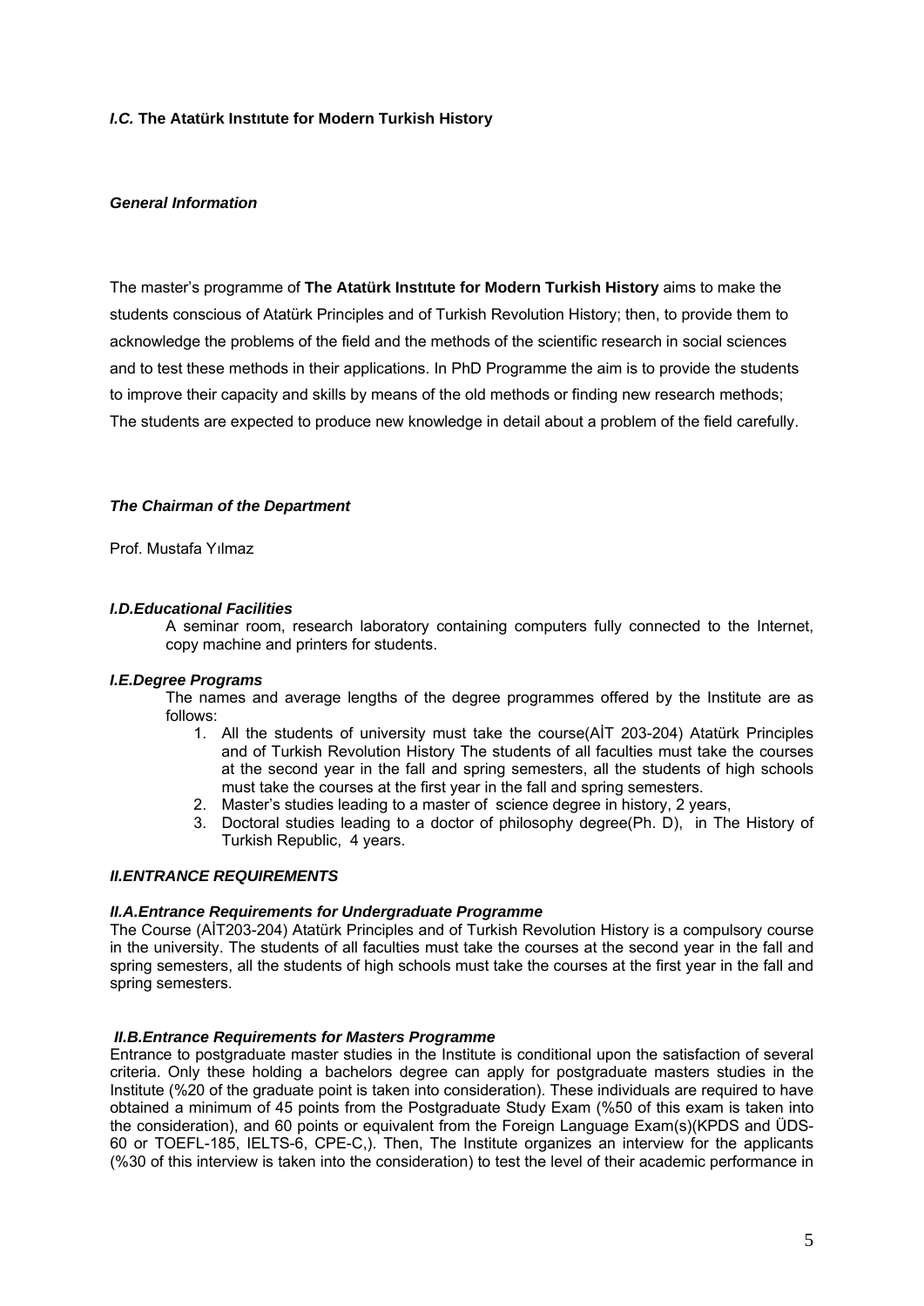### *I.C.* The Atatürk Instıtute for Modern Turkish History

***General Information***

The master's programme of **The Atatürk Instıtute for Modern Turkish History** aims to make the students conscious of Atatürk Principles and of Turkish Revolution History; then, to provide them to acknowledge the problems of the field and the methods of the scientific research in social sciences and to test these methods in their applications. In PhD Programme the aim is to provide the students to improve their capacity and skills by means of the old methods or finding new research methods; The students are expected to produce new knowledge in detail about a problem of the field carefully.

***The Chairman of the Department***

Prof. Mustafa Yılmaz

***I.D.Educational Facilities***

A seminar room, research laboratory containing computers fully connected to the Internet, copy machine and printers for students.

***I.E.Degree Programs***

The names and average lengths of the degree programmes offered by the Institute are as follows:

1. All the students of university must take the course(AİT 203-204) Atatürk Principles and of Turkish Revolution History The students of all faculties must take the courses at the second year in the fall and spring semesters, all the students of high schools must take the courses at the first year in the fall and spring semesters.
2. Master's studies leading to a master of science degree in history, 2 years,
3. Doctoral studies leading to a doctor of philosophy degree(Ph. D), in The History of Turkish Republic, 4 years.

***II.ENTRANCE REQUIREMENTS***

***II.A.Entrance Requirements for Undergraduate Programme***

The Course (AİT203-204) Atatürk Principles and of Turkish Revolution History is a compulsory course in the university. The students of all faculties must take the courses at the second year in the fall and spring semesters, all the students of high schools must take the courses at the first year in the fall and spring semesters.

***II.B.Entrance Requirements for Masters Programme***

Entrance to postgraduate master studies in the Institute is conditional upon the satisfaction of several criteria. Only these holding a bachelors degree can apply for postgraduate masters studies in the Institute (%20 of the graduate point is taken into consideration). These individuals are required to have obtained a minimum of 45 points from the Postgraduate Study Exam (%50 of this exam is taken into the consideration), and 60 points or equivalent from the Foreign Language Exam(s)(KPDS and ÜDS-60 or TOEFL-185, IELTS-6, CPE-C,). Then, The Institute organizes an interview for the applicants (%30 of this interview is taken into the consideration) to test the level of their academic performance in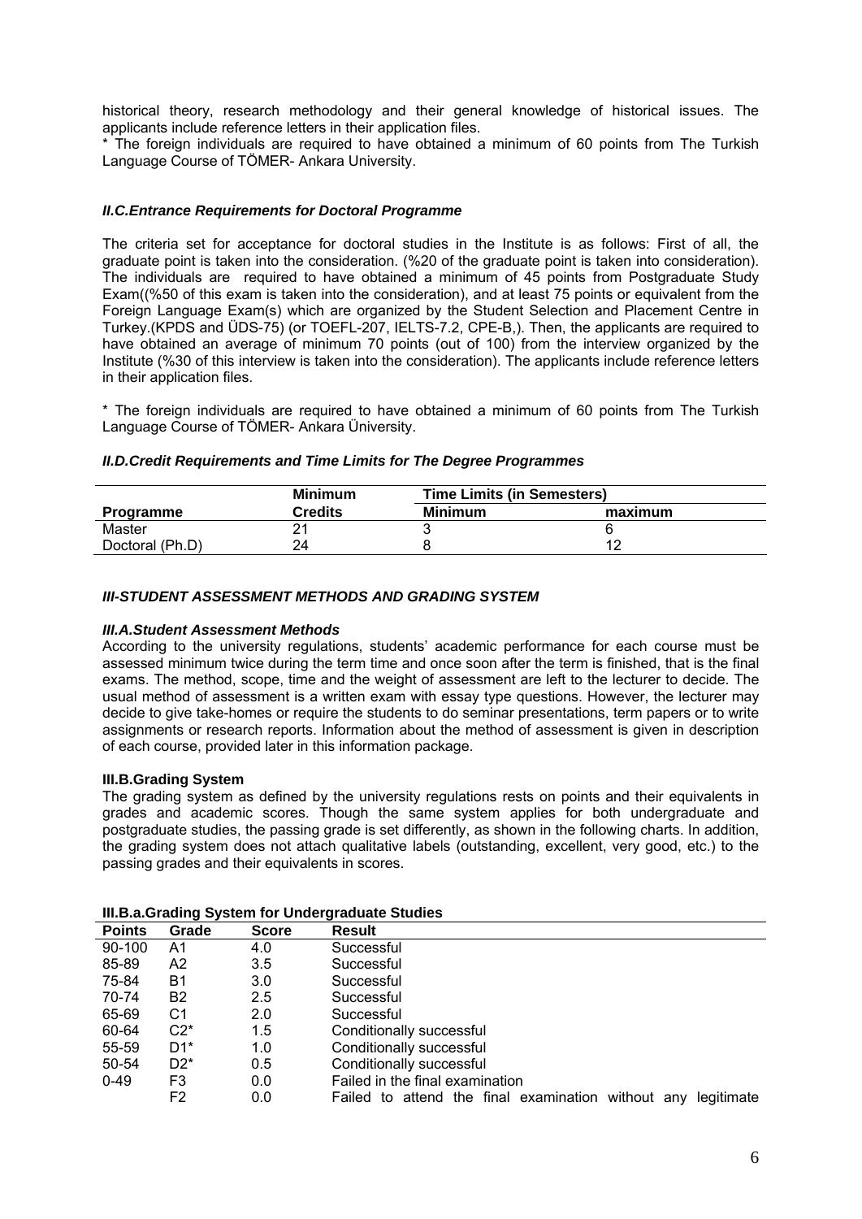historical theory, research methodology and their general knowledge of historical issues. The applicants include reference letters in their application files.

* The foreign individuals are required to have obtained a minimum of 60 points from The Turkish Language Course of TÖMER- Ankara University.

### *II.C.Entrance Requirements for Doctoral Programme*

The criteria set for acceptance for doctoral studies in the Institute is as follows: First of all, the graduate point is taken into the consideration. (%20 of the graduate point is taken into consideration). The individuals are required to have obtained a minimum of 45 points from Postgraduate Study Exam((%50 of this exam is taken into the consideration), and at least 75 points or equivalent from the Foreign Language Exam(s) which are organized by the Student Selection and Placement Centre in Turkey.(KPDS and ÜDS-75) (or TOEFL-207, IELTS-7.2, CPE-B,). Then, the applicants are required to have obtained an average of minimum 70 points (out of 100) from the interview organized by the Institute (%30 of this interview is taken into the consideration). The applicants include reference letters in their application files.

* The foreign individuals are required to have obtained a minimum of 60 points from The Turkish Language Course of TÖMER- Ankara Ünversity.

### *II.D.Credit Requirements and Time Limits for The Degree Programmes*

| Programme | Minimum Credits | Time Limits (in Semesters) | |
|---|---|---|---|
| | | Minimum | maximum |
| Master | 21 | 3 | 6 |
| Doctoral (Ph.D) | 24 | 8 | 12 |

## *III-STUDENT ASSESSMENT METHODS AND GRADING SYSTEM*

### *III.A.Student Assessment Methods*

According to the university regulations, students' academic performance for each course must be assessed minimum twice during the term time and once soon after the term is finished, that is the final exams. The method, scope, time and the weight of assessment are left to the lecturer to decide. The usual method of assessment is a written exam with essay type questions. However, the lecturer may decide to give take-homes or require the students to do seminar presentations, term papers or to write assignments or research reports. Information about the method of assessment is given in description of each course, provided later in this information package.

### III.B.Grading System

The grading system as defined by the university regulations rests on points and their equivalents in grades and academic scores. Though the same system applies for both undergraduate and postgraduate studies, the passing grade is set differently, as shown in the following charts. In addition, the grading system does not attach qualitative labels (outstanding, excellent, very good, etc.) to the passing grades and their equivalents in scores.

#### III.B.a.Grading System for Undergraduate Studies

| Points | Grade | Score | Result |
|---|---|---|---|
| 90-100 | A1 | 4.0 | Successful |
| 85-89 | A2 | 3.5 | Successful |
| 75-84 | B1 | 3.0 | Successful |
| 70-74 | B2 | 2.5 | Successful |
| 65-69 | C1 | 2.0 | Successful |
| 60-64 | C2* | 1.5 | Conditionally successful |
| 55-59 | D1* | 1.0 | Conditionally successful |
| 50-54 | D2* | 0.5 | Conditionally successful |
| 0-49 | F3 | 0.0 | Failed in the final examination |
| | F2 | 0.0 | Failed to attend the final examination without any legitimate |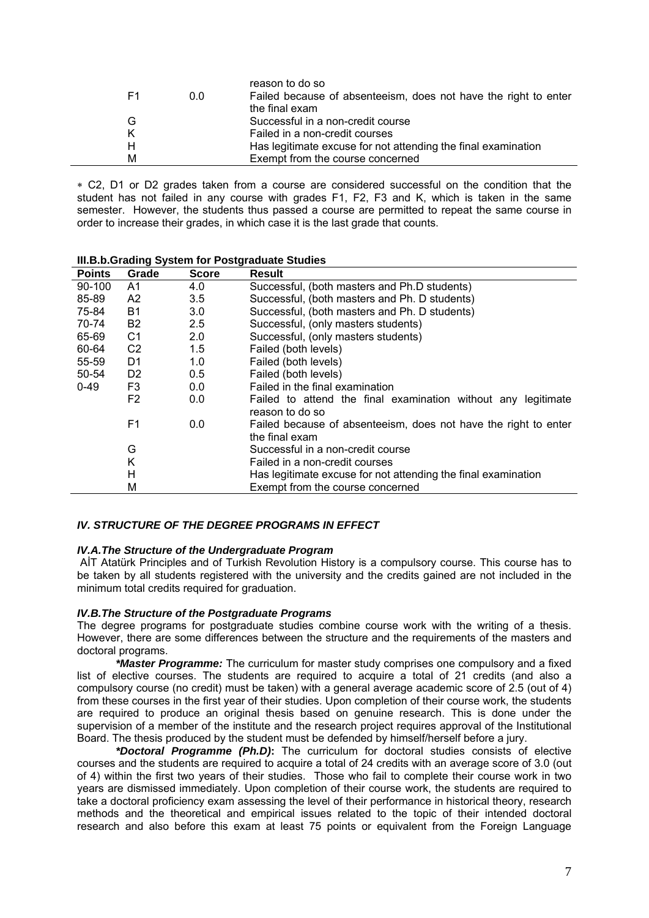| | | |
|---|---|---|
| | | reason to do so |
| F1 | 0.0 | Failed because of absenteeism, does not have the right to enter the final exam |
| G | | Successful in a non-credit course |
| K | | Failed in a non-credit courses |
| H | | Has legitimate excuse for not attending the final examination |
| M | | Exempt from the course concerned |

∗ C2, D1 or D2 grades taken from a course are considered successful on the condition that the student has not failed in any course with grades F1, F2, F3 and K, which is taken in the same semester. However, the students thus passed a course are permitted to repeat the same course in order to increase their grades, in which case it is the last grade that counts.

**III.B.b.Grading System for Postgraduate Studies**

| Points | Grade | Score | Result |
|---|---|---|---|
| 90-100 | A1 | 4.0 | Successful, (both masters and Ph.D students) |
| 85-89 | A2 | 3.5 | Successful, (both masters and Ph. D students) |
| 75-84 | B1 | 3.0 | Successful, (both masters and Ph. D students) |
| 70-74 | B2 | 2.5 | Successful, (only masters students) |
| 65-69 | C1 | 2.0 | Successful, (only masters students) |
| 60-64 | C2 | 1.5 | Failed (both levels) |
| 55-59 | D1 | 1.0 | Failed (both levels) |
| 50-54 | D2 | 0.5 | Failed (both levels) |
| 0-49 | F3 | 0.0 | Failed in the final examination |
| | F2 | 0.0 | Failed to attend the final examination without any legitimate reason to do so |
| | F1 | 0.0 | Failed because of absenteeism, does not have the right to enter the final exam |
| | G | | Successful in a non-credit course |
| | K | | Failed in a non-credit courses |
| | H | | Has legitimate excuse for not attending the final examination |
| | M | | Exempt from the course concerned |

### *IV. STRUCTURE OF THE DEGREE PROGRAMS IN EFFECT*

#### *IV.A.The Structure of the Undergraduate Program*

AİT Atatürk Principles and of Turkish Revolution History is a compulsory course. This course has to be taken by all students registered with the university and the credits gained are not included in the minimum total credits required for graduation.

#### *IV.B.The Structure of the Postgraduate Programs*

The degree programs for postgraduate studies combine course work with the writing of a thesis. However, there are some differences between the structure and the requirements of the masters and doctoral programs.

***\*Master Programme:*** The curriculum for master study comprises one compulsory and a fixed list of elective courses. The students are required to acquire a total of 21 credits (and also a compulsory course (no credit) must be taken) with a general average academic score of 2.5 (out of 4) from these courses in the first year of their studies. Upon completion of their course work, the students are required to produce an original thesis based on genuine research. This is done under the supervision of a member of the institute and the research project requires approval of the Institutional Board. The thesis produced by the student must be defended by himself/herself before a jury.

***\*Doctoral Programme (Ph.D)*:** The curriculum for doctoral studies consists of elective courses and the students are required to acquire a total of 24 credits with an average score of 3.0 (out of 4) within the first two years of their studies. Those who fail to complete their course work in two years are dismissed immediately. Upon completion of their course work, the students are required to take a doctoral proficiency exam assessing the level of their performance in historical theory, research methods and the theoretical and empirical issues related to the topic of their intended doctoral research and also before this exam at least 75 points or equivalent from the Foreign Language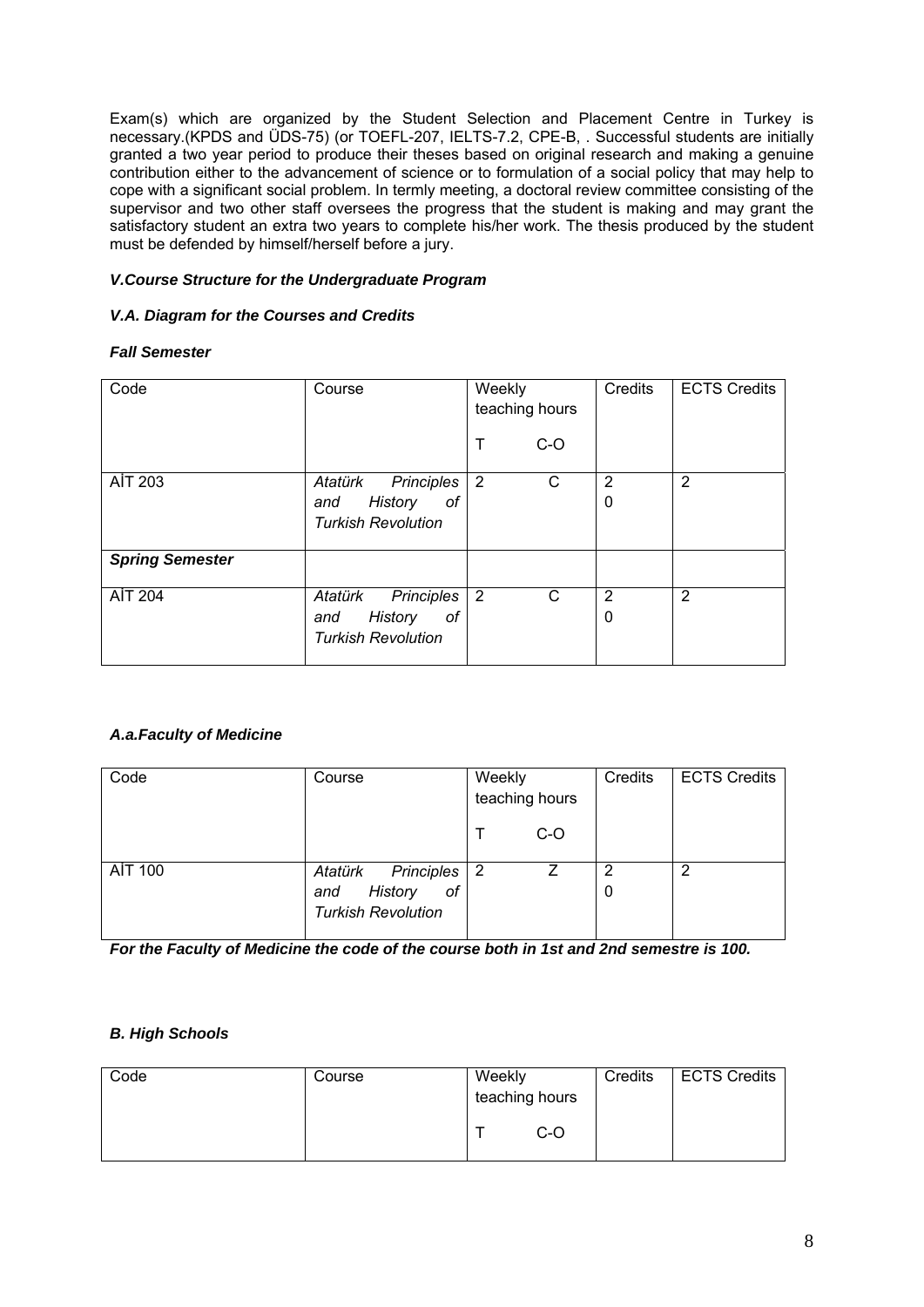Exam(s) which are organized by the Student Selection and Placement Centre in Turkey is necessary.(KPDS and ÜDS-75) (or TOEFL-207, IELTS-7.2, CPE-B, . Successful students are initially granted a two year period to produce their theses based on original research and making a genuine contribution either to the advancement of science or to formulation of a social policy that may help to cope with a significant social problem. In termly meeting, a doctoral review committee consisting of the supervisor and two other staff oversees the progress that the student is making and may grant the satisfactory student an extra two years to complete his/her work. The thesis produced by the student must be defended by himself/herself before a jury.

### *V.Course Structure for the Undergraduate Program*

#### *V.A. Diagram for the Courses and Credits*

***Fall Semester***

| Code | Course | Weekly teaching hours<br>T | <br>C-O | Credits | ECTS Credits |
|---|---|---|---|---|---|
| AİT 203 | *Atatürk Principles and History of Turkish Revolution* | 2 | C | 2<br>0 | 2 |
| ***Spring Semester*** | | | | | |
| AİT 204 | *Atatürk Principles and History of Turkish Revolution* | 2 | C | 2<br>0 | 2 |

#### *A.a.Faculty of Medicine*

| Code | Course | Weekly teaching hours<br>T | <br>C-O | Credits | ECTS Credits |
|---|---|---|---|---|---|
| AİT 100 | *Atatürk Principles and History of Turkish Revolution* | 2 | Z | 2<br>0 | 2 |

***For the Faculty of Medicine the code of the course both in 1st and 2nd semestre is 100.***

#### *B. High Schools*

| Code | Course | Weekly teaching hours<br>T | <br>C-O | Credits | ECTS Credits |
|---|---|---|---|---|---|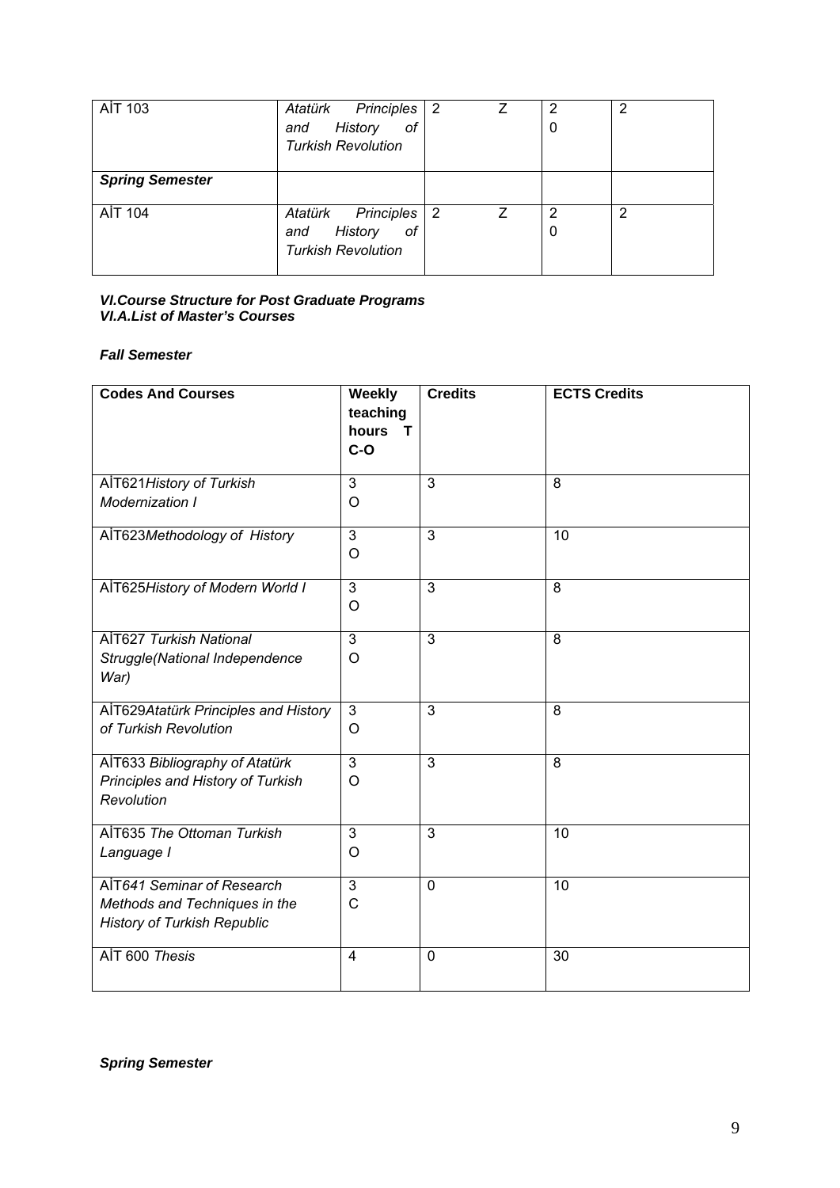| | | | | |
|---|---|---|---|---|
| AİT 103 | *Atatürk Principles and History of Turkish Revolution* | 2 Z | 2 0 | 2 |
| ***Spring Semester*** | | | | |
| AİT 104 | *Atatürk Principles and History of Turkish Revolution* | 2 Z | 2 0 | 2 |

***VI.Course Structure for Post Graduate Programs***
***VI.A.List of Master's Courses***

***Fall Semester***

| **Codes And Courses** | **Weekly teaching hours T C-O** | **Credits** | **ECTS Credits** |
|---|---|---|---|
| AİT621*History of Turkish Modernization I* | 3 O | 3 | 8 |
| AİT623*Methodology of History* | 3 O | 3 | 10 |
| AİT625*History of Modern World I* | 3 O | 3 | 8 |
| AİT627 *Turkish National Struggle(National Independence War)* | 3 O | 3 | 8 |
| AİT629*Atatürk Principles and History of Turkish Revolution* | 3 O | 3 | 8 |
| AİT633 *Bibliography of Atatürk Principles and History of Turkish Revolution* | 3 O | 3 | 8 |
| AİT635 *The Ottoman Turkish Language I* | 3 O | 3 | 10 |
| AİT*641 Seminar of Research Methods and Techniques in the History of Turkish Republic* | 3 C | 0 | 10 |
| AİT 600 *Thesis* | 4 | 0 | 30 |

***Spring Semester***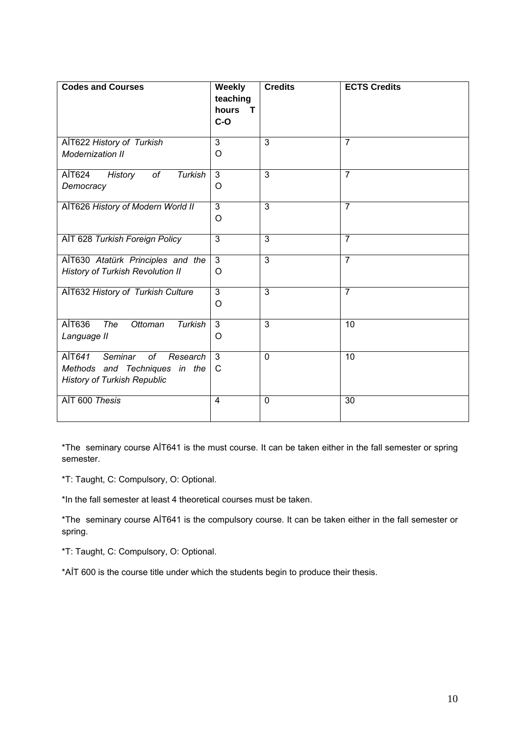| Codes and Courses | Weekly teaching hours T C-O | Credits | ECTS Credits |
|---|---|---|---|
| AİT622 *History of Turkish Modernization II* | 3 O | 3 | 7 |
| AİT624 *History of Turkish Democracy* | 3 O | 3 | 7 |
| AİT626 *History of Modern World II* | 3 O | 3 | 7 |
| AİT 628 *Turkish Foreign Policy* | 3 | 3 | 7 |
| AİT630 *Atatürk Principles and the History of Turkish Revolution II* | 3 O | 3 | 7 |
| AİT632 *History of Turkish Culture* | 3 O | 3 | 7 |
| AİT636 *The Ottoman Turkish Language II* | 3 O | 3 | 10 |
| AİT*641 Seminar of Research Methods and Techniques in the History of Turkish Republic* | 3 C | 0 | 10 |
| AİT 600 *Thesis* | 4 | 0 | 30 |

*The seminary course AİT641 is the must course. It can be taken either in the fall semester or spring semester.

*T: Taught, C: Compulsory, O: Optional.

*In the fall semester at least 4 theoretical courses must be taken.

*The seminary course AİT641 is the compulsory course. It can be taken either in the fall semester or spring.

*T: Taught, C: Compulsory, O: Optional.

*AİT 600 is the course title under which the students begin to produce their thesis.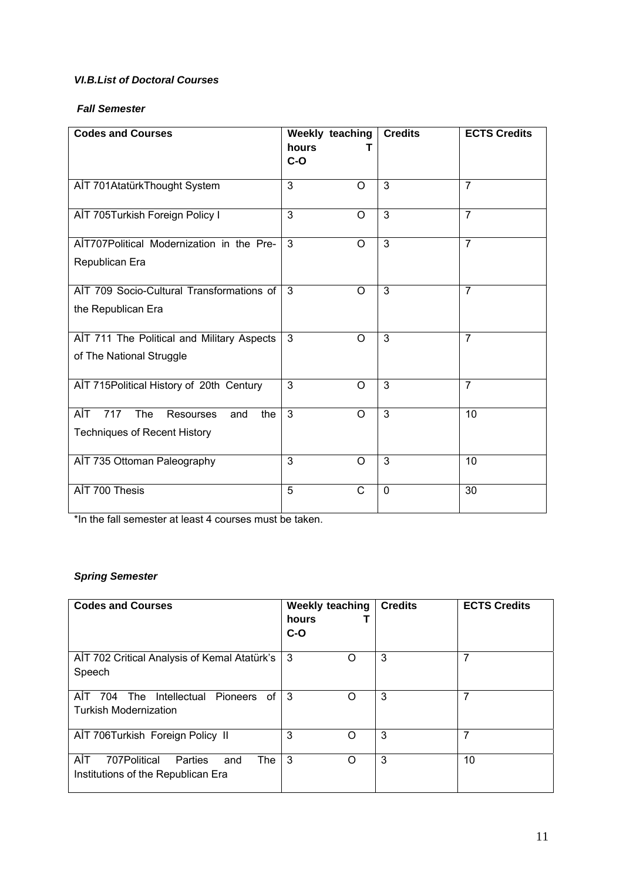#### *VI.B.List of Doctoral Courses*

***Fall Semester***

| Codes and Courses | Weekly teaching hours T C-O | | Credits | ECTS Credits |
|---|---|---|---|---|
| AİT 701AtatürkThought System | 3 | O | 3 | 7 |
| AİT 705Turkish Foreign Policy I | 3 | O | 3 | 7 |
| AİT707Political Modernization in the Pre-Republican Era | 3 | O | 3 | 7 |
| AİT 709 Socio-Cultural Transformations of the Republican Era | 3 | O | 3 | 7 |
| AİT 711 The Political and Military Aspects of The National Struggle | 3 | O | 3 | 7 |
| AİT 715Political History of 20th Century | 3 | O | 3 | 7 |
| AİT 717 The Resourses and the Techniques of Recent History | 3 | O | 3 | 10 |
| AİT 735 Ottoman Paleography | 3 | O | 3 | 10 |
| AİT 700 Thesis | 5 | C | 0 | 30 |

*In the fall semester at least 4 courses must be taken.

***Spring Semester***

| Codes and Courses | Weekly teaching hours T C-O | | Credits | ECTS Credits |
|---|---|---|---|---|
| AİT 702 Critical Analysis of Kemal Atatürk's Speech | 3 | O | 3 | 7 |
| AİT 704 The Intellectual Pioneers of Turkish Modernization | 3 | O | 3 | 7 |
| AİT 706Turkish Foreign Policy II | 3 | O | 3 | 7 |
| AİT 707Political Parties and The Institutions of the Republican Era | 3 | O | 3 | 10 |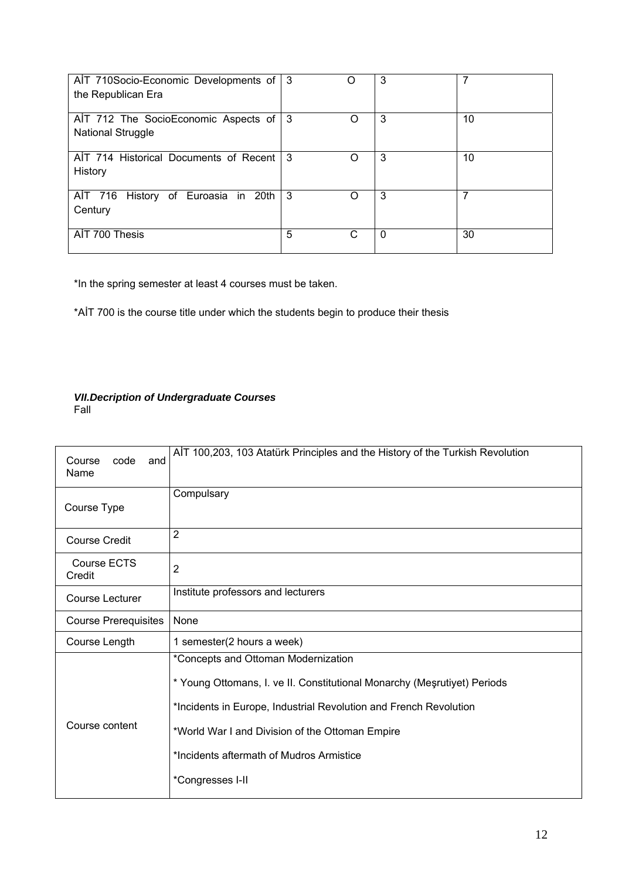| | | | | |
|---|---|---|---|---|
| AİT 710Socio-Economic Developments of the Republican Era | 3 | O | 3 | 7 |
| AİT 712 The SocioEconomic Aspects of National Struggle | 3 | O | 3 | 10 |
| AİT 714 Historical Documents of Recent History | 3 | O | 3 | 10 |
| AİT 716 History of Euroasia in 20th Century | 3 | O | 3 | 7 |
| AİT 700 Thesis | 5 | C | 0 | 30 |

*In the spring semester at least 4 courses must be taken.

*AİT 700 is the course title under which the students begin to produce their thesis

***VII.Decription of Undergraduate Courses***

Fall

| | |
|---|---|
| Course code and Name | AİT 100,203, 103 Atatürk Principles and the History of the Turkish Revolution |
| Course Type | Compulsary |
| Course Credit | 2 |
| Course ECTS Credit | 2 |
| Course Lecturer | Institute professors and lecturers |
| Course Prerequisites | None |
| Course Length | 1 semester(2 hours a week) |
| Course content | *Concepts and Ottoman Modernization<br><br>* Young Ottomans, I. ve II. Constitutional Monarchy (Meşrutiyet) Periods<br><br>*Incidents in Europe, Industrial Revolution and French Revolution<br><br>*World War I and Division of the Ottoman Empire<br><br>*Incidents aftermath of Mudros Armistice<br><br>*Congresses I-II |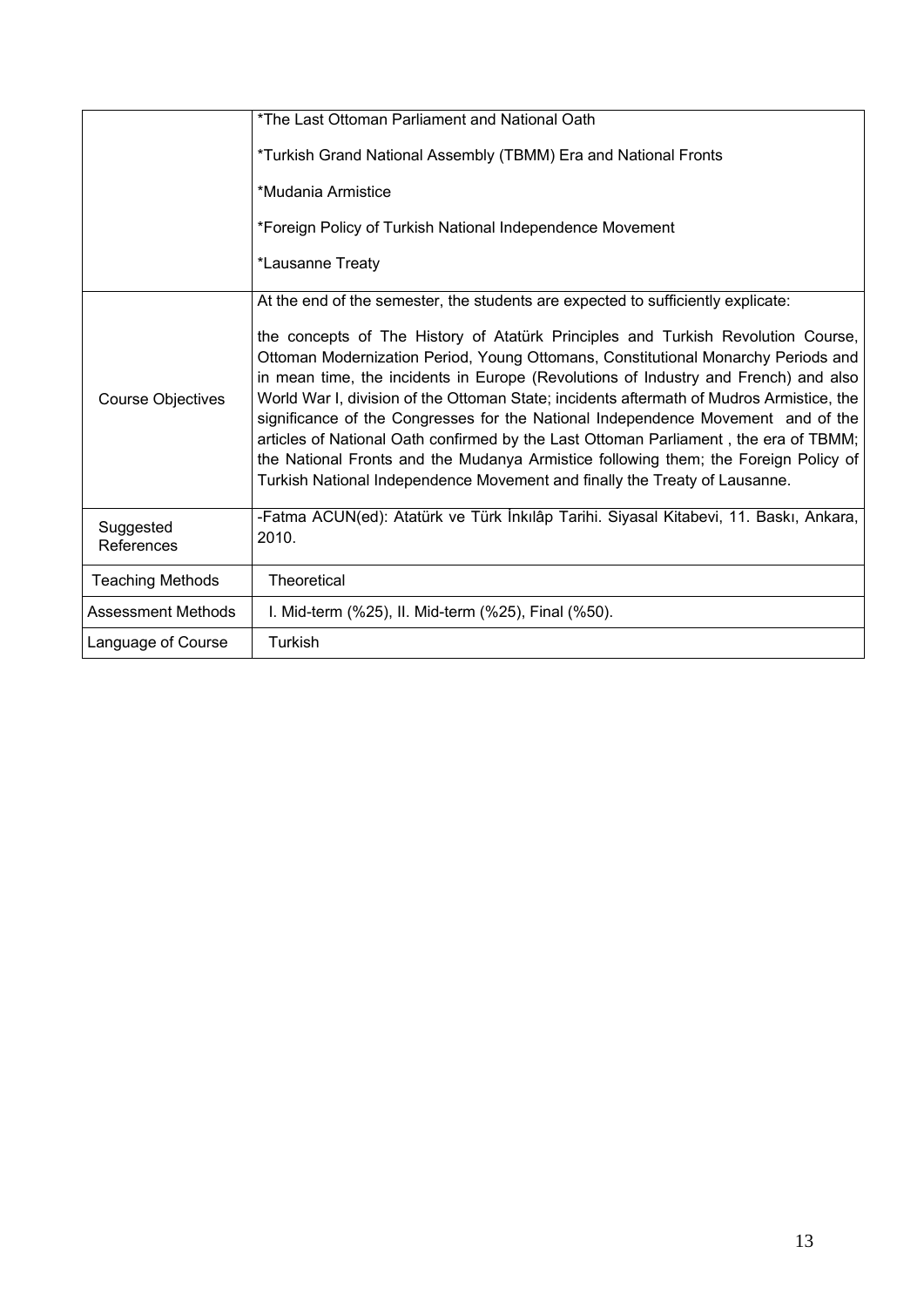| | |
|---|---|
| | *The Last Ottoman Parliament and National Oath<br><br>*Turkish Grand National Assembly (TBMM) Era and National Fronts<br><br>*Mudania Armistice<br><br>*Foreign Policy of Turkish National Independence Movement<br><br>*Lausanne Treaty |
| Course Objectives | At the end of the semester, the students are expected to sufficiently explicate:<br><br>the concepts of The History of Atatürk Principles and Turkish Revolution Course, Ottoman Modernization Period, Young Ottomans, Constitutional Monarchy Periods and in mean time, the incidents in Europe (Revolutions of Industry and French) and also World War I, division of the Ottoman State; incidents aftermath of Mudros Armistice, the significance of the Congresses for the National Independence Movement and of the articles of National Oath confirmed by the Last Ottoman Parliament , the era of TBMM; the National Fronts and the Mudanya Armistice following them; the Foreign Policy of Turkish National Independence Movement and finally the Treaty of Lausanne. |
| Suggested References | -Fatma ACUN(ed): Atatürk ve Türk İnkılâp Tarihi. Siyasal Kitabevi, 11. Baskı, Ankara, 2010. |
| Teaching Methods | Theoretical |
| Assessment Methods | I. Mid-term (%25), II. Mid-term (%25), Final (%50). |
| Language of Course | Turkish |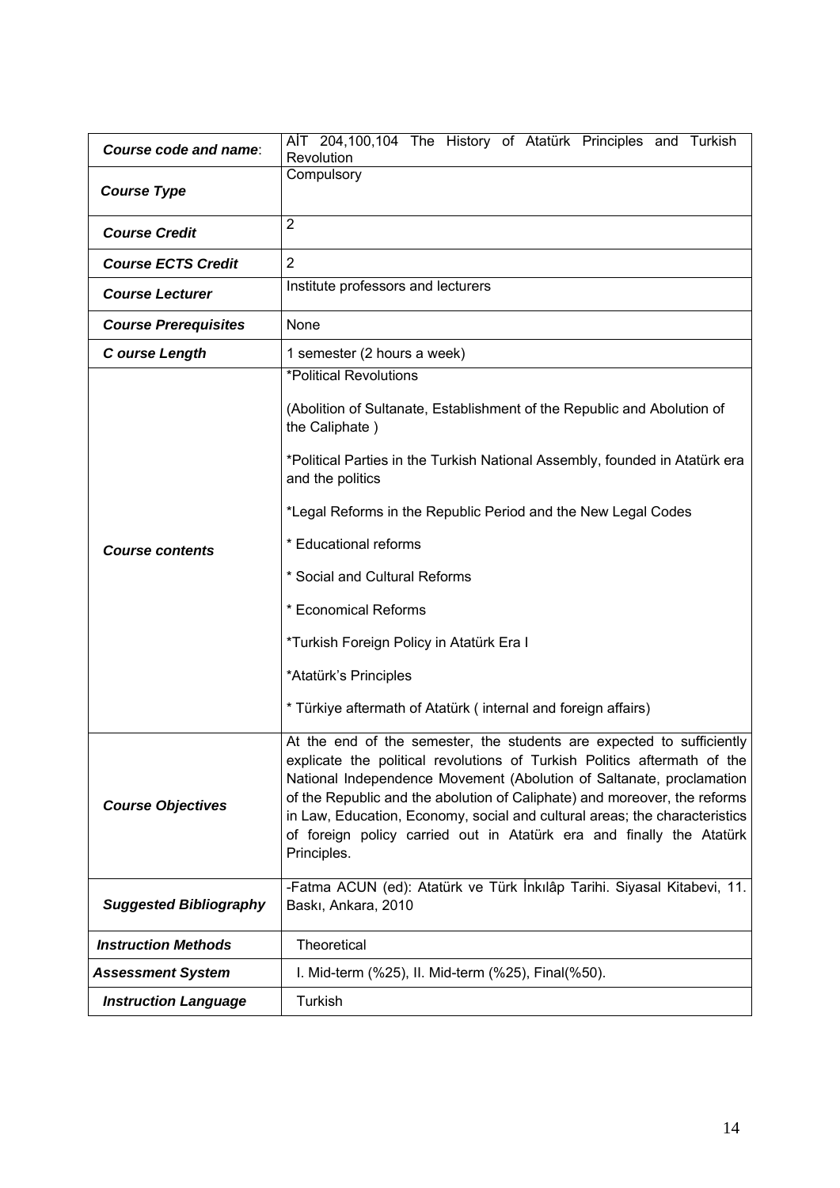| *Course code and name*: | AİT 204,100,104 The History of Atatürk Principles and Turkish Revolution |
|---|---|
| *Course Type* | Compulsory |
| *Course Credit* | 2 |
| *Course ECTS Credit* | 2 |
| *Course Lecturer* | Institute professors and lecturers |
| *Course Prerequisites* | None |
| *C ourse Length* | 1 semester (2 hours a week) |
| *Course contents* | *Political Revolutions<br><br>(Abolition of Sultanate, Establishment of the Republic and Abolution of the Caliphate )<br><br>*Political Parties in the Turkish National Assembly, founded in Atatürk era and the politics<br><br>*Legal Reforms in the Republic Period and the New Legal Codes<br><br>* Educational reforms<br><br>* Social and Cultural Reforms<br><br>* Economical Reforms<br><br>*Turkish Foreign Policy in Atatürk Era I<br><br>*Atatürk's Principles<br><br>* Türkiye aftermath of Atatürk ( internal and foreign affairs) |
| *Course Objectives* | At the end of the semester, the students are expected to sufficiently explicate the political revolutions of Turkish Politics aftermath of the National Independence Movement (Abolution of Saltanate, proclamation of the Republic and the abolution of Caliphate) and moreover, the reforms in Law, Education, Economy, social and cultural areas; the characteristics of foreign policy carried out in Atatürk era and finally the Atatürk Principles. |
| *Suggested Bibliography* | -Fatma ACUN (ed): Atatürk ve Türk İnkılâp Tarihi. Siyasal Kitabevi, 11. Baskı, Ankara, 2010 |
| *Instruction Methods* | Theoretical |
| *Assessment System* | I. Mid-term (%25), II. Mid-term (%25), Final(%50). |
| *Instruction Language* | Turkish |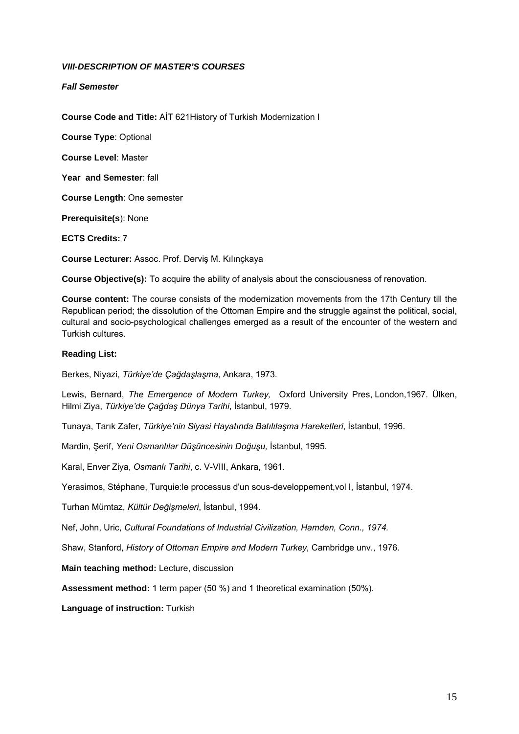### *VIII-DESCRIPTION OF MASTER'S COURSES*

#### *Fall Semester*

**Course Code and Title:** AİT 621History of Turkish Modernization I

**Course Type**: Optional

**Course Level**: Master

**Year and Semester**: fall

**Course Length**: One semester

**Prerequisite(s**): None

**ECTS Credits:** 7

**Course Lecturer:** Assoc. Prof. Derviş M. Kılınçkaya

**Course Objective(s):** To acquire the ability of analysis about the consciousness of renovation.

**Course content:** The course consists of the modernization movements from the 17th Century till the Republican period; the dissolution of the Ottoman Empire and the struggle against the political, social, cultural and socio-psychological challenges emerged as a result of the encounter of the western and Turkish cultures.

**Reading List:**

Berkes, Niyazi, *Türkiye'de Çağdaşlaşma*, Ankara, 1973.

Lewis, Bernard, *The Emergence of Modern Turkey,* Oxford University Pres, London,1967. Ülken, Hilmi Ziya, *Türkiye'de Çağdaş Dünya Tarihi*, İstanbul, 1979.

Tunaya, Tarık Zafer, *Türkiye'nin Siyasi Hayatında Batılılaşma Hareketleri*, İstanbul, 1996.

Mardin, Şerif, *Yeni Osmanlılar Düşüncesinin Doğuşu,* İstanbul, 1995.

Karal, Enver Ziya, *Osmanlı Tarihi*, c. V-VIII, Ankara, 1961.

Yerasimos, Stéphane, Turquie:le processus d'un sous-developpement,vol I, İstanbul, 1974.

Turhan Mümtaz, *Kültür Değişmeleri*, İstanbul, 1994.

Nef, John, Uric, *Cultural Foundations of Industrial Civilization, Hamden, Conn., 1974.*

Shaw, Stanford, *History of Ottoman Empire and Modern Turkey,* Cambridge unv., 1976.

**Main teaching method:** Lecture, discussion

**Assessment method:** 1 term paper (50 %) and 1 theoretical examination (50%).

**Language of instruction:** Turkish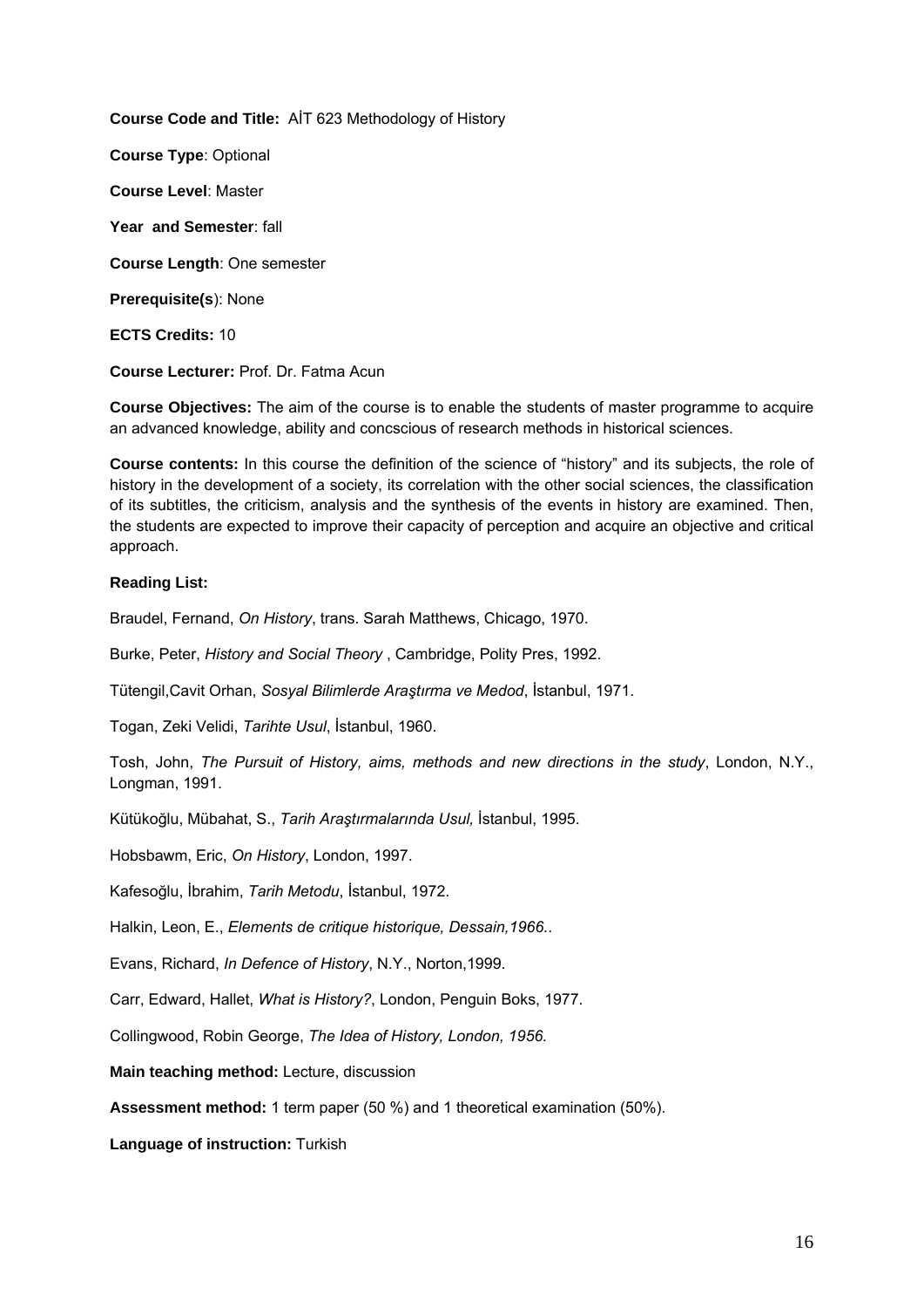**Course Code and Title:** AİT 623 Methodology of History

**Course Type**: Optional

**Course Level**: Master

**Year and Semester**: fall

**Course Length**: One semester

**Prerequisite(s**): None

**ECTS Credits:** 10

**Course Lecturer:** Prof. Dr. Fatma Acun

**Course Objectives:** The aim of the course is to enable the students of master programme to acquire an advanced knowledge, ability and concscious of research methods in historical sciences.

**Course contents:** In this course the definition of the science of "history" and its subjects, the role of history in the development of a society, its correlation with the other social sciences, the classification of its subtitles, the criticism, analysis and the synthesis of the events in history are examined. Then, the students are expected to improve their capacity of perception and acquire an objective and critical approach.

**Reading List:**

Braudel, Fernand, *On History*, trans. Sarah Matthews, Chicago, 1970.

Burke, Peter, *History and Social Theory* , Cambridge, Polity Pres, 1992.

Tütengil,Cavit Orhan, *Sosyal Bilimlerde Araştırma ve Medod*, İstanbul, 1971.

Togan, Zeki Velidi, *Tarihte Usul*, İstanbul, 1960.

Tosh, John, *The Pursuit of History, aims, methods and new directions in the study*, London, N.Y., Longman, 1991.

Kütükoğlu, Mübahat, S., *Tarih Araştırmalarında Usul,* İstanbul, 1995.

Hobsbawm, Eric, *On History*, London, 1997.

Kafesoğlu, İbrahim, *Tarih Metodu*, İstanbul, 1972.

Halkin, Leon, E., *Elements de critique historique, Dessain,1966.*.

Evans, Richard, *In Defence of History*, N.Y., Norton,1999.

Carr, Edward, Hallet, *What is History?*, London, Penguin Boks, 1977.

Collingwood, Robin George, *The Idea of History, London, 1956.*

**Main teaching method:** Lecture, discussion

**Assessment method:** 1 term paper (50 %) and 1 theoretical examination (50%).

**Language of instruction:** Turkish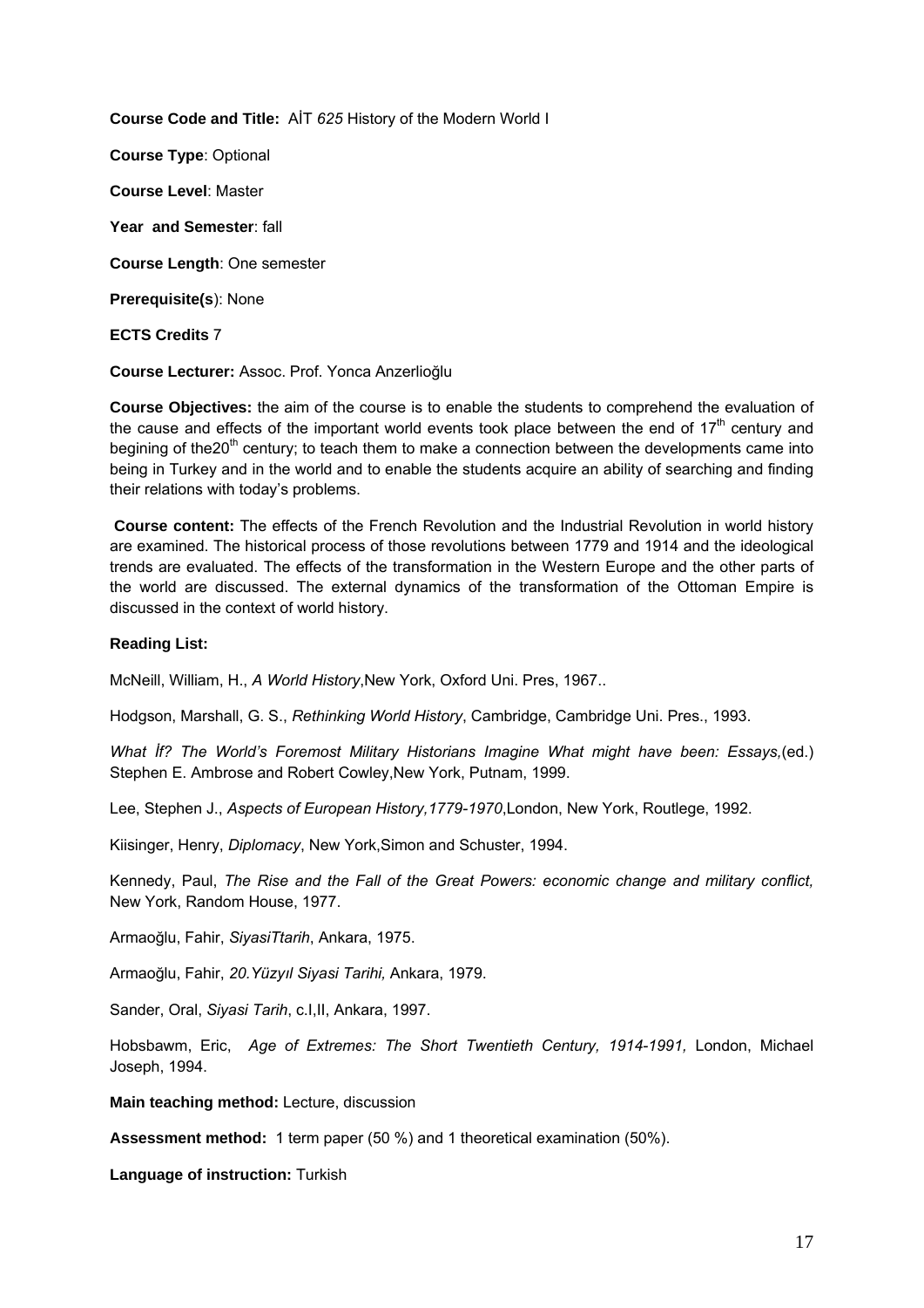**Course Code and Title:** AİT *625* History of the Modern World I

**Course Type**: Optional

**Course Level**: Master

**Year and Semester**: fall

**Course Length**: One semester

**Prerequisite(s**): None

**ECTS Credits** 7

**Course Lecturer:** Assoc. Prof. Yonca Anzerlioğlu

**Course Objectives:** the aim of the course is to enable the students to comprehend the evaluation of the cause and effects of the important world events took place between the end of 17th century and begining of the20th century; to teach them to make a connection between the developments came into being in Turkey and in the world and to enable the students acquire an ability of searching and finding their relations with today's problems.

**Course content:** The effects of the French Revolution and the Industrial Revolution in world history are examined. The historical process of those revolutions between 1779 and 1914 and the ideological trends are evaluated. The effects of the transformation in the Western Europe and the other parts of the world are discussed. The external dynamics of the transformation of the Ottoman Empire is discussed in the context of world history.

**Reading List:**

McNeill, William, H., *A World History*,New York, Oxford Uni. Pres, 1967..

Hodgson, Marshall, G. S., *Rethinking World History*, Cambridge, Cambridge Uni. Pres., 1993.

*What İf? The World's Foremost Military Historians Imagine What might have been: Essays,*(ed.) Stephen E. Ambrose and Robert Cowley,New York, Putnam, 1999.

Lee, Stephen J., *Aspects of European History,1779-1970*,London, New York, Routlege, 1992.

Kiisinger, Henry, *Diplomacy*, New York,Simon and Schuster, 1994.

Kennedy, Paul, *The Rise and the Fall of the Great Powers: economic change and military conflict,* New York, Random House, 1977.

Armaoğlu, Fahir, *SiyasiTtarih*, Ankara, 1975.

Armaoğlu, Fahir, *20.Yüzyıl Siyasi Tarihi,* Ankara, 1979.

Sander, Oral, *Siyasi Tarih*, c.I,II, Ankara, 1997.

Hobsbawm, Eric, *Age of Extremes: The Short Twentieth Century, 1914-1991,* London, Michael Joseph, 1994.

**Main teaching method:** Lecture, discussion

**Assessment method:** 1 term paper (50 %) and 1 theoretical examination (50%).

**Language of instruction:** Turkish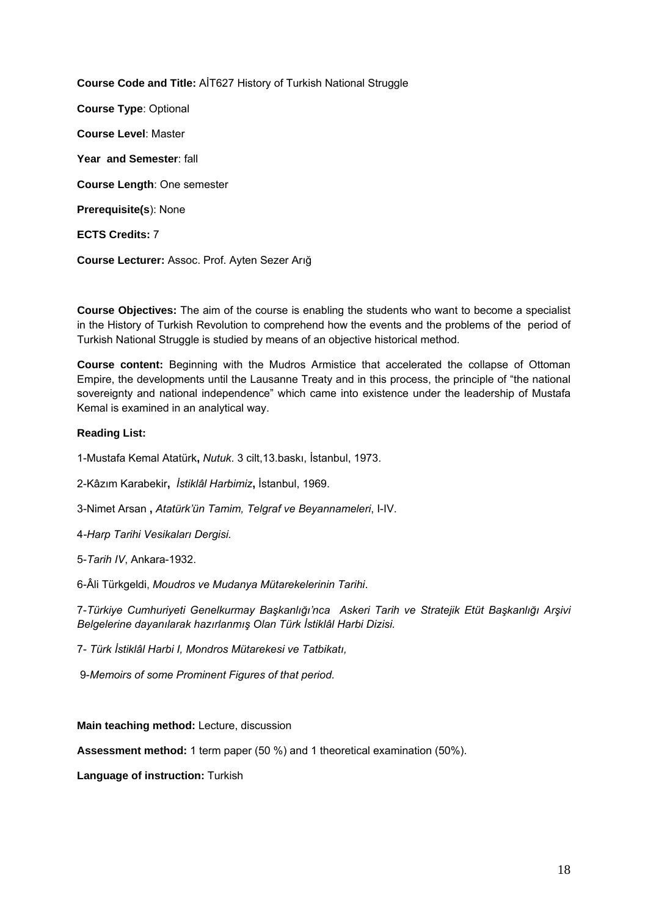**Course Code and Title:** AİT627 History of Turkish National Struggle

**Course Type**: Optional

**Course Level**: Master

**Year and Semester**: fall

**Course Length**: One semester

**Prerequisite(s**): None

**ECTS Credits:** 7

**Course Lecturer:** Assoc. Prof. Ayten Sezer Arığ

**Course Objectives:** The aim of the course is enabling the students who want to become a specialist in the History of Turkish Revolution to comprehend how the events and the problems of the period of Turkish National Struggle is studied by means of an objective historical method.

**Course content:** Beginning with the Mudros Armistice that accelerated the collapse of Ottoman Empire, the developments until the Lausanne Treaty and in this process, the principle of "the national sovereignty and national independence" which came into existence under the leadership of Mustafa Kemal is examined in an analytical way.

**Reading List:**

1-Mustafa Kemal Atatürk**,** *Nutuk*. 3 cilt,13.baskı, İstanbul, 1973.

2-Kâzım Karabekir**,** *İstiklâl Harbimiz***,** İstanbul, 1969.

3-Nimet Arsan **,** *Atatürk'ün Tamim, Telgraf ve Beyannameleri*, I-IV.

4-*Harp Tarihi Vesikaları Dergisi.*

5-*Tarih IV*, Ankara-1932.

6-Âli Türkgeldi, *Moudros ve Mudanya Mütarekelerinin Tarihi*.

7-*Türkiye Cumhuriyeti Genelkurmay Başkanlığı'nca Askeri Tarih ve Stratejik Etüt Başkanlığı Arşivi Belgelerine dayanılarak hazırlanmış Olan Türk İstiklâl Harbi Dizisi.*

7- *Türk İstiklâl Harbi I, Mondros Mütarekesi ve Tatbikatı,*

9-*Memoirs of some Prominent Figures of that period.*

**Main teaching method:** Lecture, discussion

**Assessment method:** 1 term paper (50 %) and 1 theoretical examination (50%).

**Language of instruction:** Turkish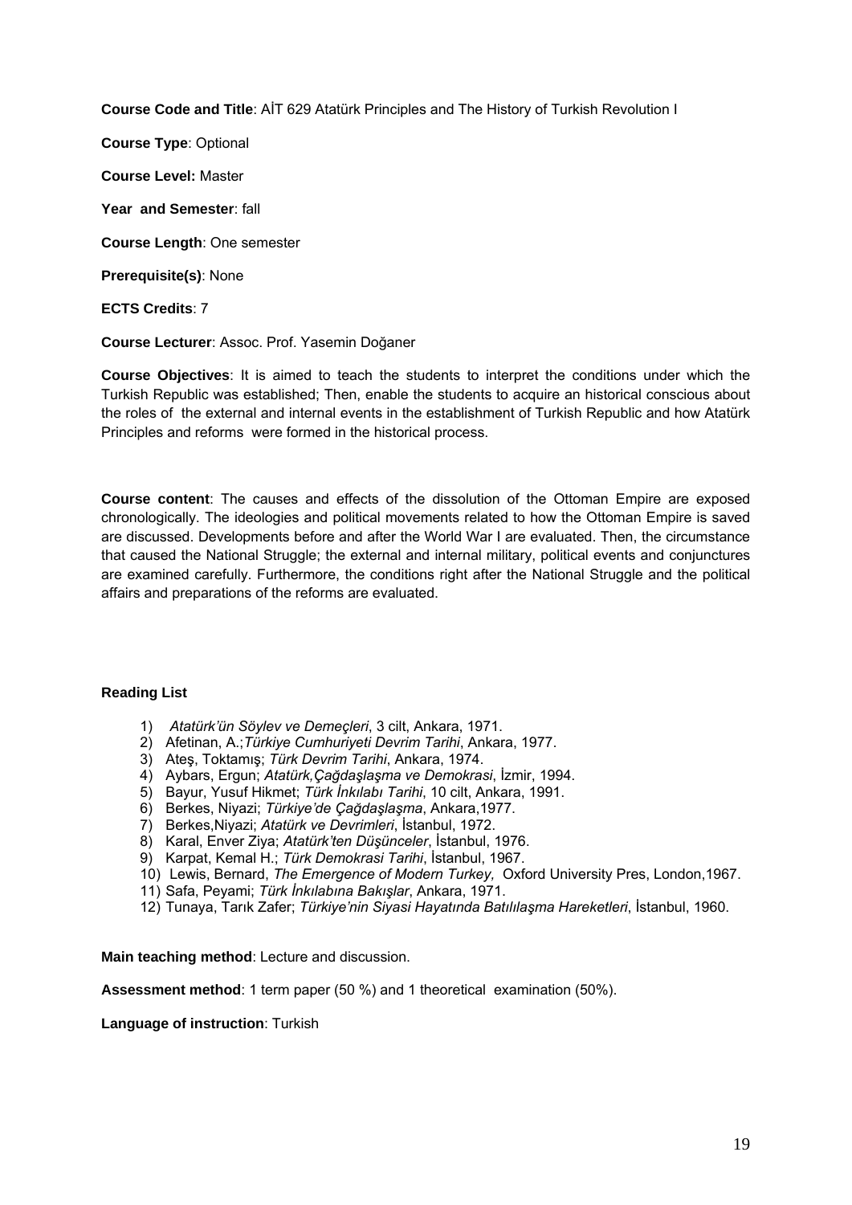**Course Code and Title**: AİT 629 Atatürk Principles and The History of Turkish Revolution I

**Course Type**: Optional

**Course Level:** Master

**Year and Semester**: fall

**Course Length**: One semester

**Prerequisite(s)**: None

**ECTS Credits**: 7

**Course Lecturer**: Assoc. Prof. Yasemin Doğaner

**Course Objectives**: It is aimed to teach the students to interpret the conditions under which the Turkish Republic was established; Then, enable the students to acquire an historical conscious about the roles of the external and internal events in the establishment of Turkish Republic and how Atatürk Principles and reforms were formed in the historical process.

**Course content**: The causes and effects of the dissolution of the Ottoman Empire are exposed chronologically. The ideologies and political movements related to how the Ottoman Empire is saved are discussed. Developments before and after the World War I are evaluated. Then, the circumstance that caused the National Struggle; the external and internal military, political events and conjunctures are examined carefully. Furthermore, the conditions right after the National Struggle and the political affairs and preparations of the reforms are evaluated.

**Reading List**

1) *Atatürk'ün Söylev ve Demeçleri*, 3 cilt, Ankara, 1971.
2) Afetinan, A.;*Türkiye Cumhuriyeti Devrim Tarihi*, Ankara, 1977.
3) Ateş, Toktamış; *Türk Devrim Tarihi*, Ankara, 1974.
4) Aybars, Ergun; *Atatürk,Çağdaşlaşma ve Demokrasi*, İzmir, 1994.
5) Bayur, Yusuf Hikmet; *Türk İnkılabı Tarihi*, 10 cilt, Ankara, 1991.
6) Berkes, Niyazi; *Türkiye'de Çağdaşlaşma*, Ankara,1977.
7) Berkes,Niyazi; *Atatürk ve Devrimleri*, İstanbul, 1972.
8) Karal, Enver Ziya; *Atatürk'ten Düşünceler*, İstanbul, 1976.
9) Karpat, Kemal H.; *Türk Demokrasi Tarihi*, İstanbul, 1967.
10) Lewis, Bernard, *The Emergence of Modern Turkey,* Oxford University Pres, London,1967.
11) Safa, Peyami; *Türk İnkılabına Bakışlar*, Ankara, 1971.
12) Tunaya, Tarık Zafer; *Türkiye'nin Siyasi Hayatında Batılılaşma Hareketleri*, İstanbul, 1960.

**Main teaching method**: Lecture and discussion.

**Assessment method**: 1 term paper (50 %) and 1 theoretical examination (50%).

**Language of instruction**: Turkish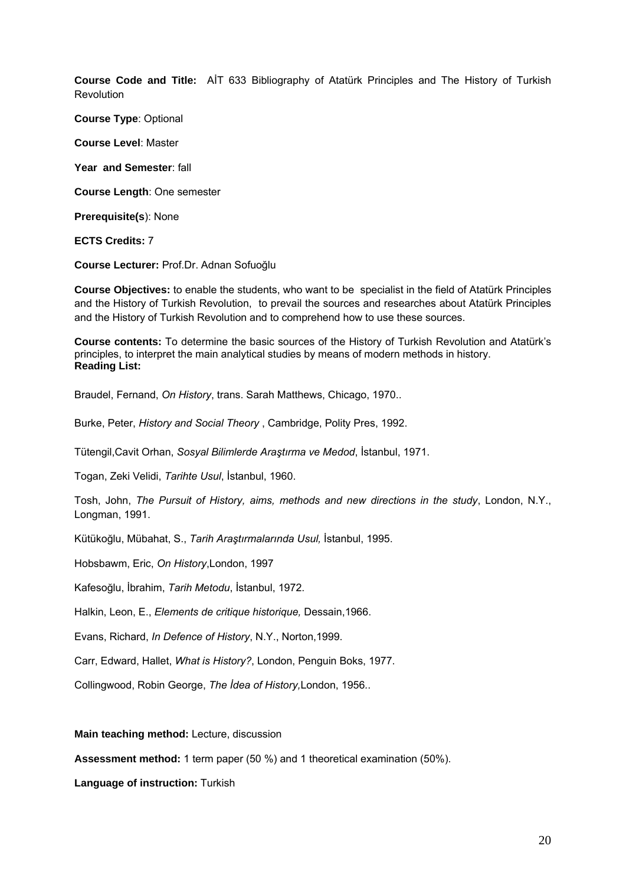**Course Code and Title:** AİT 633 Bibliography of Atatürk Principles and The History of Turkish Revolution

**Course Type**: Optional

**Course Level**: Master

**Year and Semester**: fall

**Course Length**: One semester

**Prerequisite(s**): None

**ECTS Credits:** 7

**Course Lecturer:** Prof.Dr. Adnan Sofuoğlu

**Course Objectives:** to enable the students, who want to be specialist in the field of Atatürk Principles and the History of Turkish Revolution, to prevail the sources and researches about Atatürk Principles and the History of Turkish Revolution and to comprehend how to use these sources.

**Course contents:** To determine the basic sources of the History of Turkish Revolution and Atatürk's principles, to interpret the main analytical studies by means of modern methods in history.
**Reading List:**

Braudel, Fernand, *On History*, trans. Sarah Matthews, Chicago, 1970..

Burke, Peter, *History and Social Theory* , Cambridge, Polity Pres, 1992.

Tütengil,Cavit Orhan, *Sosyal Bilimlerde Araştırma ve Medod*, İstanbul, 1971.

Togan, Zeki Velidi, *Tarihte Usul*, İstanbul, 1960.

Tosh, John, *The Pursuit of History, aims, methods and new directions in the study*, London, N.Y., Longman, 1991.

Kütükoğlu, Mübahat, S., *Tarih Araştırmalarında Usul,* İstanbul, 1995.

Hobsbawm, Eric, *On History*,London, 1997

Kafesoğlu, İbrahim, *Tarih Metodu*, İstanbul, 1972.

Halkin, Leon, E., *Elements de critique historique,* Dessain,1966.

Evans, Richard, *In Defence of History*, N.Y., Norton,1999.

Carr, Edward, Hallet, *What is History?*, London, Penguin Boks, 1977.

Collingwood, Robin George, *The İdea of History,*London, 1956..

**Main teaching method:** Lecture, discussion

**Assessment method:** 1 term paper (50 %) and 1 theoretical examination (50%).

**Language of instruction:** Turkish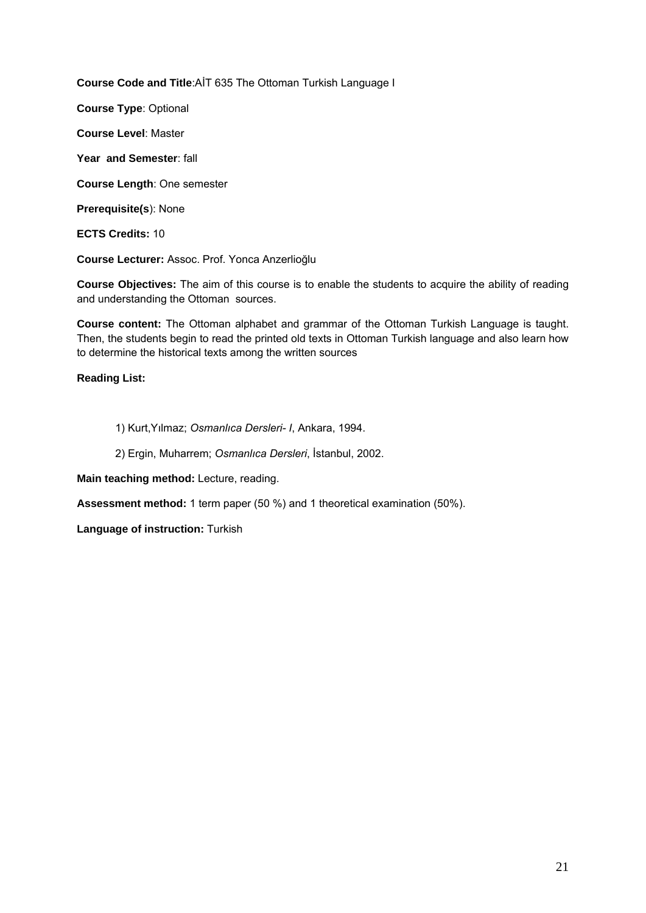**Course Code and Title**:AİT 635 The Ottoman Turkish Language I

**Course Type**: Optional

**Course Level**: Master

**Year and Semester**: fall

**Course Length**: One semester

**Prerequisite(s**): None

**ECTS Credits:** 10

**Course Lecturer:** Assoc. Prof. Yonca Anzerlioğlu

**Course Objectives:** The aim of this course is to enable the students to acquire the ability of reading and understanding the Ottoman sources.

**Course content:** The Ottoman alphabet and grammar of the Ottoman Turkish Language is taught. Then, the students begin to read the printed old texts in Ottoman Turkish language and also learn how to determine the historical texts among the written sources

**Reading List:**

1) Kurt,Yılmaz; *Osmanlıca Dersleri- I*, Ankara, 1994.

2) Ergin, Muharrem; *Osmanlıca Dersleri*, İstanbul, 2002.

**Main teaching method:** Lecture, reading.

**Assessment method:** 1 term paper (50 %) and 1 theoretical examination (50%).

**Language of instruction:** Turkish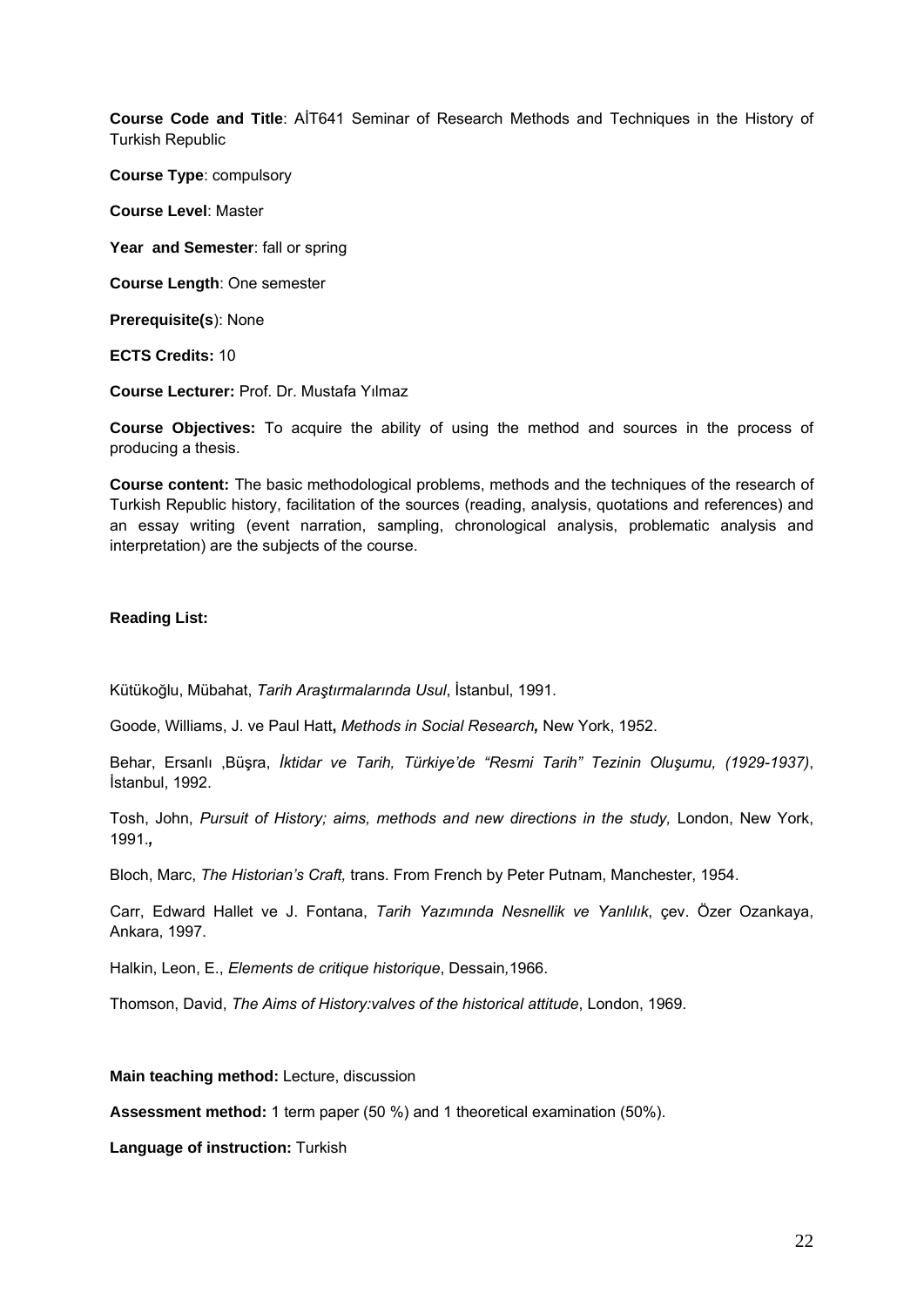**Course Code and Title**: AİT641 Seminar of Research Methods and Techniques in the History of Turkish Republic

**Course Type**: compulsory

**Course Level**: Master

**Year and Semester**: fall or spring

**Course Length**: One semester

**Prerequisite(s)**: None

**ECTS Credits:** 10

**Course Lecturer:** Prof. Dr. Mustafa Yılmaz

**Course Objectives:** To acquire the ability of using the method and sources in the process of producing a thesis.

**Course content:** The basic methodological problems, methods and the techniques of the research of Turkish Republic history, facilitation of the sources (reading, analysis, quotations and references) and an essay writing (event narration, sampling, chronological analysis, problematic analysis and interpretation) are the subjects of the course.

**Reading List:**

Kütükoğlu, Mübahat, *Tarih Araştırmalarında Usul*, İstanbul, 1991.

Goode, Williams, J. ve Paul Hatt**,** *Methods in Social Research,* New York, 1952.

Behar, Ersanlı ,Büşra, *İktidar ve Tarih, Türkiye'de "Resmi Tarih" Tezinin Oluşumu, (1929-1937)*, İstanbul, 1992.

Tosh, John, *Pursuit of History; aims, methods and new directions in the study,* London, New York, 1991.*,*

Bloch, Marc, *The Historian's Craft,* trans. From French by Peter Putnam, Manchester, 1954.

Carr, Edward Hallet ve J. Fontana, *Tarih Yazımında Nesnellik ve Yanlılık*, çev. Özer Ozankaya, Ankara, 1997.

Halkin, Leon, E., *Elements de critique historique*, Dessain*,*1966.

Thomson, David, *The Aims of History:valves of the historical attitude*, London, 1969.

**Main teaching method:** Lecture, discussion

**Assessment method:** 1 term paper (50 %) and 1 theoretical examination (50%).

**Language of instruction:** Turkish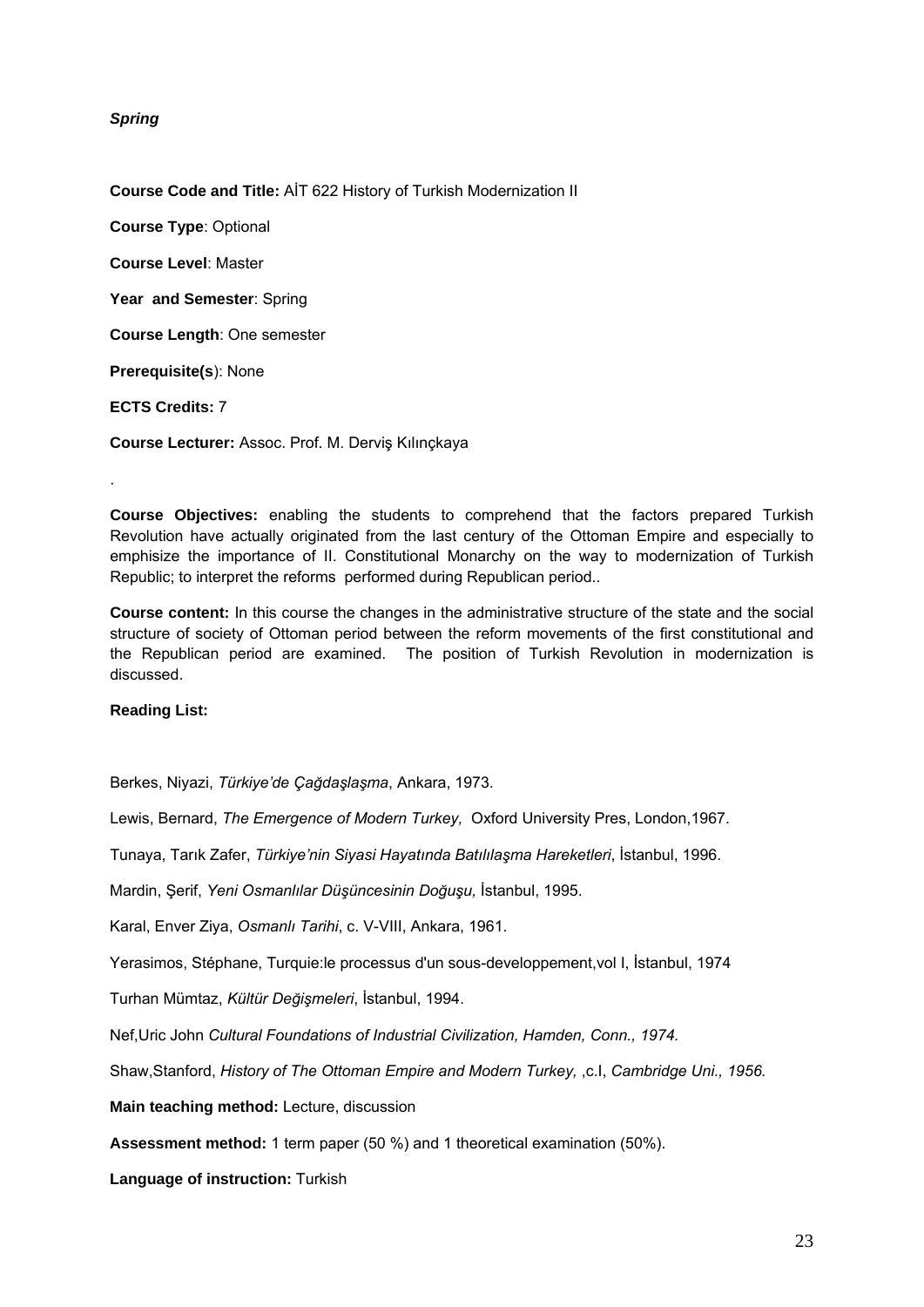***Spring***

**Course Code and Title:** AİT 622 History of Turkish Modernization II

**Course Type**: Optional

**Course Level**: Master

**Year and Semester**: Spring

**Course Length**: One semester

**Prerequisite(s**): None

**ECTS Credits:** 7

**Course Lecturer:** Assoc. Prof. M. Derviş Kılınçkaya

.

**Course Objectives:** enabling the students to comprehend that the factors prepared Turkish Revolution have actually originated from the last century of the Ottoman Empire and especially to emphisize the importance of II. Constitutional Monarchy on the way to modernization of Turkish Republic; to interpret the reforms performed during Republican period..

**Course content:** In this course the changes in the administrative structure of the state and the social structure of society of Ottoman period between the reform movements of the first constitutional and the Republican period are examined. The position of Turkish Revolution in modernization is discussed.

**Reading List:**

Berkes, Niyazi, *Türkiye'de Çağdaşlaşma*, Ankara, 1973.

Lewis, Bernard, *The Emergence of Modern Turkey,* Oxford University Pres, London,1967.

Tunaya, Tarık Zafer, *Türkiye'nin Siyasi Hayatında Batılılaşma Hareketleri*, İstanbul, 1996.

Mardin, Şerif, *Yeni Osmanlılar Düşüncesinin Doğuşu,* İstanbul, 1995.

Karal, Enver Ziya, *Osmanlı Tarihi*, c. V-VIII, Ankara, 1961.

Yerasimos, Stéphane, Turquie:le processus d'un sous-developpement,vol I, İstanbul, 1974

Turhan Mümtaz, *Kültür Değişmeleri*, İstanbul, 1994.

Nef,Uric John *Cultural Foundations of Industrial Civilization, Hamden, Conn., 1974.*

Shaw,Stanford, *History of The Ottoman Empire and Modern Turkey,* ,c.I, *Cambridge Uni., 1956.*

**Main teaching method:** Lecture, discussion

**Assessment method:** 1 term paper (50 %) and 1 theoretical examination (50%).

**Language of instruction:** Turkish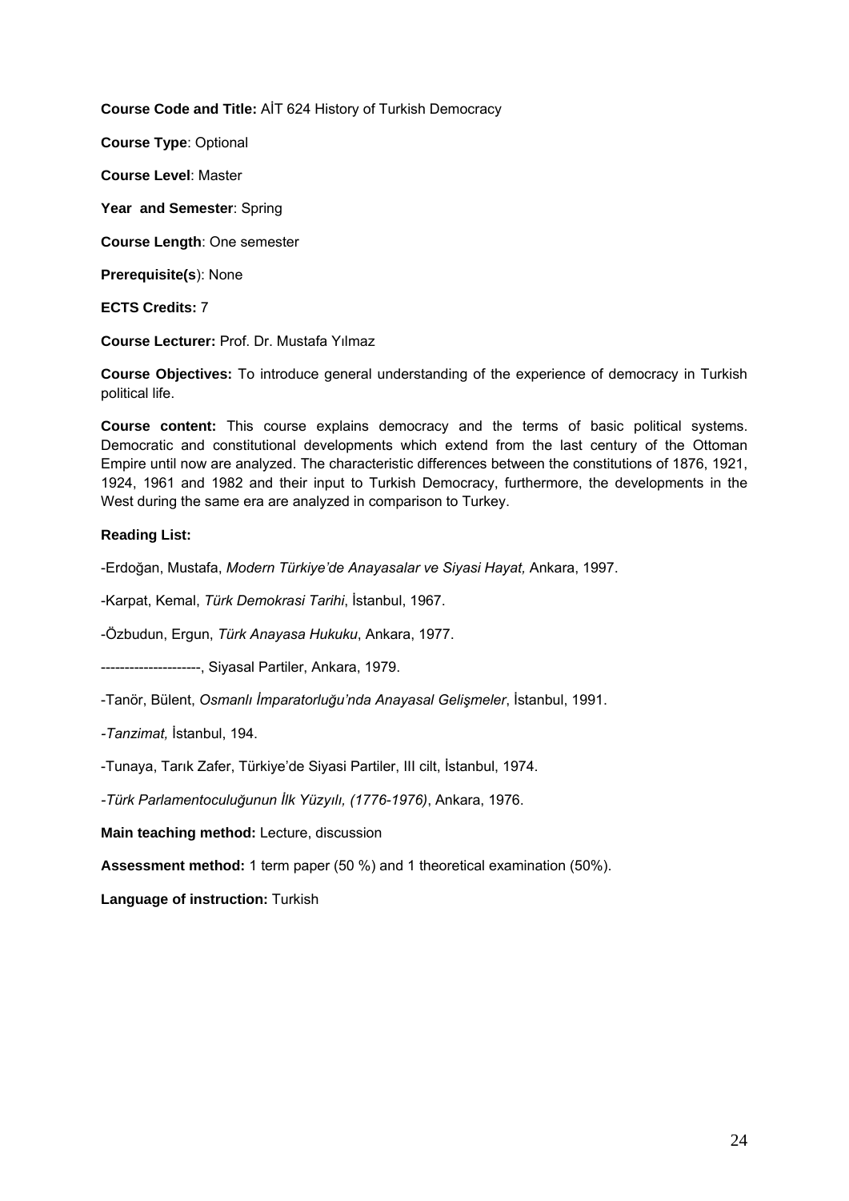**Course Code and Title:** AİT 624 History of Turkish Democracy

**Course Type**: Optional

**Course Level**: Master

**Year and Semester**: Spring

**Course Length**: One semester

**Prerequisite(s**): None

**ECTS Credits:** 7

**Course Lecturer:** Prof. Dr. Mustafa Yılmaz

**Course Objectives:** To introduce general understanding of the experience of democracy in Turkish political life.

**Course content:** This course explains democracy and the terms of basic political systems. Democratic and constitutional developments which extend from the last century of the Ottoman Empire until now are analyzed. The characteristic differences between the constitutions of 1876, 1921, 1924, 1961 and 1982 and their input to Turkish Democracy, furthermore, the developments in the West during the same era are analyzed in comparison to Turkey.

**Reading List:**

-Erdoğan, Mustafa, *Modern Türkiye'de Anayasalar ve Siyasi Hayat,* Ankara, 1997.

-Karpat, Kemal, *Türk Demokrasi Tarihi*, İstanbul, 1967.

-Özbudun, Ergun, *Türk Anayasa Hukuku*, Ankara, 1977.

---------------------, Siyasal Partiler, Ankara, 1979.

-Tanör, Bülent, *Osmanlı İmparatorluğu'nda Anayasal Gelişmeler*, İstanbul, 1991.

-*Tanzimat,* İstanbul, 194.

-Tunaya, Tarık Zafer, Türkiye'de Siyasi Partiler, III cilt, İstanbul, 1974.

-*Türk Parlamentoculuğunun İlk Yüzyılı, (1776-1976)*, Ankara, 1976.

**Main teaching method:** Lecture, discussion

**Assessment method:** 1 term paper (50 %) and 1 theoretical examination (50%).

**Language of instruction:** Turkish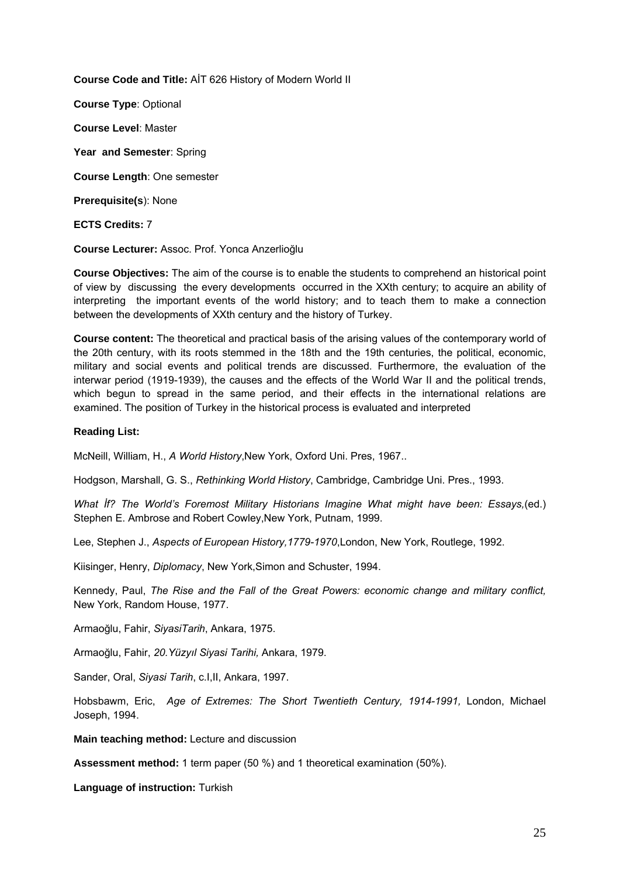**Course Code and Title:** AİT 626 History of Modern World II

**Course Type**: Optional

**Course Level**: Master

**Year and Semester**: Spring

**Course Length**: One semester

**Prerequisite(s**): None

**ECTS Credits:** 7

**Course Lecturer:** Assoc. Prof. Yonca Anzerlioğlu

**Course Objectives:** The aim of the course is to enable the students to comprehend an historical point of view by discussing the every developments occurred in the XXth century; to acquire an ability of interpreting the important events of the world history; and to teach them to make a connection between the developments of XXth century and the history of Turkey.

**Course content:** The theoretical and practical basis of the arising values of the contemporary world of the 20th century, with its roots stemmed in the 18th and the 19th centuries, the political, economic, military and social events and political trends are discussed. Furthermore, the evaluation of the interwar period (1919-1939), the causes and the effects of the World War II and the political trends, which begun to spread in the same period, and their effects in the international relations are examined. The position of Turkey in the historical process is evaluated and interpreted

**Reading List:**

McNeill, William, H., *A World History*,New York, Oxford Uni. Pres, 1967..

Hodgson, Marshall, G. S., *Rethinking World History*, Cambridge, Cambridge Uni. Pres., 1993.

*What İf? The World's Foremost Military Historians Imagine What might have been: Essays,*(ed.) Stephen E. Ambrose and Robert Cowley,New York, Putnam, 1999.

Lee, Stephen J., *Aspects of European History,1779-1970*,London, New York, Routlege, 1992.

Kiisinger, Henry, *Diplomacy*, New York,Simon and Schuster, 1994.

Kennedy, Paul, *The Rise and the Fall of the Great Powers: economic change and military conflict,* New York, Random House, 1977.

Armaoğlu, Fahir, *SiyasiTarih*, Ankara, 1975.

Armaoğlu, Fahir, *20.Yüzyıl Siyasi Tarihi,* Ankara, 1979.

Sander, Oral, *Siyasi Tarih*, c.I,II, Ankara, 1997.

Hobsbawm, Eric, *Age of Extremes: The Short Twentieth Century, 1914-1991,* London, Michael Joseph, 1994.

**Main teaching method:** Lecture and discussion

**Assessment method:** 1 term paper (50 %) and 1 theoretical examination (50%).

**Language of instruction:** Turkish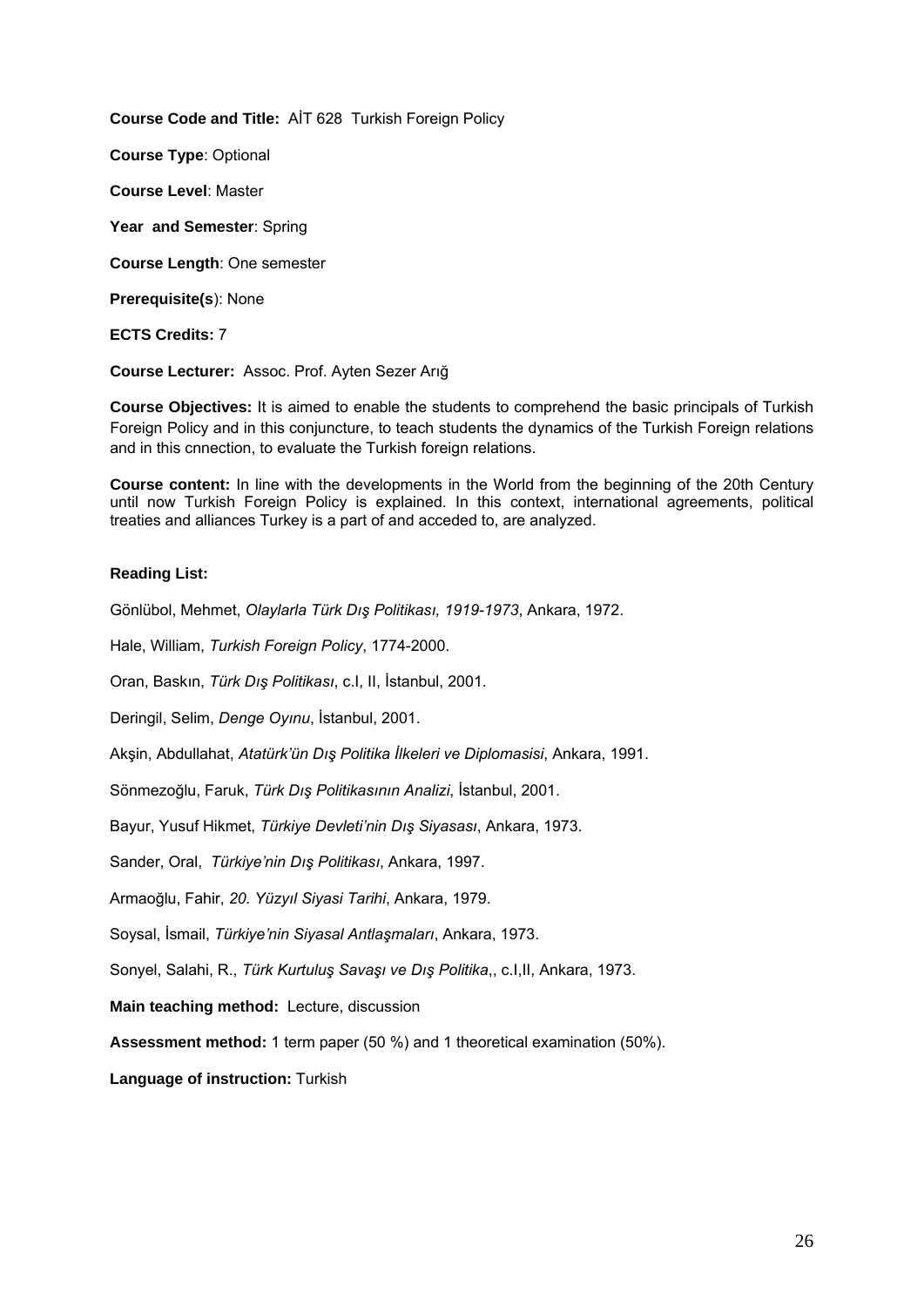**Course Code and Title:** AİT 628 Turkish Foreign Policy

**Course Type**: Optional

**Course Level**: Master

**Year and Semester**: Spring

**Course Length**: One semester

**Prerequisite(s**): None

**ECTS Credits:** 7

**Course Lecturer:** Assoc. Prof. Ayten Sezer Arığ

**Course Objectives:** It is aimed to enable the students to comprehend the basic principals of Turkish Foreign Policy and in this conjuncture, to teach students the dynamics of the Turkish Foreign relations and in this cnnection, to evaluate the Turkish foreign relations.

**Course content:** In line with the developments in the World from the beginning of the 20th Century until now Turkish Foreign Policy is explained. In this context, international agreements, political treaties and alliances Turkey is a part of and acceded to, are analyzed.

**Reading List:**

Gönlübol, Mehmet, *Olaylarla Türk Dış Politikası, 1919-1973*, Ankara, 1972.

Hale, William, *Turkish Foreign Policy*, 1774-2000.

Oran, Baskın, *Türk Dış Politikası*, c.I, II, İstanbul, 2001.

Deringil, Selim, *Denge Oyınu*, İstanbul, 2001.

Akşin, Abdullahat, *Atatürk'ün Dış Politika İlkeleri ve Diplomasisi*, Ankara, 1991.

Sönmezoğlu, Faruk, *Türk Dış Politikasının Analizi*, İstanbul, 2001.

Bayur, Yusuf Hikmet, *Türkiye Devleti'nin Dış Siyasası*, Ankara, 1973.

Sander, Oral, *Türkiye'nin Dış Politikası*, Ankara, 1997.

Armaoğlu, Fahir, *20. Yüzyıl Siyasi Tarihi*, Ankara, 1979.

Soysal, İsmail, *Türkiye'nin Siyasal Antlaşmaları*, Ankara, 1973.

Sonyel, Salahi, R., *Türk Kurtuluş Savaşı ve Dış Politika*,, c.I,II, Ankara, 1973.

**Main teaching method:** Lecture, discussion

**Assessment method:** 1 term paper (50 %) and 1 theoretical examination (50%).

**Language of instruction:** Turkish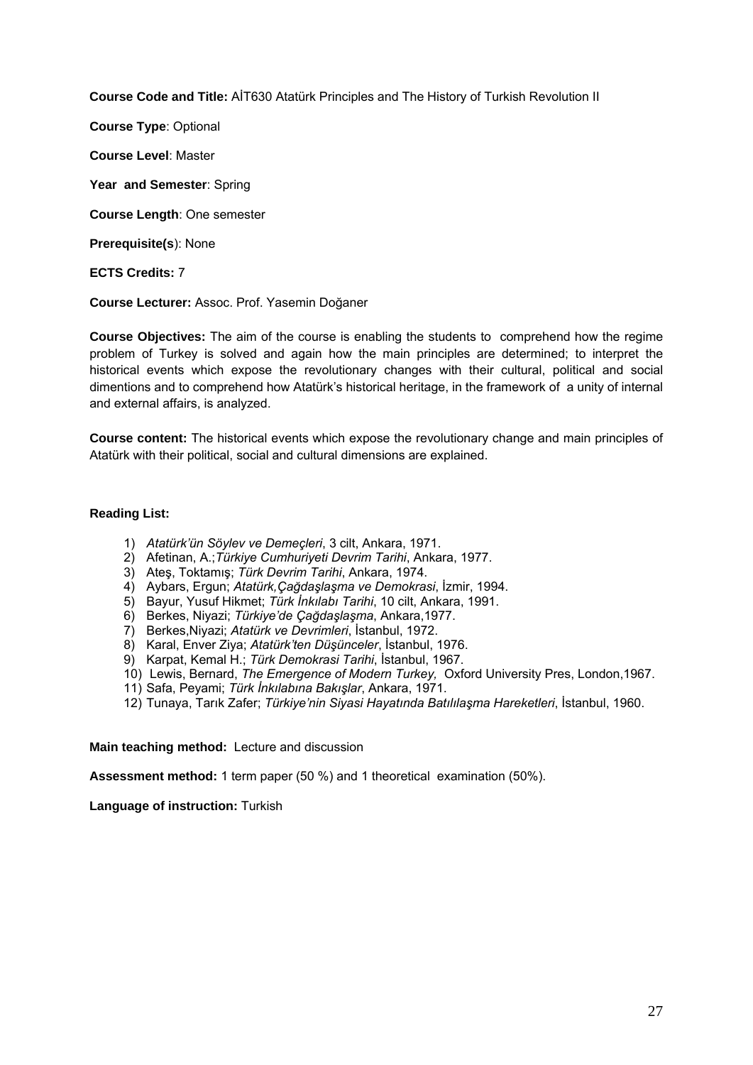**Course Code and Title:** AİT630 Atatürk Principles and The History of Turkish Revolution II

**Course Type**: Optional

**Course Level**: Master

**Year and Semester**: Spring

**Course Length**: One semester

**Prerequisite(s**): None

**ECTS Credits:** 7

**Course Lecturer:** Assoc. Prof. Yasemin Doğaner

**Course Objectives:** The aim of the course is enabling the students to comprehend how the regime problem of Turkey is solved and again how the main principles are determined; to interpret the historical events which expose the revolutionary changes with their cultural, political and social dimentions and to comprehend how Atatürk's historical heritage, in the framework of a unity of internal and external affairs, is analyzed.

**Course content:** The historical events which expose the revolutionary change and main principles of Atatürk with their political, social and cultural dimensions are explained.

**Reading List:**

1) *Atatürk'ün Söylev ve Demeçleri*, 3 cilt, Ankara, 1971.
2) Afetinan, A.;*Türkiye Cumhuriyeti Devrim Tarihi*, Ankara, 1977.
3) Ateş, Toktamış; *Türk Devrim Tarihi*, Ankara, 1974.
4) Aybars, Ergun; *Atatürk,Çağdaşlaşma ve Demokrasi*, İzmir, 1994.
5) Bayur, Yusuf Hikmet; *Türk İnkılabı Tarihi*, 10 cilt, Ankara, 1991.
6) Berkes, Niyazi; *Türkiye'de Çağdaşlaşma*, Ankara,1977.
7) Berkes,Niyazi; *Atatürk ve Devrimleri*, İstanbul, 1972.
8) Karal, Enver Ziya; *Atatürk'ten Düşünceler*, İstanbul, 1976.
9) Karpat, Kemal H.; *Türk Demokrasi Tarihi*, İstanbul, 1967.
10) Lewis, Bernard, *The Emergence of Modern Turkey,* Oxford University Pres, London,1967.
11) Safa, Peyami; *Türk İnkılabına Bakışlar*, Ankara, 1971.
12) Tunaya, Tarık Zafer; *Türkiye'nin Siyasi Hayatında Batılılaşma Hareketleri*, İstanbul, 1960.

**Main teaching method:** Lecture and discussion

**Assessment method:** 1 term paper (50 %) and 1 theoretical examination (50%).

**Language of instruction:** Turkish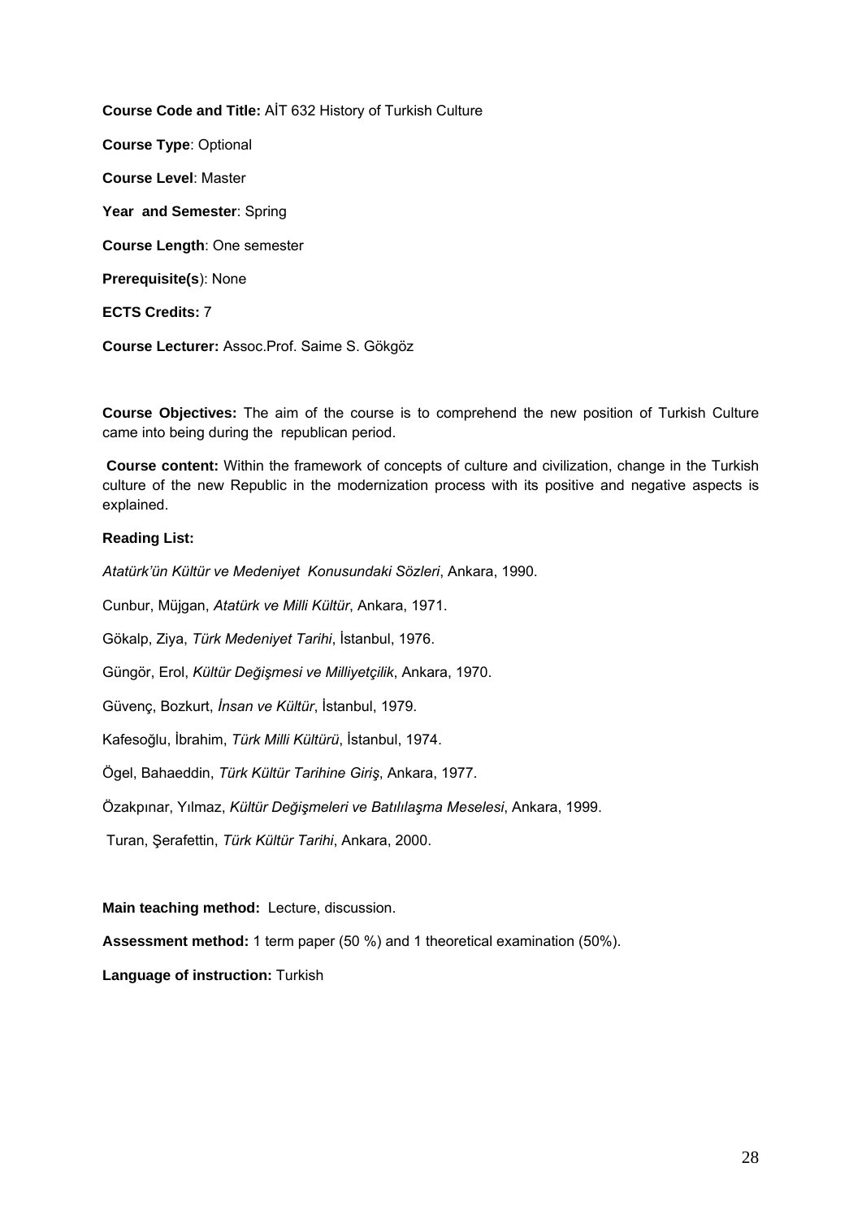**Course Code and Title:** AİT 632 History of Turkish Culture

**Course Type**: Optional

**Course Level**: Master

**Year and Semester**: Spring

**Course Length**: One semester

**Prerequisite(s**): None

**ECTS Credits:** 7

**Course Lecturer:** Assoc.Prof. Saime S. Gökgöz

**Course Objectives:** The aim of the course is to comprehend the new position of Turkish Culture came into being during the republican period.

**Course content:** Within the framework of concepts of culture and civilization, change in the Turkish culture of the new Republic in the modernization process with its positive and negative aspects is explained.

**Reading List:**

*Atatürk'ün Kültür ve Medeniyet Konusundaki Sözleri*, Ankara, 1990.

Cunbur, Müjgan, *Atatürk ve Milli Kültür*, Ankara, 1971.

Gökalp, Ziya, *Türk Medeniyet Tarihi*, İstanbul, 1976.

Güngör, Erol, *Kültür Değişmesi ve Milliyetçilik*, Ankara, 1970.

Güvenç, Bozkurt, *İnsan ve Kültür*, İstanbul, 1979.

Kafesoğlu, İbrahim, *Türk Milli Kültürü*, İstanbul, 1974.

Ögel, Bahaeddin, *Türk Kültür Tarihine Giriş*, Ankara, 1977.

Özakpınar, Yılmaz, *Kültür Değişmeleri ve Batılılaşma Meselesi*, Ankara, 1999.

Turan, Şerafettin, *Türk Kültür Tarihi*, Ankara, 2000.

**Main teaching method:** Lecture, discussion.

**Assessment method:** 1 term paper (50 %) and 1 theoretical examination (50%).

**Language of instruction:** Turkish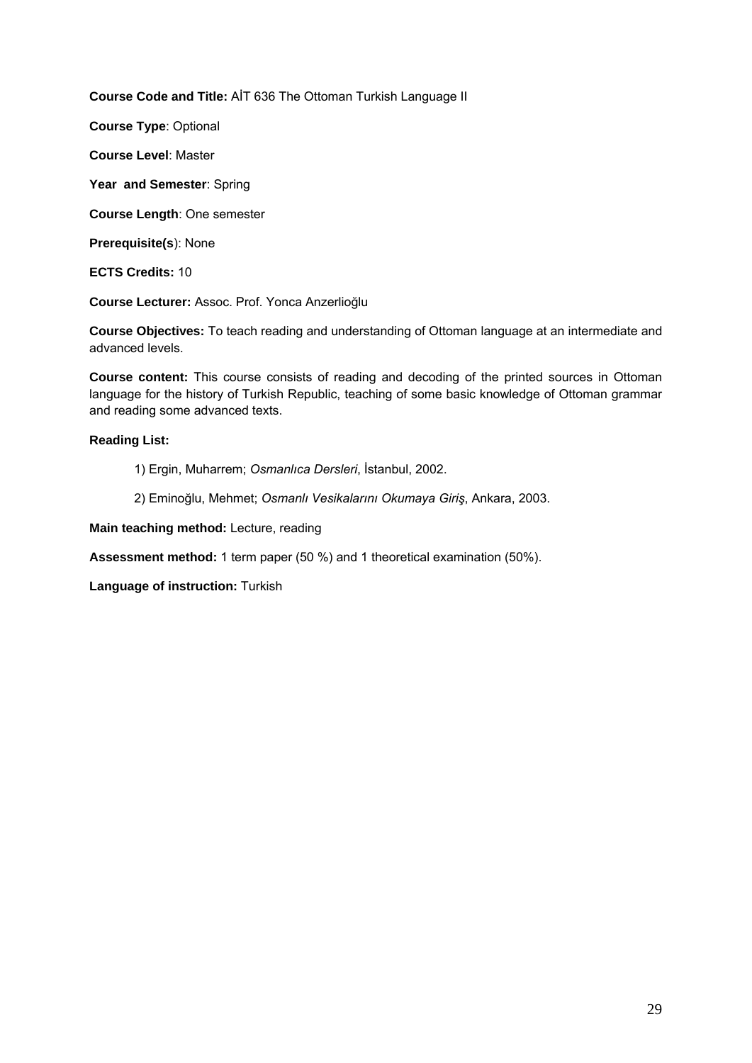**Course Code and Title:** AİT 636 The Ottoman Turkish Language II

**Course Type**: Optional

**Course Level**: Master

**Year and Semester**: Spring

**Course Length**: One semester

**Prerequisite(s**): None

**ECTS Credits:** 10

**Course Lecturer:** Assoc. Prof. Yonca Anzerlioğlu

**Course Objectives:** To teach reading and understanding of Ottoman language at an intermediate and advanced levels.

**Course content:** This course consists of reading and decoding of the printed sources in Ottoman language for the history of Turkish Republic, teaching of some basic knowledge of Ottoman grammar and reading some advanced texts.

**Reading List:**

1) Ergin, Muharrem; *Osmanlıca Dersleri*, İstanbul, 2002.

2) Eminoğlu, Mehmet; *Osmanlı Vesikalarını Okumaya Giriş*, Ankara, 2003.

**Main teaching method:** Lecture, reading

**Assessment method:** 1 term paper (50 %) and 1 theoretical examination (50%).

**Language of instruction:** Turkish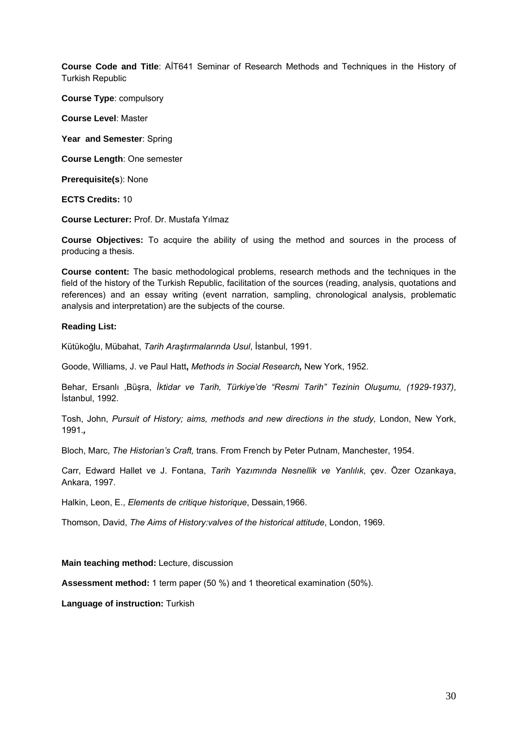**Course Code and Title**: AİT641 Seminar of Research Methods and Techniques in the History of Turkish Republic

**Course Type**: compulsory

**Course Level**: Master

**Year and Semester**: Spring

**Course Length**: One semester

**Prerequisite(s**): None

**ECTS Credits:** 10

**Course Lecturer:** Prof. Dr. Mustafa Yılmaz

**Course Objectives:** To acquire the ability of using the method and sources in the process of producing a thesis.

**Course content:** The basic methodological problems, research methods and the techniques in the field of the history of the Turkish Republic, facilitation of the sources (reading, analysis, quotations and references) and an essay writing (event narration, sampling, chronological analysis, problematic analysis and interpretation) are the subjects of the course.

**Reading List:**

Kütükoğlu, Mübahat, *Tarih Araştırmalarında Usul*, İstanbul, 1991.

Goode, Williams, J. ve Paul Hatt**,** *Methods in Social Research***,** New York, 1952.

Behar, Ersanlı ,Büşra, *İktidar ve Tarih, Türkiye'de "Resmi Tarih" Tezinin Oluşumu, (1929-1937)*, İstanbul, 1992.

Tosh, John, *Pursuit of History; aims, methods and new directions in the study,* London, New York, 1991.**,**

Bloch, Marc, *The Historian's Craft,* trans. From French by Peter Putnam, Manchester, 1954.

Carr, Edward Hallet ve J. Fontana, *Tarih Yazımında Nesnellik ve Yanlılık*, çev. Özer Ozankaya, Ankara, 1997.

Halkin, Leon, E., *Elements de critique historique*, Dessain*,*1966.

Thomson, David, *The Aims of History:valves of the historical attitude*, London, 1969.

**Main teaching method:** Lecture, discussion

**Assessment method:** 1 term paper (50 %) and 1 theoretical examination (50%).

**Language of instruction:** Turkish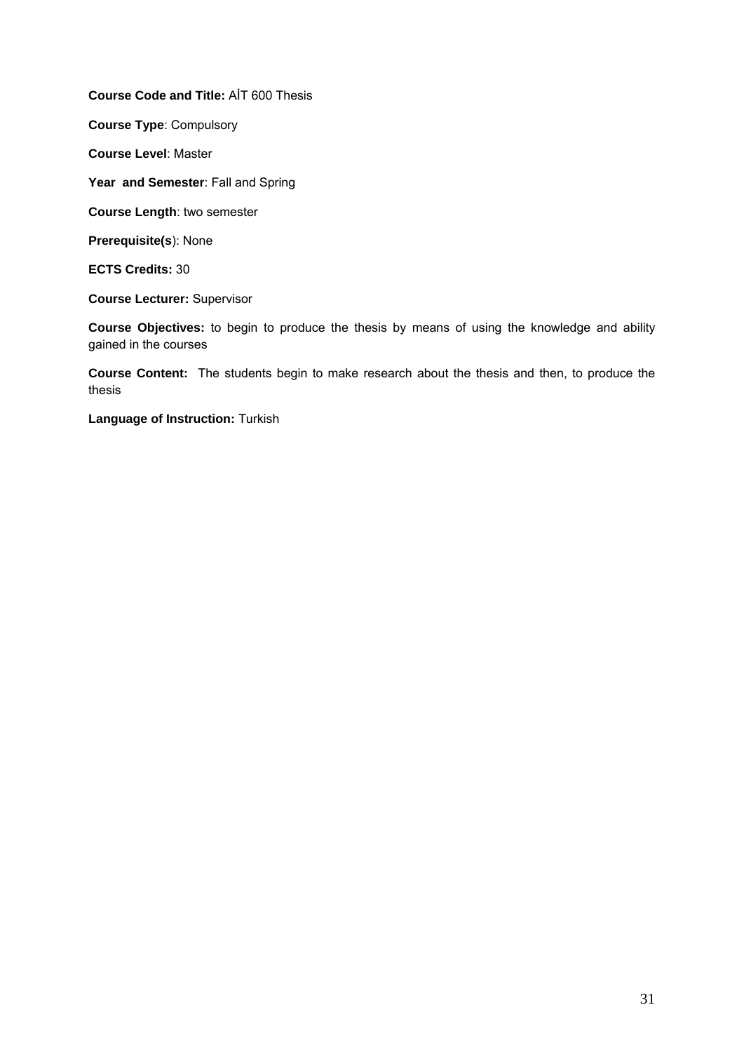**Course Code and Title:** AİT 600 Thesis

**Course Type**: Compulsory

**Course Level**: Master

**Year  and Semester**: Fall and Spring

**Course Length**: two semester

**Prerequisite(s**): None

**ECTS Credits:** 30

**Course Lecturer:** Supervisor

**Course Objectives:** to begin to produce the thesis by means of using the knowledge and ability gained in the courses

**Course Content:**  The students begin to make research about the thesis and then, to produce the thesis

**Language of Instruction:** Turkish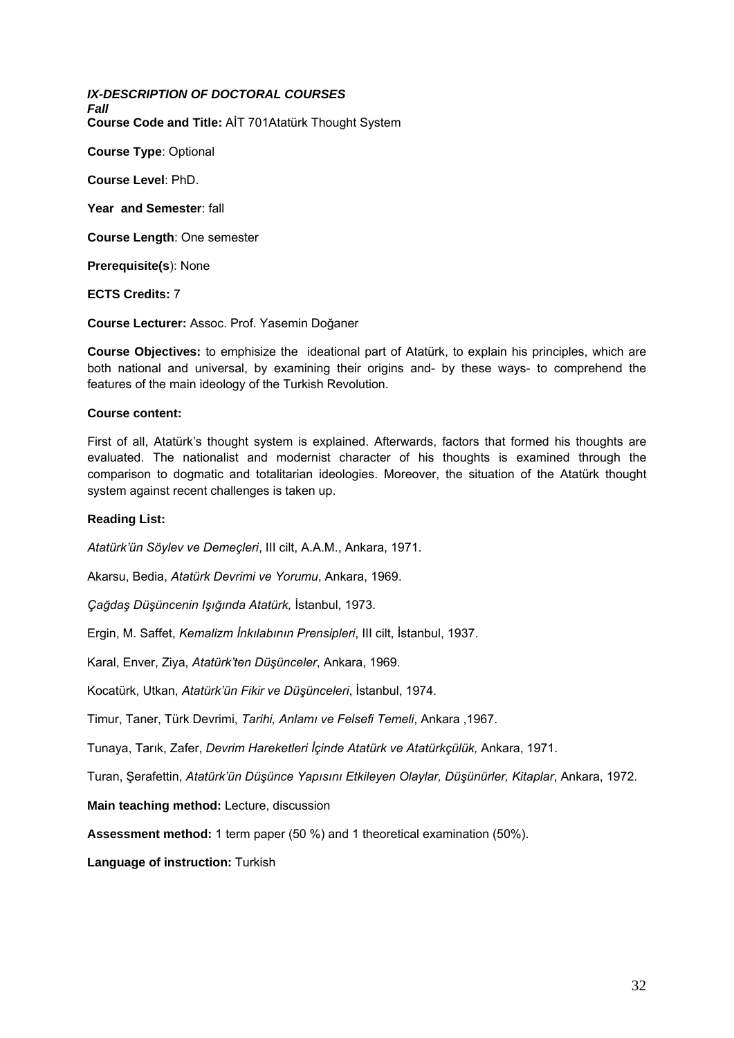***IX-DESCRIPTION OF DOCTORAL COURSES***

***Fall***

**Course Code and Title:** AİT 701Atatürk Thought System

**Course Type**: Optional

**Course Level**: PhD.

**Year and Semester**: fall

**Course Length**: One semester

**Prerequisite(s**): None

**ECTS Credits:** 7

**Course Lecturer:** Assoc. Prof. Yasemin Doğaner

**Course Objectives:** to emphisize the ideational part of Atatürk, to explain his principles, which are both national and universal, by examining their origins and- by these ways- to comprehend the features of the main ideology of the Turkish Revolution.

**Course content:**

First of all, Atatürk's thought system is explained. Afterwards, factors that formed his thoughts are evaluated. The nationalist and modernist character of his thoughts is examined through the comparison to dogmatic and totalitarian ideologies. Moreover, the situation of the Atatürk thought system against recent challenges is taken up.

**Reading List:**

*Atatürk'ün Söylev ve Demeçleri*, III cilt, A.A.M., Ankara, 1971.

Akarsu, Bedia, *Atatürk Devrimi ve Yorumu*, Ankara, 1969.

*Çağdaş Düşüncenin Işığında Atatürk,* İstanbul, 1973.

Ergin, M. Saffet, *Kemalizm İnkılabının Prensipleri*, III cilt, İstanbul, 1937.

Karal, Enver, Ziya, *Atatürk'ten Düşünceler*, Ankara, 1969.

Kocatürk, Utkan, *Atatürk'ün Fikir ve Düşünceleri*, İstanbul, 1974.

Timur, Taner, Türk Devrimi, *Tarihi, Anlamı ve Felsefi Temeli*, Ankara ,1967.

Tunaya, Tarık, Zafer, *Devrim Hareketleri İçinde Atatürk ve Atatürkçülük,* Ankara, 1971.

Turan, Şerafettin, *Atatürk'ün Düşünce Yapısını Etkileyen Olaylar, Düşünürler, Kitaplar*, Ankara, 1972.

**Main teaching method:** Lecture, discussion

**Assessment method:** 1 term paper (50 %) and 1 theoretical examination (50%).

**Language of instruction:** Turkish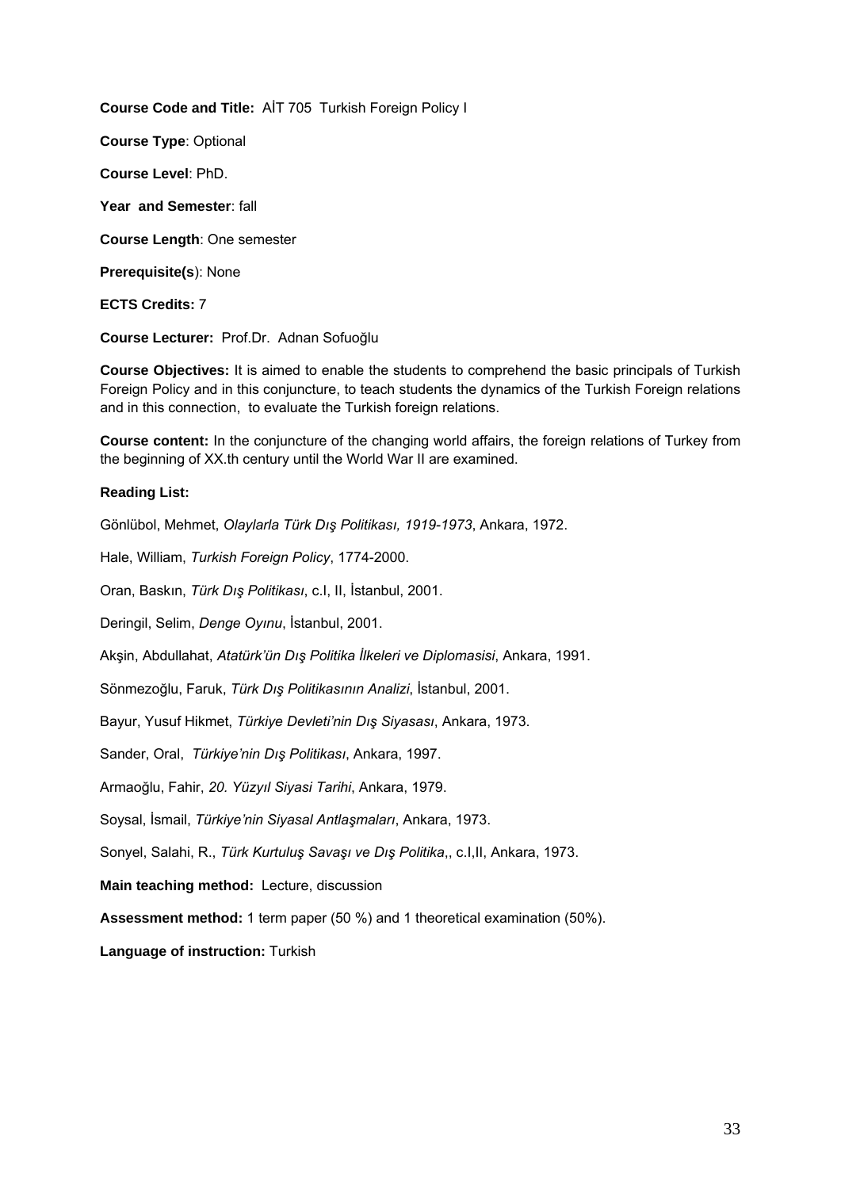**Course Code and Title:** AİT 705 Turkish Foreign Policy I

**Course Type**: Optional

**Course Level**: PhD.

**Year and Semester**: fall

**Course Length**: One semester

**Prerequisite(s**): None

**ECTS Credits:** 7

**Course Lecturer:** Prof.Dr. Adnan Sofuoğlu

**Course Objectives:** It is aimed to enable the students to comprehend the basic principals of Turkish Foreign Policy and in this conjuncture, to teach students the dynamics of the Turkish Foreign relations and in this connection, to evaluate the Turkish foreign relations.

**Course content:** In the conjuncture of the changing world affairs, the foreign relations of Turkey from the beginning of XX.th century until the World War II are examined.

**Reading List:**

Gönlübol, Mehmet, *Olaylarla Türk Dış Politikası, 1919-1973*, Ankara, 1972.

Hale, William, *Turkish Foreign Policy*, 1774-2000.

Oran, Baskın, *Türk Dış Politikası*, c.I, II, İstanbul, 2001.

Deringil, Selim, *Denge Oyınu*, İstanbul, 2001.

Akşin, Abdullahat, *Atatürk'ün Dış Politika İlkeleri ve Diplomasisi*, Ankara, 1991.

Sönmezoğlu, Faruk, *Türk Dış Politikasının Analizi*, İstanbul, 2001.

Bayur, Yusuf Hikmet, *Türkiye Devleti'nin Dış Siyasası*, Ankara, 1973.

Sander, Oral, *Türkiye'nin Dış Politikası*, Ankara, 1997.

Armaoğlu, Fahir, *20. Yüzyıl Siyasi Tarihi*, Ankara, 1979.

Soysal, İsmail, *Türkiye'nin Siyasal Antlaşmaları*, Ankara, 1973.

Sonyel, Salahi, R., *Türk Kurtuluş Savaşı ve Dış Politika*,, c.I,II, Ankara, 1973.

**Main teaching method:** Lecture, discussion

**Assessment method:** 1 term paper (50 %) and 1 theoretical examination (50%).

**Language of instruction:** Turkish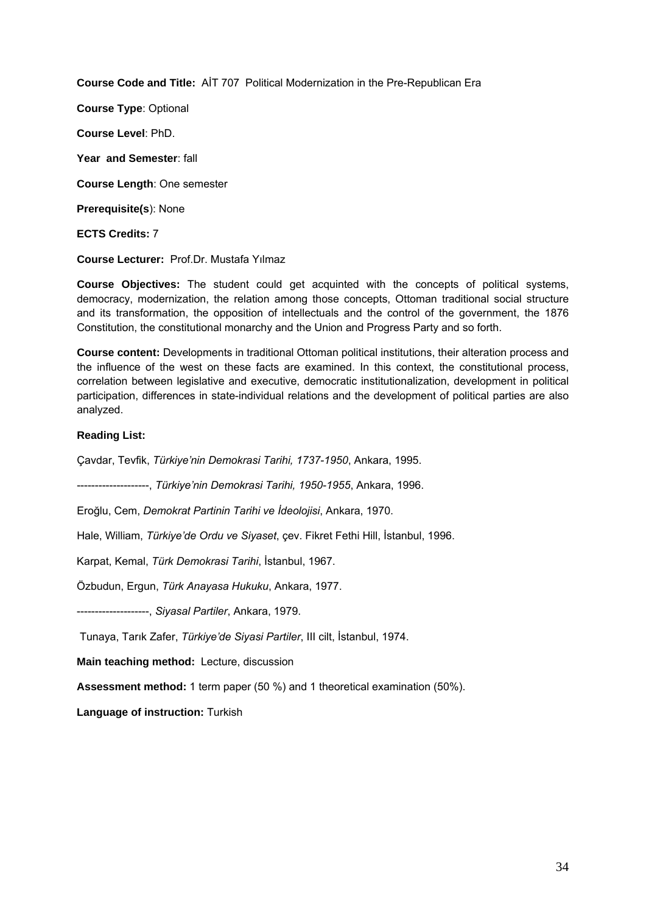**Course Code and Title:** AİT 707 Political Modernization in the Pre-Republican Era

**Course Type**: Optional

**Course Level**: PhD.

**Year and Semester**: fall

**Course Length**: One semester

**Prerequisite(s**): None

**ECTS Credits:** 7

**Course Lecturer:** Prof.Dr. Mustafa Yılmaz

**Course Objectives:** The student could get acquinted with the concepts of political systems, democracy, modernization, the relation among those concepts, Ottoman traditional social structure and its transformation, the opposition of intellectuals and the control of the government, the 1876 Constitution, the constitutional monarchy and the Union and Progress Party and so forth.

**Course content:** Developments in traditional Ottoman political institutions, their alteration process and the influence of the west on these facts are examined. In this context, the constitutional process, correlation between legislative and executive, democratic institutionalization, development in political participation, differences in state-individual relations and the development of political parties are also analyzed.

**Reading List:**

Çavdar, Tevfik, *Türkiye'nin Demokrasi Tarihi, 1737-1950*, Ankara, 1995.

--------------------, *Türkiye'nin Demokrasi Tarihi, 1950-1955*, Ankara, 1996.

Eroğlu, Cem, *Demokrat Partinin Tarihi ve İdeolojisi*, Ankara, 1970.

Hale, William, *Türkiye'de Ordu ve Siyaset*, çev. Fikret Fethi Hill, İstanbul, 1996.

Karpat, Kemal, *Türk Demokrasi Tarihi*, İstanbul, 1967.

Özbudun, Ergun, *Türk Anayasa Hukuku*, Ankara, 1977.

--------------------, *Siyasal Partiler*, Ankara, 1979.

Tunaya, Tarık Zafer, *Türkiye'de Siyasi Partiler*, III cilt, İstanbul, 1974.

**Main teaching method:** Lecture, discussion

**Assessment method:** 1 term paper (50 %) and 1 theoretical examination (50%).

**Language of instruction:** Turkish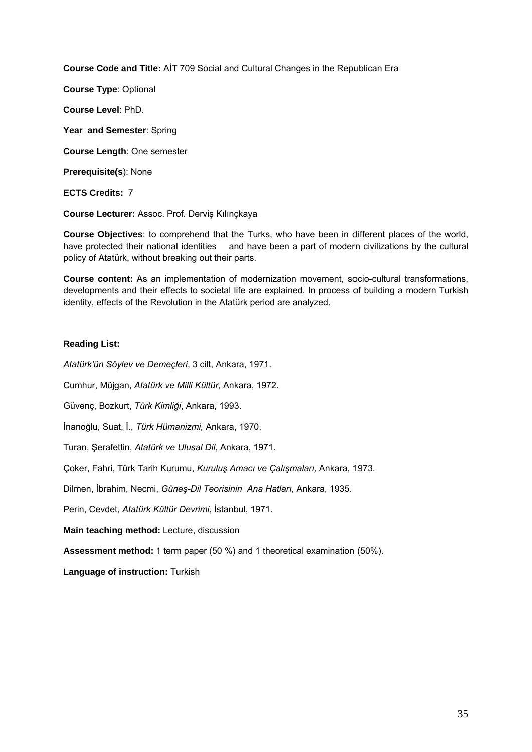**Course Code and Title:** AİT 709 Social and Cultural Changes in the Republican Era

**Course Type**: Optional

**Course Level**: PhD.

**Year and Semester**: Spring

**Course Length**: One semester

**Prerequisite(s**): None

**ECTS Credits:** 7

**Course Lecturer:** Assoc. Prof. Derviş Kılınçkaya

**Course Objectives**: to comprehend that the Turks, who have been in different places of the world, have protected their national identities and have been a part of modern civilizations by the cultural policy of Atatürk, without breaking out their parts.

**Course content:** As an implementation of modernization movement, socio-cultural transformations, developments and their effects to societal life are explained. In process of building a modern Turkish identity, effects of the Revolution in the Atatürk period are analyzed.

**Reading List:**

*Atatürk'ün Söylev ve Demeçleri*, 3 cilt, Ankara, 1971.

Cumhur, Müjgan, *Atatürk ve Milli Kültür*, Ankara, 1972.

Güvenç, Bozkurt, *Türk Kimliği*, Ankara, 1993.

İnanoğlu, Suat, İ., *Türk Hümanizmi,* Ankara, 1970.

Turan, Şerafettin, *Atatürk ve Ulusal Dil*, Ankara, 1971.

Çoker, Fahri, Türk Tarih Kurumu, *Kuruluş Amacı ve Çalışmaları,* Ankara, 1973.

Dilmen, İbrahim, Necmi, *Güneş-Dil Teorisinin Ana Hatları*, Ankara, 1935.

Perin, Cevdet, *Atatürk Kültür Devrimi*, İstanbul, 1971.

**Main teaching method:** Lecture, discussion

**Assessment method:** 1 term paper (50 %) and 1 theoretical examination (50%).

**Language of instruction:** Turkish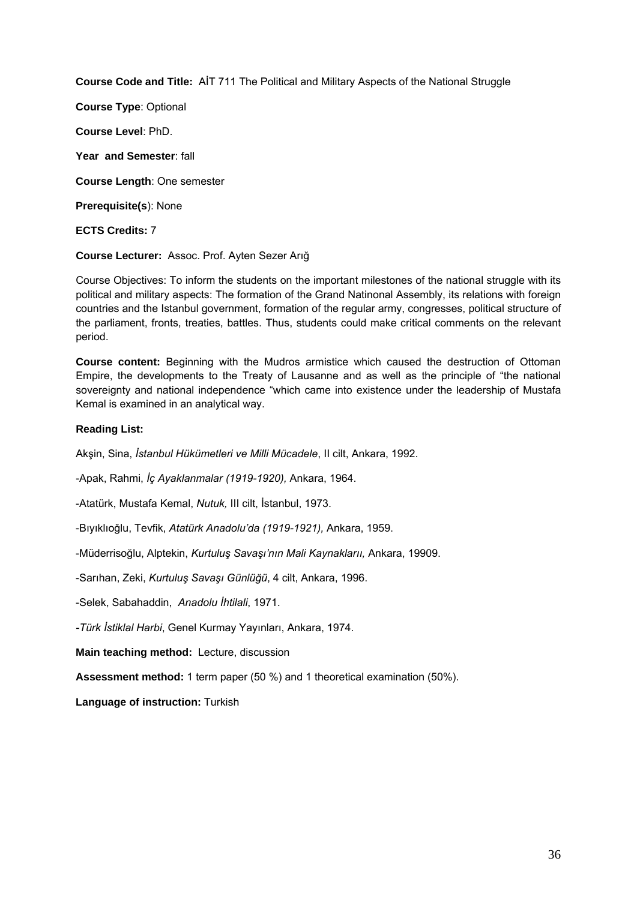**Course Code and Title:** AİT 711 The Political and Military Aspects of the National Struggle

**Course Type**: Optional

**Course Level**: PhD.

**Year and Semester**: fall

**Course Length**: One semester

**Prerequisite(s**): None

**ECTS Credits:** 7

**Course Lecturer:** Assoc. Prof. Ayten Sezer Arığ

Course Objectives: To inform the students on the important milestones of the national struggle with its political and military aspects: The formation of the Grand Natinonal Assembly, its relations with foreign countries and the Istanbul government, formation of the regular army, congresses, political structure of the parliament, fronts, treaties, battles. Thus, students could make critical comments on the relevant period.

**Course content:** Beginning with the Mudros armistice which caused the destruction of Ottoman Empire, the developments to the Treaty of Lausanne and as well as the principle of "the national sovereignty and national independence "which came into existence under the leadership of Mustafa Kemal is examined in an analytical way.

**Reading List:**

Akşin, Sina, *İstanbul Hükümetleri ve Milli Mücadele*, II cilt, Ankara, 1992.

-Apak, Rahmi, *İç Ayaklanmalar (1919-1920),* Ankara, 1964.

-Atatürk, Mustafa Kemal, *Nutuk,* III cilt, İstanbul, 1973.

-Bıyıklıoğlu, Tevfik, *Atatürk Anadolu'da (1919-1921),* Ankara, 1959.

-Müderrisoğlu, Alptekin, *Kurtuluş Savaşı'nın Mali Kaynaklarıı,* Ankara, 19909.

-Sarıhan, Zeki, *Kurtuluş Savaşı Günlüğü*, 4 cilt, Ankara, 1996.

-Selek, Sabahaddin, *Anadolu İhtilali*, 1971.

-*Türk İstiklal Harbi*, Genel Kurmay Yayınları, Ankara, 1974.

**Main teaching method:** Lecture, discussion

**Assessment method:** 1 term paper (50 %) and 1 theoretical examination (50%).

**Language of instruction:** Turkish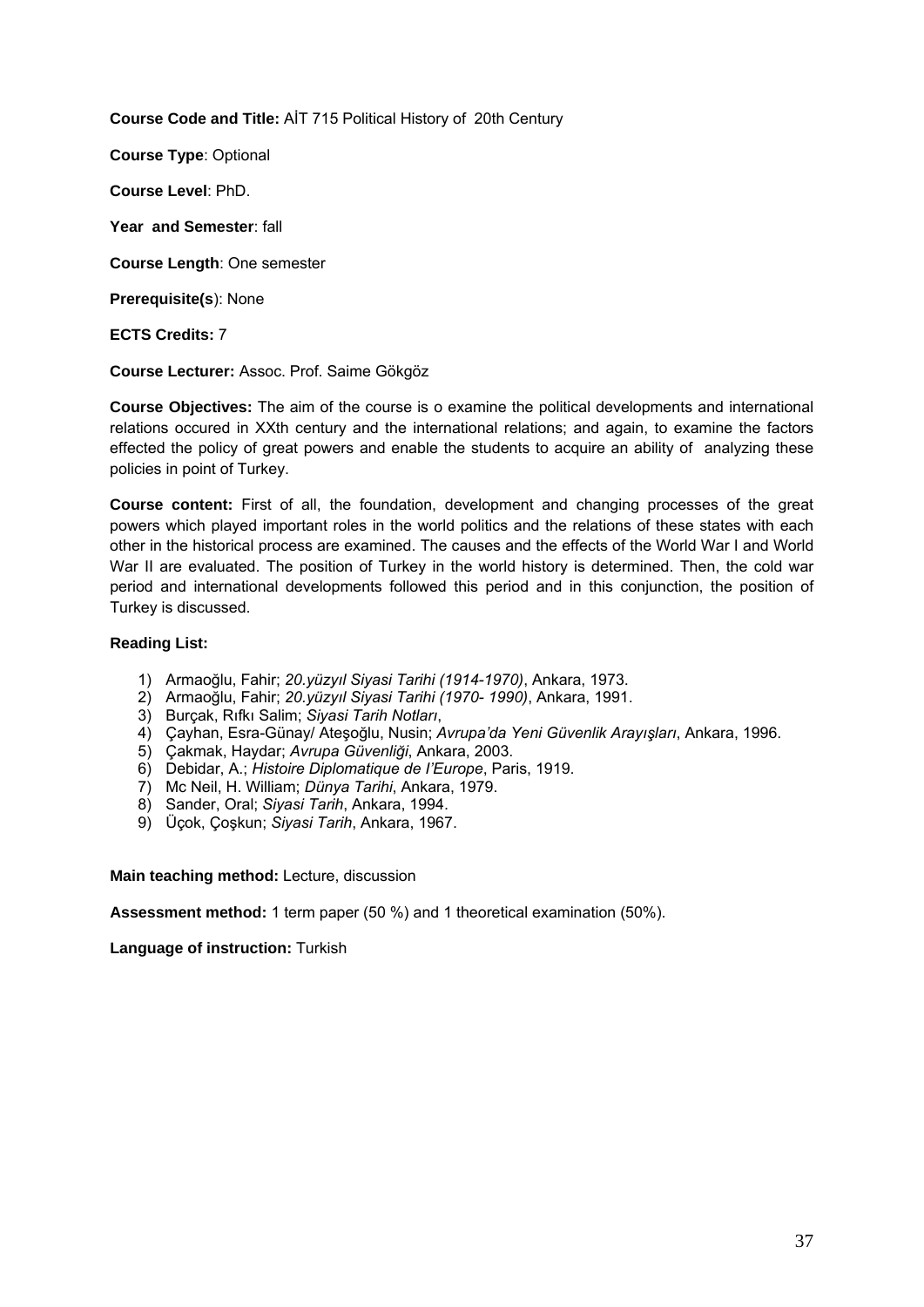**Course Code and Title:** AİT 715 Political History of 20th Century

**Course Type**: Optional

**Course Level**: PhD.

**Year and Semester**: fall

**Course Length**: One semester

**Prerequisite(s**): None

**ECTS Credits:** 7

**Course Lecturer:** Assoc. Prof. Saime Gökgöz

**Course Objectives:** The aim of the course is o examine the political developments and international relations occured in XXth century and the international relations; and again, to examine the factors effected the policy of great powers and enable the students to acquire an ability of analyzing these policies in point of Turkey.

**Course content:** First of all, the foundation, development and changing processes of the great powers which played important roles in the world politics and the relations of these states with each other in the historical process are examined. The causes and the effects of the World War I and World War II are evaluated. The position of Turkey in the world history is determined. Then, the cold war period and international developments followed this period and in this conjunction, the position of Turkey is discussed.

**Reading List:**

1) Armaoğlu, Fahir; *20.yüzyıl Siyasi Tarihi (1914-1970)*, Ankara, 1973.
2) Armaoğlu, Fahir; *20.yüzyıl Siyasi Tarihi (1970- 1990)*, Ankara, 1991.
3) Burçak, Rıfkı Salim; *Siyasi Tarih Notları*,
4) Çayhan, Esra-Günay/ Ateşoğlu, Nusin; *Avrupa'da Yeni Güvenlik Arayışları*, Ankara, 1996.
5) Çakmak, Haydar; *Avrupa Güvenliği*, Ankara, 2003.
6) Debidar, A.; *Histoire Diplomatique de l'Europe*, Paris, 1919.
7) Mc Neil, H. William; *Dünya Tarihi*, Ankara, 1979.
8) Sander, Oral; *Siyasi Tarih*, Ankara, 1994.
9) Üçok, Çoşkun; *Siyasi Tarih*, Ankara, 1967.

**Main teaching method:** Lecture, discussion

**Assessment method:** 1 term paper (50 %) and 1 theoretical examination (50%).

**Language of instruction:** Turkish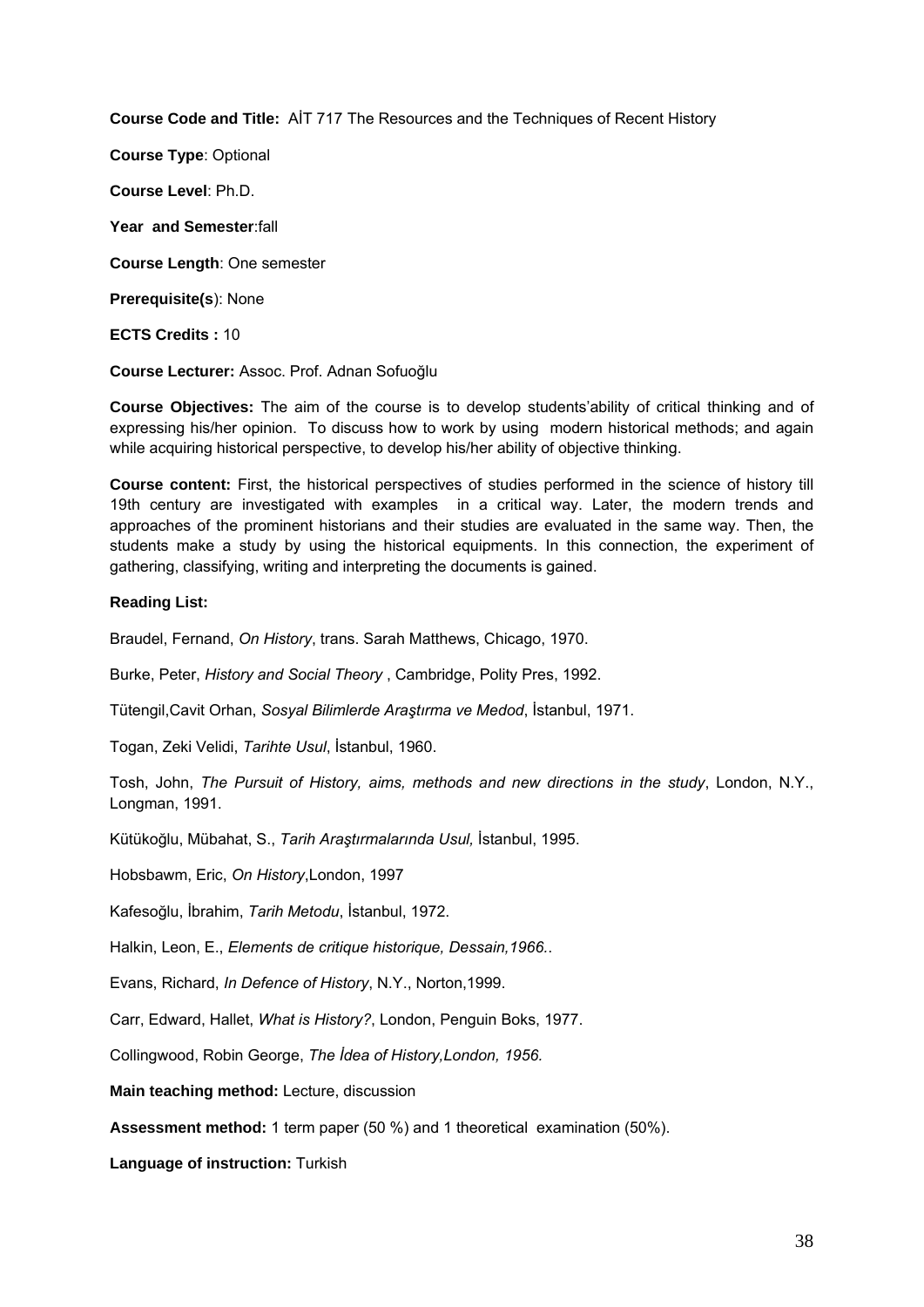**Course Code and Title:** AİT 717 The Resources and the Techniques of Recent History

**Course Type**: Optional

**Course Level**: Ph.D.

**Year and Semester**:fall

**Course Length**: One semester

**Prerequisite(s**): None

**ECTS Credits :** 10

**Course Lecturer:** Assoc. Prof. Adnan Sofuoğlu

**Course Objectives:** The aim of the course is to develop students'ability of critical thinking and of expressing his/her opinion. To discuss how to work by using modern historical methods; and again while acquiring historical perspective, to develop his/her ability of objective thinking.

**Course content:** First, the historical perspectives of studies performed in the science of history till 19th century are investigated with examples in a critical way. Later, the modern trends and approaches of the prominent historians and their studies are evaluated in the same way. Then, the students make a study by using the historical equipments. In this connection, the experiment of gathering, classifying, writing and interpreting the documents is gained.

**Reading List:**

Braudel, Fernand, *On History*, trans. Sarah Matthews, Chicago, 1970.

Burke, Peter, *History and Social Theory* , Cambridge, Polity Pres, 1992.

Tütengil,Cavit Orhan, *Sosyal Bilimlerde Araştırma ve Medod*, İstanbul, 1971.

Togan, Zeki Velidi, *Tarihte Usul*, İstanbul, 1960.

Tosh, John, *The Pursuit of History, aims, methods and new directions in the study*, London, N.Y., Longman, 1991.

Kütükoğlu, Mübahat, S., *Tarih Araştırmalarında Usul,* İstanbul, 1995.

Hobsbawm, Eric, *On History*,London, 1997

Kafesoğlu, İbrahim, *Tarih Metodu*, İstanbul, 1972.

Halkin, Leon, E., *Elements de critique historique, Dessain,1966.*.

Evans, Richard, *In Defence of History*, N.Y., Norton,1999.

Carr, Edward, Hallet, *What is History?*, London, Penguin Boks, 1977.

Collingwood, Robin George, *The İdea of History,London, 1956.*

**Main teaching method:** Lecture, discussion

**Assessment method:** 1 term paper (50 %) and 1 theoretical examination (50%).

**Language of instruction:** Turkish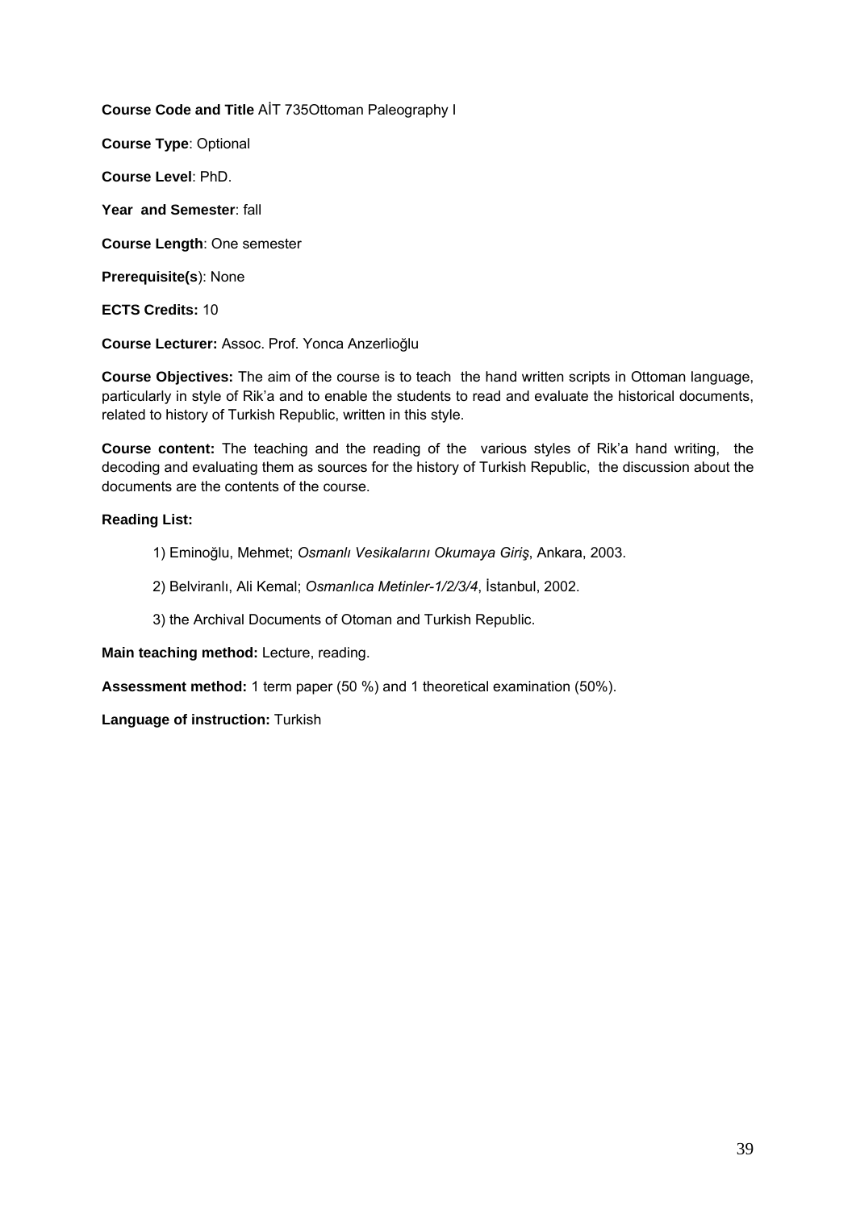**Course Code and Title** AİT 735Ottoman Paleography I

**Course Type**: Optional

**Course Level**: PhD.

**Year and Semester**: fall

**Course Length**: One semester

**Prerequisite(s**): None

**ECTS Credits:** 10

**Course Lecturer:** Assoc. Prof. Yonca Anzerlioğlu

**Course Objectives:** The aim of the course is to teach the hand written scripts in Ottoman language, particularly in style of Rik'a and to enable the students to read and evaluate the historical documents, related to history of Turkish Republic, written in this style.

**Course content:** The teaching and the reading of the various styles of Rik'a hand writing, the decoding and evaluating them as sources for the history of Turkish Republic, the discussion about the documents are the contents of the course.

**Reading List:**

1) Eminoğlu, Mehmet; *Osmanlı Vesikalarını Okumaya Giriş*, Ankara, 2003.

2) Belviranlı, Ali Kemal; *Osmanlıca Metinler-1/2/3/4*, İstanbul, 2002.

3) the Archival Documents of Otoman and Turkish Republic.

**Main teaching method:** Lecture, reading.

**Assessment method:** 1 term paper (50 %) and 1 theoretical examination (50%).

**Language of instruction:** Turkish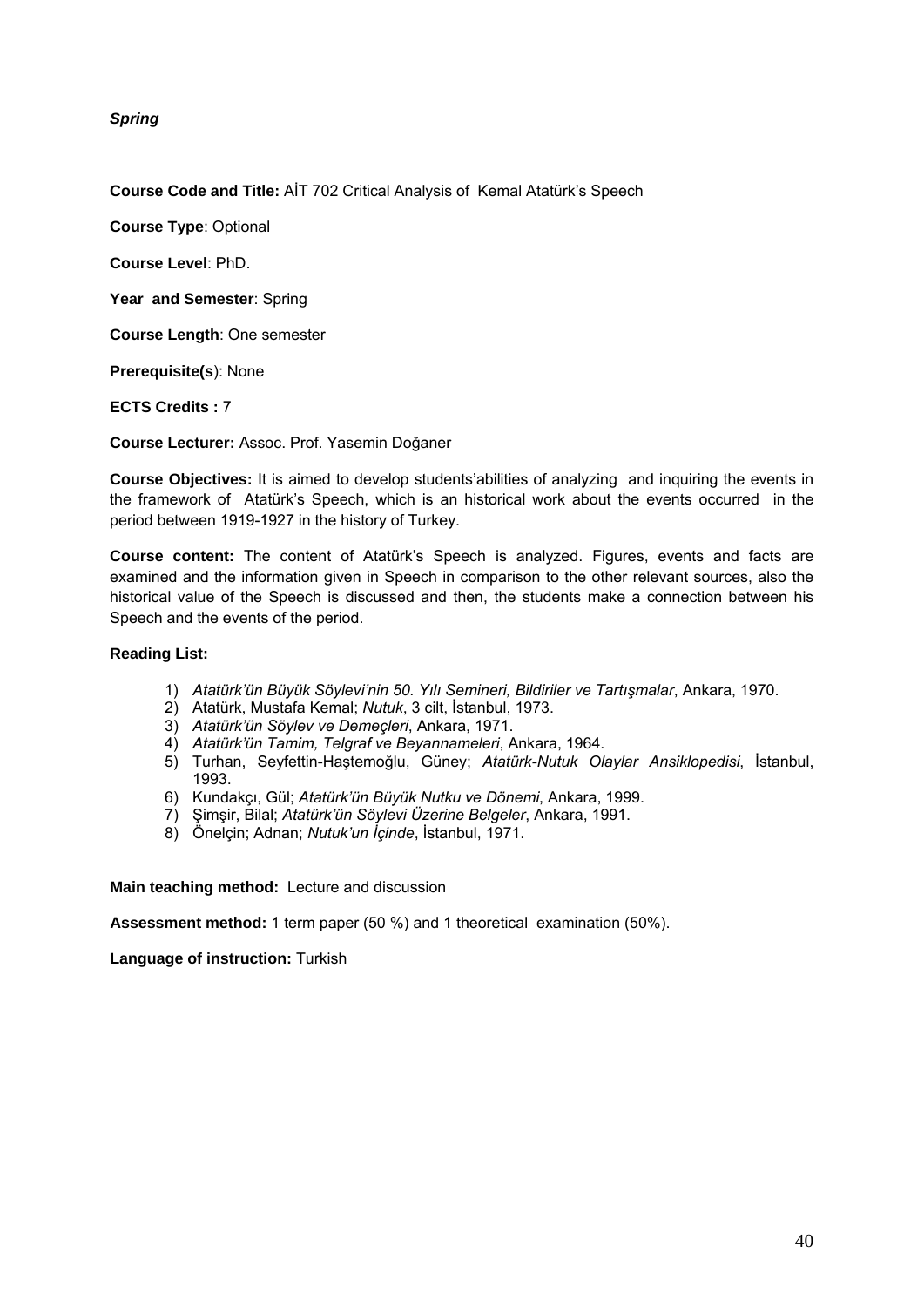***Spring***

**Course Code and Title:** AİT 702 Critical Analysis of Kemal Atatürk's Speech

**Course Type**: Optional

**Course Level**: PhD.

**Year and Semester**: Spring

**Course Length**: One semester

**Prerequisite(s**): None

**ECTS Credits :** 7

**Course Lecturer:** Assoc. Prof. Yasemin Doğaner

**Course Objectives:** It is aimed to develop students'abilities of analyzing and inquiring the events in the framework of Atatürk's Speech, which is an historical work about the events occurred in the period between 1919-1927 in the history of Turkey.

**Course content:** The content of Atatürk's Speech is analyzed. Figures, events and facts are examined and the information given in Speech in comparison to the other relevant sources, also the historical value of the Speech is discussed and then, the students make a connection between his Speech and the events of the period.

**Reading List:**

1) *Atatürk'ün Büyük Söylevi'nin 50. Yılı Semineri, Bildiriler ve Tartışmalar*, Ankara, 1970.
2) Atatürk, Mustafa Kemal; *Nutuk*, 3 cilt, İstanbul, 1973.
3) *Atatürk'ün Söylev ve Demeçleri*, Ankara, 1971.
4) *Atatürk'ün Tamim, Telgraf ve Beyannameleri*, Ankara, 1964.
5) Turhan, Seyfettin-Haştemoğlu, Güney; *Atatürk-Nutuk Olaylar Ansiklopedisi*, İstanbul, 1993.
6) Kundakçı, Gül; *Atatürk'ün Büyük Nutku ve Dönemi*, Ankara, 1999.
7) Şimşir, Bilal; *Atatürk'ün Söylevi Üzerine Belgeler*, Ankara, 1991.
8) Önelçin; Adnan; *Nutuk'un İçinde*, İstanbul, 1971.

**Main teaching method:** Lecture and discussion

**Assessment method:** 1 term paper (50 %) and 1 theoretical examination (50%).

**Language of instruction:** Turkish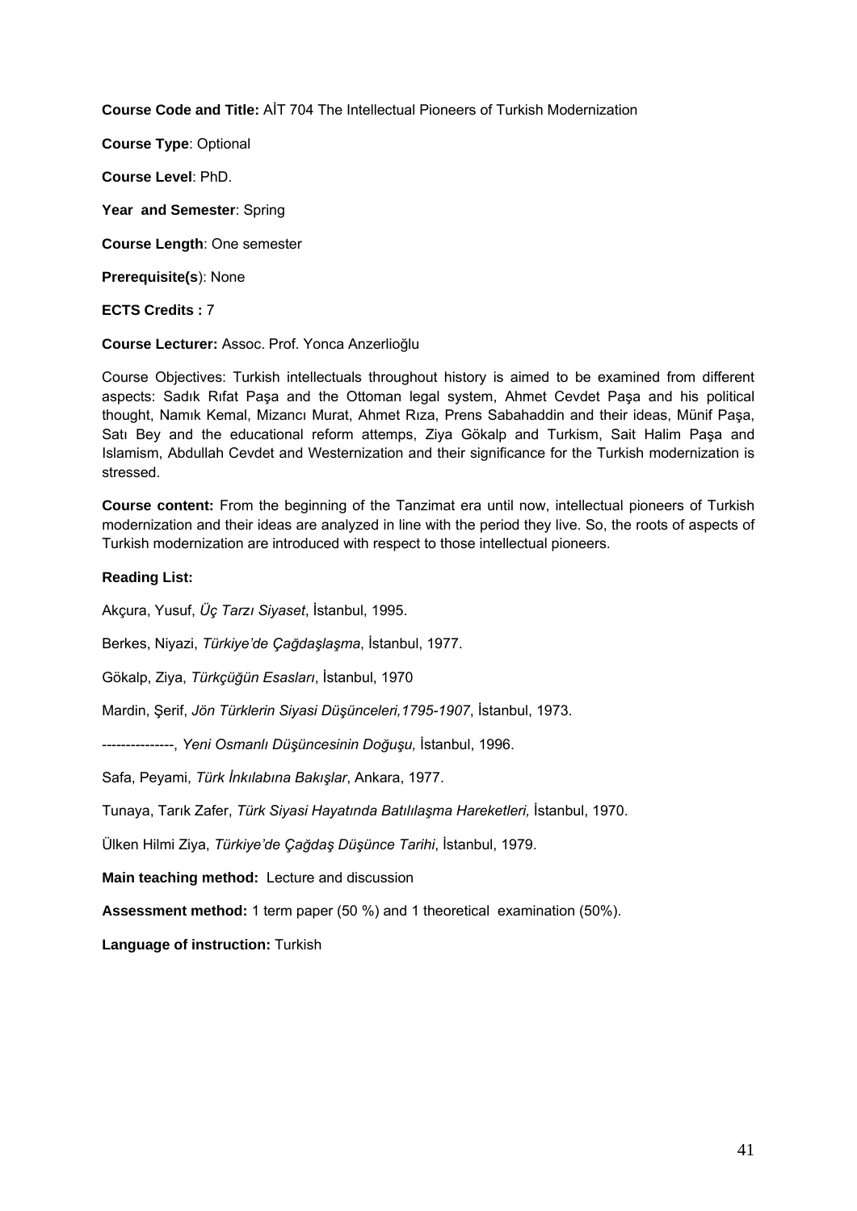**Course Code and Title:** AİT 704 The Intellectual Pioneers of Turkish Modernization

**Course Type**: Optional

**Course Level**: PhD.

**Year and Semester**: Spring

**Course Length**: One semester

**Prerequisite(s)**: None

**ECTS Credits :** 7

**Course Lecturer:** Assoc. Prof. Yonca Anzerlioğlu

Course Objectives: Turkish intellectuals throughout history is aimed to be examined from different aspects: Sadık Rıfat Paşa and the Ottoman legal system, Ahmet Cevdet Paşa and his political thought, Namık Kemal, Mizancı Murat, Ahmet Rıza, Prens Sabahaddin and their ideas, Münif Paşa, Satı Bey and the educational reform attemps, Ziya Gökalp and Turkism, Sait Halim Paşa and Islamism, Abdullah Cevdet and Westernization and their significance for the Turkish modernization is stressed.

**Course content:** From the beginning of the Tanzimat era until now, intellectual pioneers of Turkish modernization and their ideas are analyzed in line with the period they live. So, the roots of aspects of Turkish modernization are introduced with respect to those intellectual pioneers.

**Reading List:**

Akçura, Yusuf, *Üç Tarzı Siyaset*, İstanbul, 1995.

Berkes, Niyazi, *Türkiye'de Çağdaşlaşma*, İstanbul, 1977.

Gökalp, Ziya, *Türkçüğün Esasları*, İstanbul, 1970

Mardin, Şerif, *Jön Türklerin Siyasi Düşünceleri,1795-1907*, İstanbul, 1973.

---------------, *Yeni Osmanlı Düşüncesinin Doğuşu,* İstanbul, 1996.

Safa, Peyami, *Türk İnkılabına Bakışlar*, Ankara, 1977.

Tunaya, Tarık Zafer, *Türk Siyasi Hayatında Batılılaşma Hareketleri,* İstanbul, 1970.

Ülken Hilmi Ziya, *Türkiye'de Çağdaş Düşünce Tarihi*, İstanbul, 1979.

**Main teaching method:** Lecture and discussion

**Assessment method:** 1 term paper (50 %) and 1 theoretical examination (50%).

**Language of instruction:** Turkish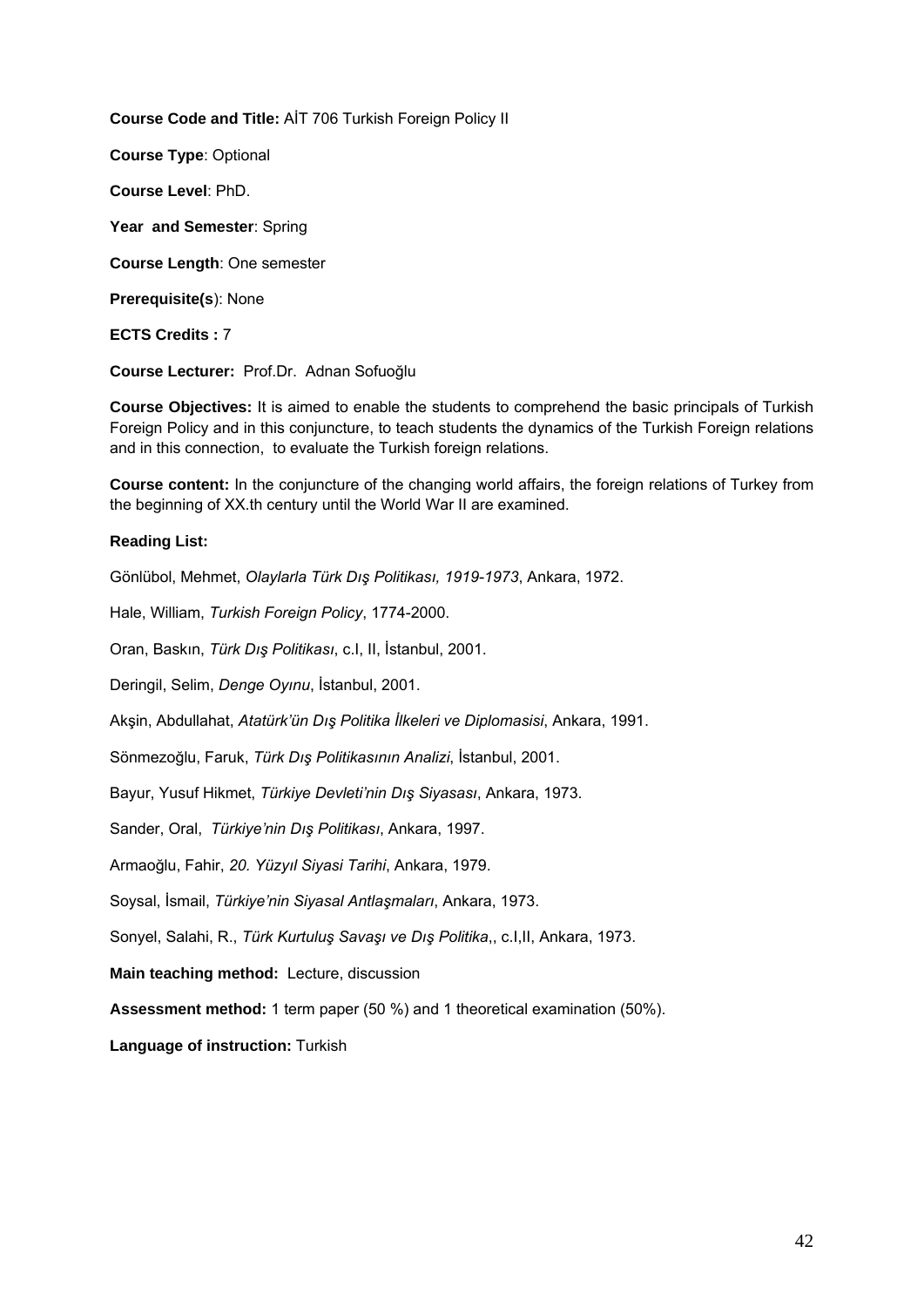**Course Code and Title:** AİT 706 Turkish Foreign Policy II

**Course Type**: Optional

**Course Level**: PhD.

**Year and Semester**: Spring

**Course Length**: One semester

**Prerequisite(s**): None

**ECTS Credits :** 7

**Course Lecturer:** Prof.Dr. Adnan Sofuoğlu

**Course Objectives:** It is aimed to enable the students to comprehend the basic principals of Turkish Foreign Policy and in this conjuncture, to teach students the dynamics of the Turkish Foreign relations and in this connection, to evaluate the Turkish foreign relations.

**Course content:** In the conjuncture of the changing world affairs, the foreign relations of Turkey from the beginning of XX.th century until the World War II are examined.

**Reading List:**

Gönlübol, Mehmet, *Olaylarla Türk Dış Politikası, 1919-1973*, Ankara, 1972.

Hale, William, *Turkish Foreign Policy*, 1774-2000.

Oran, Baskın, *Türk Dış Politikası*, c.I, II, İstanbul, 2001.

Deringil, Selim, *Denge Oyınu*, İstanbul, 2001.

Akşin, Abdullahat, *Atatürk'ün Dış Politika İlkeleri ve Diplomasisi*, Ankara, 1991.

Sönmezoğlu, Faruk, *Türk Dış Politikasının Analizi*, İstanbul, 2001.

Bayur, Yusuf Hikmet, *Türkiye Devleti'nin Dış Siyasası*, Ankara, 1973.

Sander, Oral, *Türkiye'nin Dış Politikası*, Ankara, 1997.

Armaoğlu, Fahir, *20. Yüzyıl Siyasi Tarihi*, Ankara, 1979.

Soysal, İsmail, *Türkiye'nin Siyasal Antlaşmaları*, Ankara, 1973.

Sonyel, Salahi, R., *Türk Kurtuluş Savaşı ve Dış Politika*,, c.I,II, Ankara, 1973.

**Main teaching method:** Lecture, discussion

**Assessment method:** 1 term paper (50 %) and 1 theoretical examination (50%).

**Language of instruction:** Turkish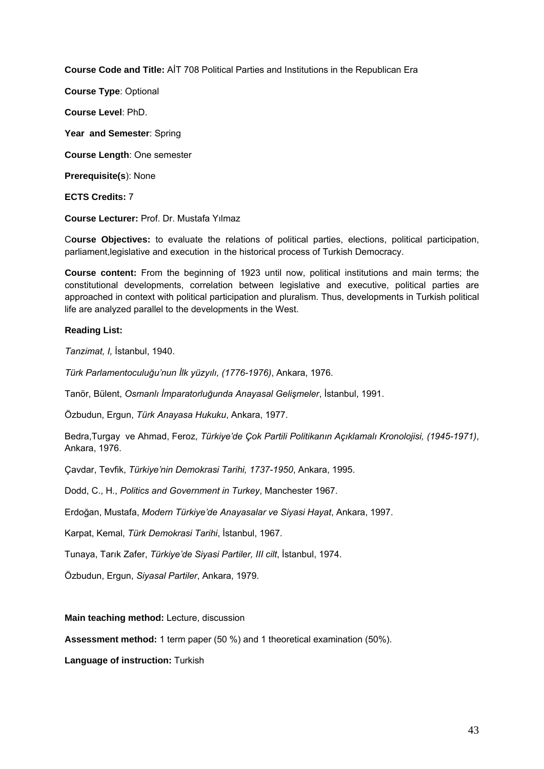**Course Code and Title:** AİT 708 Political Parties and Institutions in the Republican Era

**Course Type**: Optional

**Course Level**: PhD.

**Year and Semester**: Spring

**Course Length**: One semester

**Prerequisite(s**): None

**ECTS Credits:** 7

**Course Lecturer:** Prof. Dr. Mustafa Yılmaz

C**ourse Objectives:** to evaluate the relations of political parties, elections, political participation, parliament,legislative and execution in the historical process of Turkish Democracy.

**Course content:** From the beginning of 1923 until now, political institutions and main terms; the constitutional developments, correlation between legislative and executive, political parties are approached in context with political participation and pluralism. Thus, developments in Turkish political life are analyzed parallel to the developments in the West.

**Reading List:**

*Tanzimat, I,* İstanbul, 1940.

*Türk Parlamentoculuğu'nun İlk yüzyılı, (1776-1976)*, Ankara, 1976.

Tanör, Bülent, *Osmanlı İmparatorluğunda Anayasal Gelişmeler*, İstanbul, 1991.

Özbudun, Ergun, *Türk Anayasa Hukuku*, Ankara, 1977.

Bedra,Turgay ve Ahmad, Feroz, *Türkiye'de Çok Partili Politikanın Açıklamalı Kronolojisi, (1945-1971)*, Ankara, 1976.

Çavdar, Tevfik, *Türkiye'nin Demokrasi Tarihi, 1737-1950*, Ankara, 1995.

Dodd, C., H., *Politics and Government in Turkey*, Manchester 1967.

Erdoğan, Mustafa, *Modern Türkiye'de Anayasalar ve Siyasi Hayat*, Ankara, 1997.

Karpat, Kemal, *Türk Demokrasi Tarihi*, İstanbul, 1967.

Tunaya, Tarık Zafer, *Türkiye'de Siyasi Partiler, III cilt*, İstanbul, 1974.

Özbudun, Ergun, *Siyasal Partiler*, Ankara, 1979.

**Main teaching method:** Lecture, discussion

**Assessment method:** 1 term paper (50 %) and 1 theoretical examination (50%).

**Language of instruction:** Turkish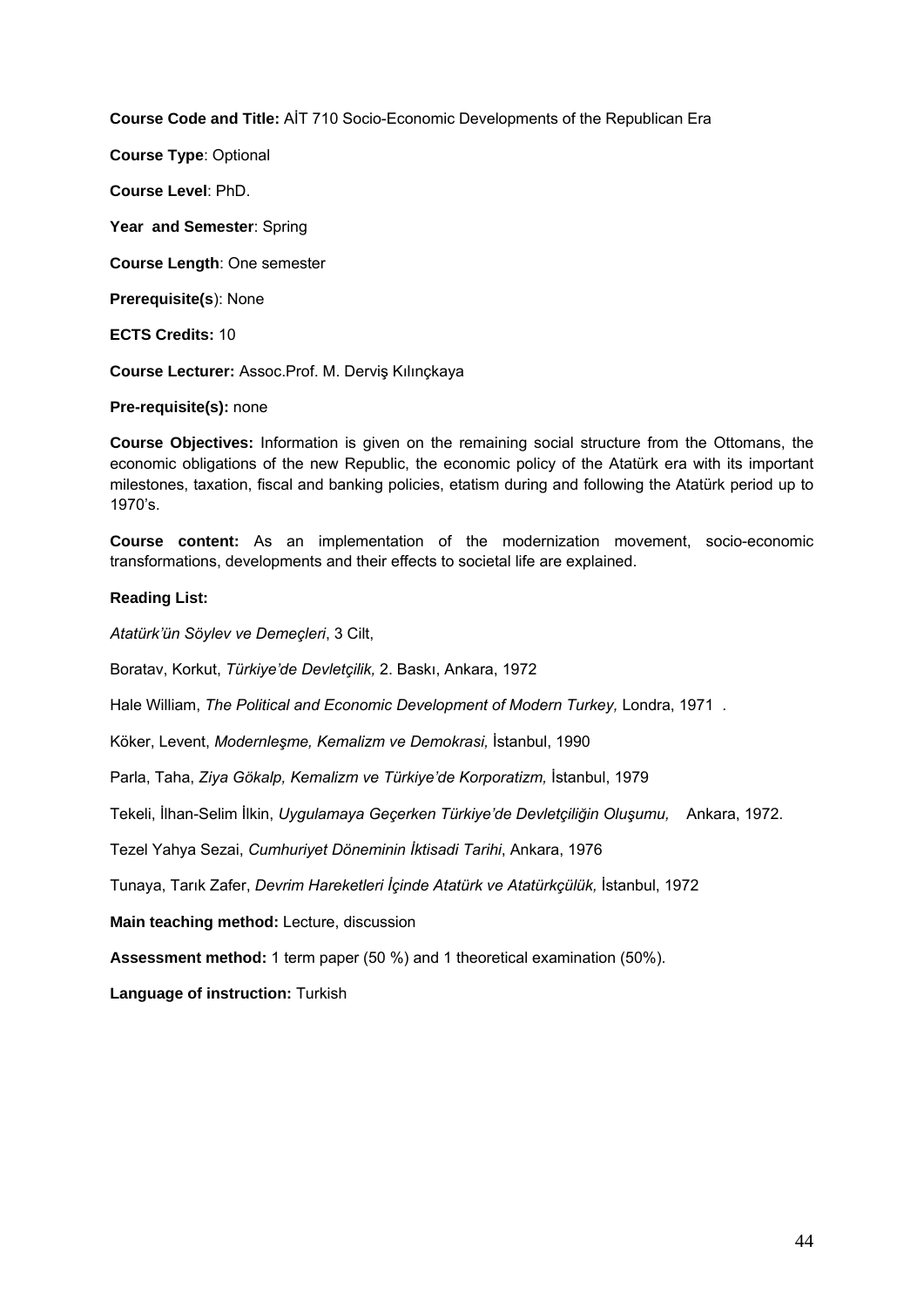**Course Code and Title:** AİT 710 Socio-Economic Developments of the Republican Era

**Course Type**: Optional

**Course Level**: PhD.

**Year and Semester**: Spring

**Course Length**: One semester

**Prerequisite(s**): None

**ECTS Credits:** 10

**Course Lecturer:** Assoc.Prof. M. Derviş Kılınçkaya

**Pre-requisite(s):** none

**Course Objectives:** Information is given on the remaining social structure from the Ottomans, the economic obligations of the new Republic, the economic policy of the Atatürk era with its important milestones, taxation, fiscal and banking policies, etatism during and following the Atatürk period up to 1970's.

**Course content:** As an implementation of the modernization movement, socio-economic transformations, developments and their effects to societal life are explained.

**Reading List:**

*Atatürk'ün Söylev ve Demeçleri*, 3 Cilt,

Boratav, Korkut, *Türkiye'de Devletçilik,* 2. Baskı, Ankara, 1972

Hale William, *The Political and Economic Development of Modern Turkey,* Londra, 1971 .

Köker, Levent, *Modernleşme, Kemalizm ve Demokrasi,* İstanbul, 1990

Parla, Taha, *Ziya Gökalp, Kemalizm ve Türkiye'de Korporatizm,* İstanbul, 1979

Tekeli, İlhan-Selim İlkin, *Uygulamaya Geçerken Türkiye'de Devletçiliğin Oluşumu,* Ankara, 1972.

Tezel Yahya Sezai, *Cumhuriyet Döneminin İktisadi Tarihi*, Ankara, 1976

Tunaya, Tarık Zafer, *Devrim Hareketleri İçinde Atatürk ve Atatürkçülük,* İstanbul, 1972

**Main teaching method:** Lecture, discussion

**Assessment method:** 1 term paper (50 %) and 1 theoretical examination (50%).

**Language of instruction:** Turkish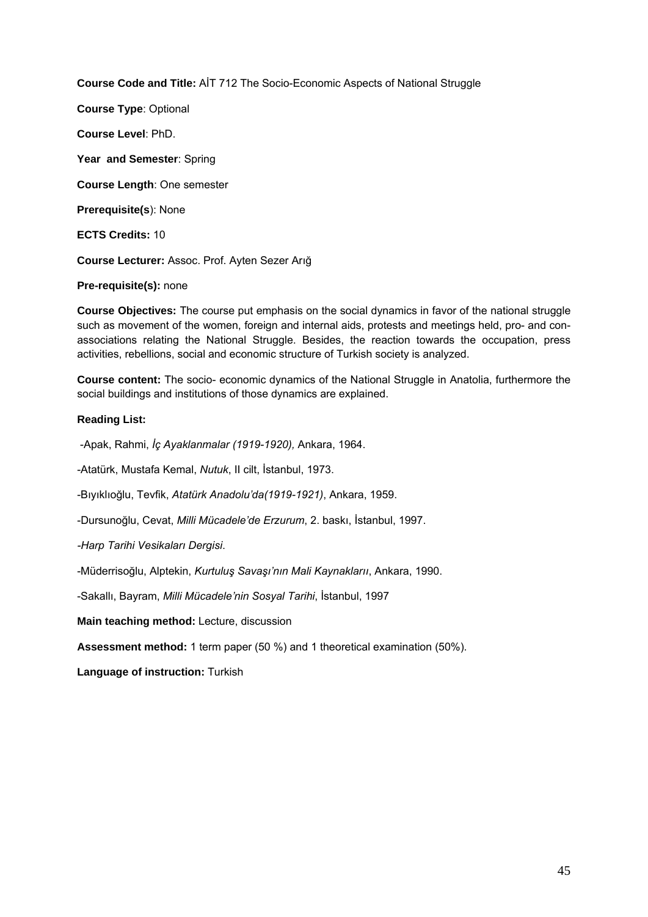**Course Code and Title:** AİT 712 The Socio-Economic Aspects of National Struggle

**Course Type**: Optional

**Course Level**: PhD.

**Year and Semester**: Spring

**Course Length**: One semester

**Prerequisite(s**): None

**ECTS Credits:** 10

**Course Lecturer:** Assoc. Prof. Ayten Sezer Arığ

**Pre-requisite(s):** none

**Course Objectives:** The course put emphasis on the social dynamics in favor of the national struggle such as movement of the women, foreign and internal aids, protests and meetings held, pro- and con- associations relating the National Struggle. Besides, the reaction towards the occupation, press activities, rebellions, social and economic structure of Turkish society is analyzed.

**Course content:** The socio- economic dynamics of the National Struggle in Anatolia, furthermore the social buildings and institutions of those dynamics are explained.

**Reading List:**

-Apak, Rahmi, *İç Ayaklanmalar (1919-1920),* Ankara, 1964.

-Atatürk, Mustafa Kemal, *Nutuk*, II cilt, İstanbul, 1973.

-Bıyıklıoğlu, Tevfik, *Atatürk Anadolu'da(1919-1921)*, Ankara, 1959.

-Dursunoğlu, Cevat, *Milli Mücadele'de Erzurum*, 2. baskı, İstanbul, 1997.

-*Harp Tarihi Vesikaları Dergisi*.

-Müderrisoğlu, Alptekin, *Kurtuluş Savaşı'nın Mali Kaynaklarıı*, Ankara, 1990.

-Sakallı, Bayram, *Milli Mücadele'nin Sosyal Tarihi*, İstanbul, 1997

**Main teaching method:** Lecture, discussion

**Assessment method:** 1 term paper (50 %) and 1 theoretical examination (50%).

**Language of instruction:** Turkish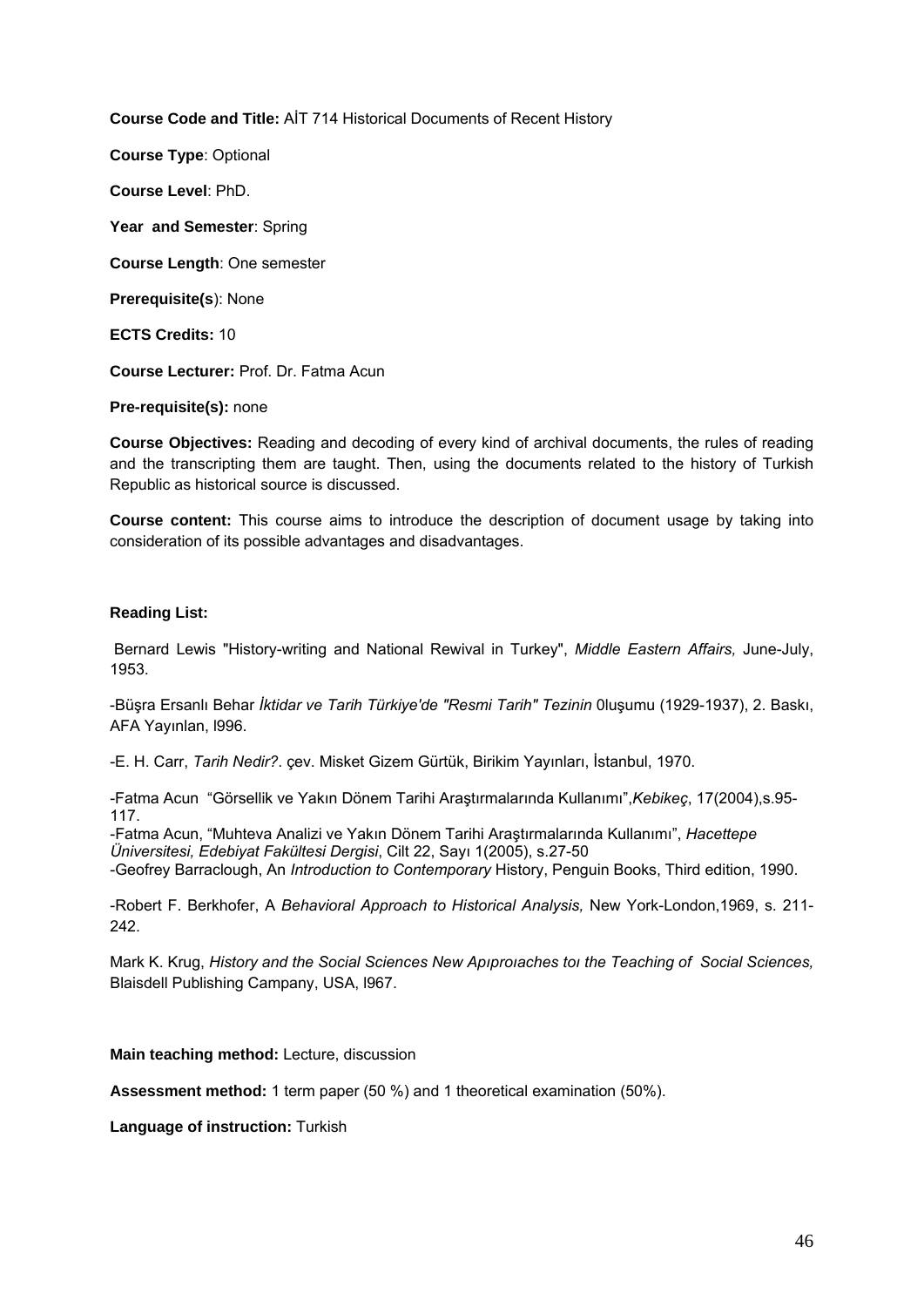**Course Code and Title:** AİT 714 Historical Documents of Recent History

**Course Type**: Optional

**Course Level**: PhD.

**Year and Semester**: Spring

**Course Length**: One semester

**Prerequisite(s**): None

**ECTS Credits:** 10

**Course Lecturer:** Prof. Dr. Fatma Acun

**Pre-requisite(s):** none

**Course Objectives:** Reading and decoding of every kind of archival documents, the rules of reading and the transcripting them are taught. Then, using the documents related to the history of Turkish Republic as historical source is discussed.

**Course content:** This course aims to introduce the description of document usage by taking into consideration of its possible advantages and disadvantages.

**Reading List:**

Bernard Lewis "History-writing and National Rewival in Turkey", *Middle Eastern Affairs,* June-July, 1953.

-Büşra Ersanlı Behar *İktidar ve Tarih Türkiye'de "Resmi Tarih" Tezinin* 0luşumu (1929-1937), 2. Baskı, AFA Yayınlan, l996.

-E. H. Carr, *Tarih Nedir?*. çev. Misket Gizem Gürtük, Birikim Yayınları, İstanbul, 1970.

-Fatma Acun "Görsellik ve Yakın Dönem Tarihi Araştırmalarında Kullanımı",*Kebikeç*, 17(2004),s.95-117.
-Fatma Acun, "Muhteva Analizi ve Yakın Dönem Tarihi Araştırmalarında Kullanımı", *Hacettepe Üniversitesi, Edebiyat Fakültesi Dergisi*, Cilt 22, Sayı 1(2005), s.27-50
-Geofrey Barraclough, An *Introduction to Contemporary* History, Penguin Books, Third edition, 1990.

-Robert F. Berkhofer, A *Behavioral Approach to Historical Analysis,* New York-London,1969, s. 211-242.

Mark K. Krug, *History and the Social Sciences New Apıproıaches toı the Teaching of Social Sciences,* Blaisdell Publishing Campany, USA, l967.

**Main teaching method:** Lecture, discussion

**Assessment method:** 1 term paper (50 %) and 1 theoretical examination (50%).

**Language of instruction:** Turkish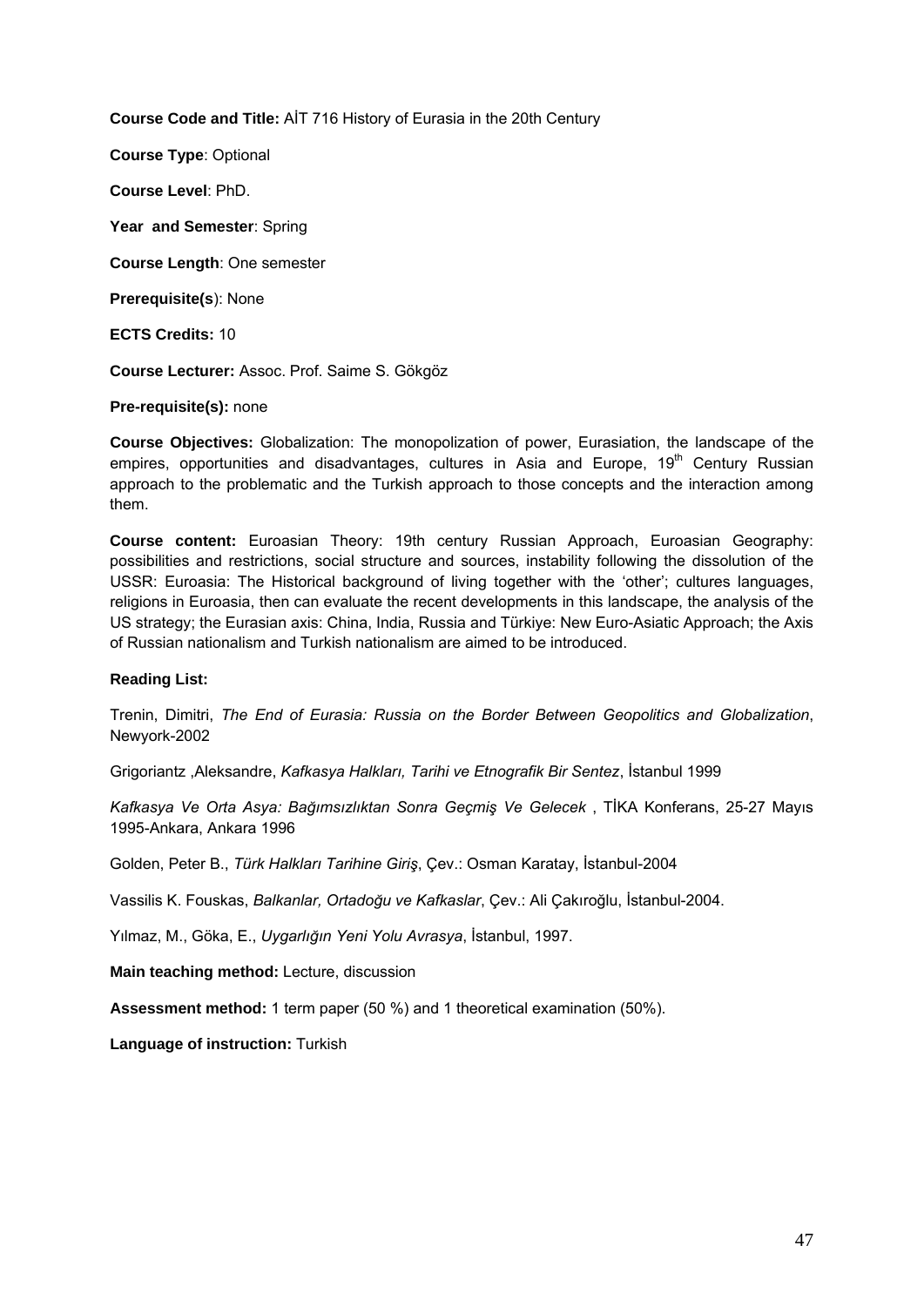**Course Code and Title:** AİT 716 History of Eurasia in the 20th Century

**Course Type**: Optional

**Course Level**: PhD.

**Year and Semester**: Spring

**Course Length**: One semester

**Prerequisite(s**): None

**ECTS Credits:** 10

**Course Lecturer:** Assoc. Prof. Saime S. Gökgöz

**Pre-requisite(s):** none

**Course Objectives:** Globalization: The monopolization of power, Eurasiation, the landscape of the empires, opportunities and disadvantages, cultures in Asia and Europe, 19th Century Russian approach to the problematic and the Turkish approach to those concepts and the interaction among them.

**Course content:** Euroasian Theory: 19th century Russian Approach, Euroasian Geography: possibilities and restrictions, social structure and sources, instability following the dissolution of the USSR: Euroasia: The Historical background of living together with the 'other'; cultures languages, religions in Euroasia, then can evaluate the recent developments in this landscape, the analysis of the US strategy; the Eurasian axis: China, India, Russia and Türkiye: New Euro-Asiatic Approach; the Axis of Russian nationalism and Turkish nationalism are aimed to be introduced.

**Reading List:**

Trenin, Dimitri, *The End of Eurasia: Russia on the Border Between Geopolitics and Globalization*, Newyork-2002

Grigoriantz ,Aleksandre, *Kafkasya Halkları, Tarihi ve Etnografik Bir Sentez*, İstanbul 1999

*Kafkasya Ve Orta Asya: Bağımsızlıktan Sonra Geçmiş Ve Gelecek* , TİKA Konferans, 25-27 Mayıs 1995-Ankara, Ankara 1996

Golden, Peter B., *Türk Halkları Tarihine Giriş*, Çev.: Osman Karatay, İstanbul-2004

Vassilis K. Fouskas, *Balkanlar, Ortadoğu ve Kafkaslar*, Çev.: Ali Çakıroğlu, İstanbul-2004.

Yılmaz, M., Göka, E., *Uygarlığın Yeni Yolu Avrasya*, İstanbul, 1997.

**Main teaching method:** Lecture, discussion

**Assessment method:** 1 term paper (50 %) and 1 theoretical examination (50%).

**Language of instruction:** Turkish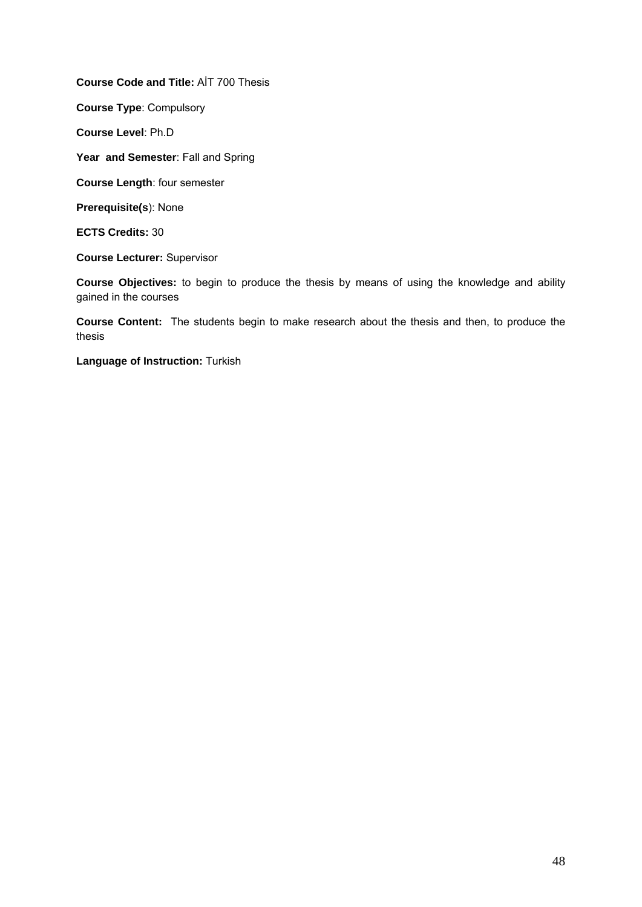**Course Code and Title:** AİT 700 Thesis

**Course Type**: Compulsory

**Course Level**: Ph.D

**Year and Semester**: Fall and Spring

**Course Length**: four semester

**Prerequisite(s**): None

**ECTS Credits:** 30

**Course Lecturer:** Supervisor

**Course Objectives:** to begin to produce the thesis by means of using the knowledge and ability gained in the courses

**Course Content:** The students begin to make research about the thesis and then, to produce the thesis

**Language of Instruction:** Turkish